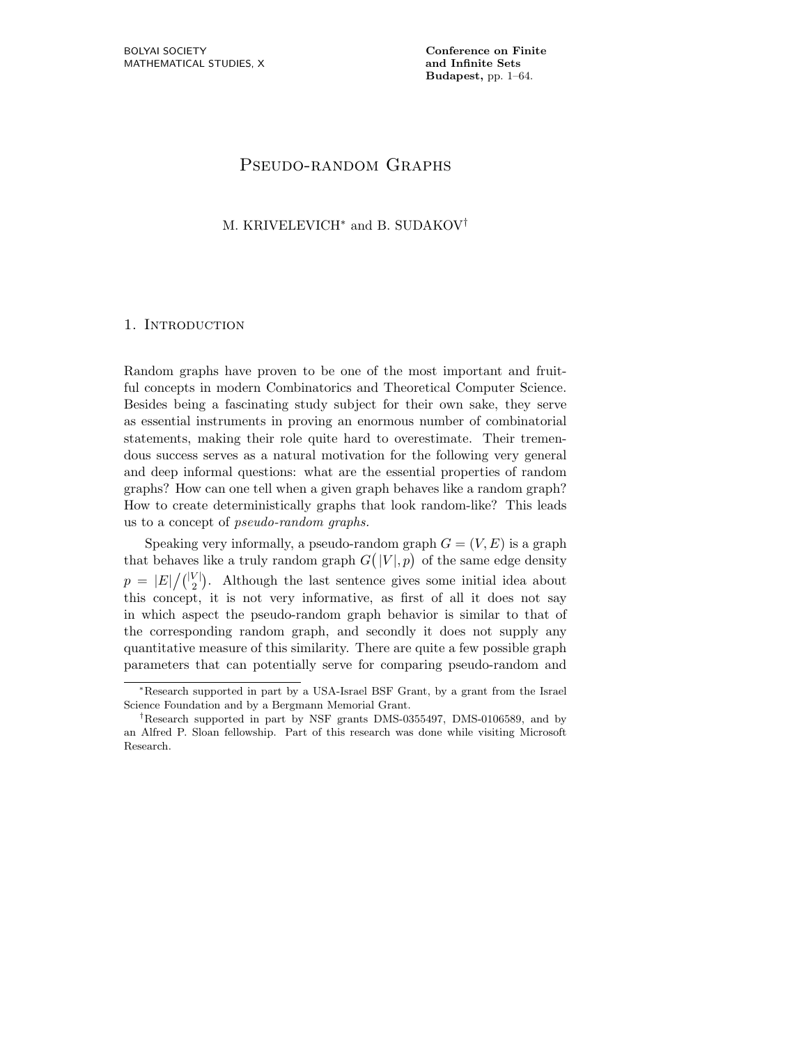# Pseudo-random Graphs

M. KRIVELEVICH* and B. SUDAKOV†

## 1. Introduction

Random graphs have proven to be one of the most important and fruitful concepts in modern Combinatorics and Theoretical Computer Science. Besides being a fascinating study subject for their own sake, they serve as essential instruments in proving an enormous number of combinatorial statements, making their role quite hard to overestimate. Their tremendous success serves as a natural motivation for the following very general and deep informal questions: what are the essential properties of random graphs? How can one tell when a given graph behaves like a random graph? How to create deterministically graphs that look random-like? This leads us to a concept of *pseudo-random graphs*.

Speaking very informally, a pseudo-random graph $G = (V, E)$ is a graph that behaves like a truly random graph $G\big(|V|, p\big)$ of the same edge density $p = |E| \big/ \binom{|V|}{2}$. Although the last sentence gives some initial idea about this concept, it is not very informative, as first of all it does not say in which aspect the pseudo-random graph behavior is similar to that of the corresponding random graph, and secondly it does not supply any quantitative measure of this similarity. There are quite a few possible graph parameters that can potentially serve for comparing pseudo-random and

*Research supported in part by a USA-Israel BSF Grant, by a grant from the Israel Science Foundation and by a Bergmann Memorial Grant.

†Research supported in part by NSF grants DMS-0355497, DMS-0106589, and by an Alfred P. Sloan fellowship. Part of this research was done while visiting Microsoft Research.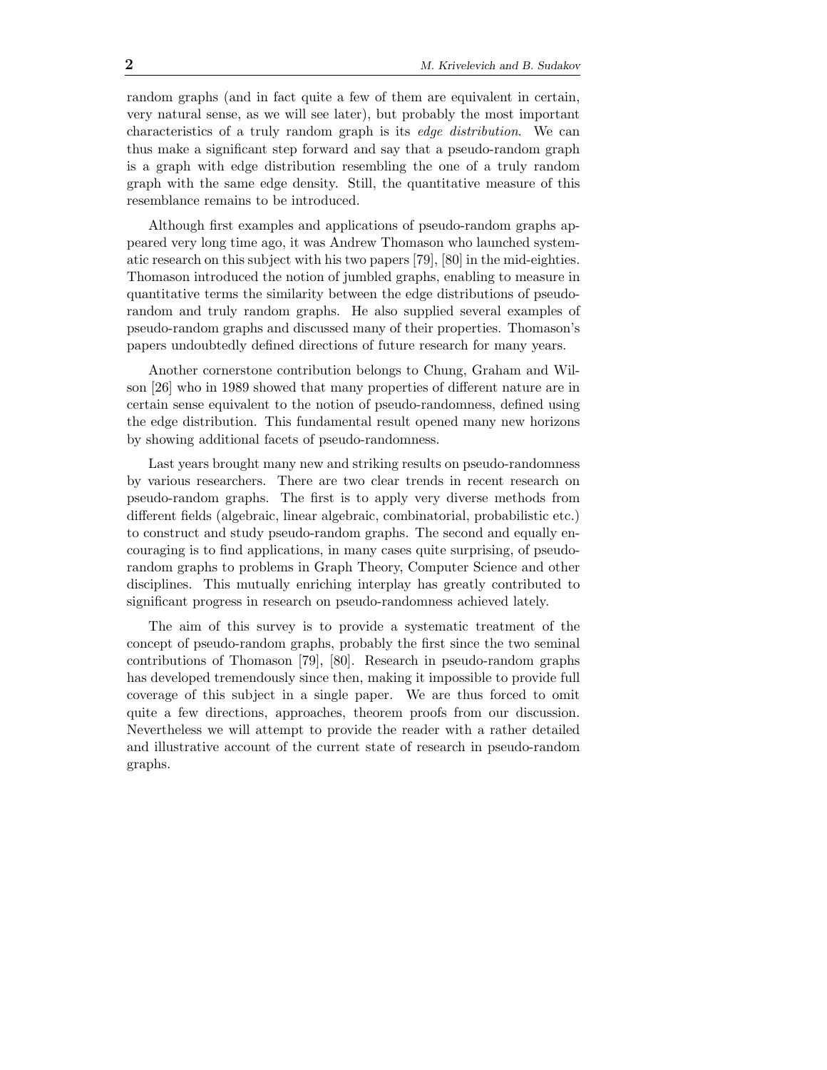random graphs (and in fact quite a few of them are equivalent in certain, very natural sense, as we will see later), but probably the most important characteristics of a truly random graph is its *edge distribution*. We can thus make a significant step forward and say that a pseudo-random graph is a graph with edge distribution resembling the one of a truly random graph with the same edge density. Still, the quantitative measure of this resemblance remains to be introduced.

Although first examples and applications of pseudo-random graphs appeared very long time ago, it was Andrew Thomason who launched systematic research on this subject with his two papers [79], [80] in the mid-eighties. Thomason introduced the notion of jumbled graphs, enabling to measure in quantitative terms the similarity between the edge distributions of pseudo-random and truly random graphs. He also supplied several examples of pseudo-random graphs and discussed many of their properties. Thomason's papers undoubtedly defined directions of future research for many years.

Another cornerstone contribution belongs to Chung, Graham and Wilson [26] who in 1989 showed that many properties of different nature are in certain sense equivalent to the notion of pseudo-randomness, defined using the edge distribution. This fundamental result opened many new horizons by showing additional facets of pseudo-randomness.

Last years brought many new and striking results on pseudo-randomness by various researchers. There are two clear trends in recent research on pseudo-random graphs. The first is to apply very diverse methods from different fields (algebraic, linear algebraic, combinatorial, probabilistic etc.) to construct and study pseudo-random graphs. The second and equally encouraging is to find applications, in many cases quite surprising, of pseudo-random graphs to problems in Graph Theory, Computer Science and other disciplines. This mutually enriching interplay has greatly contributed to significant progress in research on pseudo-randomness achieved lately.

The aim of this survey is to provide a systematic treatment of the concept of pseudo-random graphs, probably the first since the two seminal contributions of Thomason [79], [80]. Research in pseudo-random graphs has developed tremendously since then, making it impossible to provide full coverage of this subject in a single paper. We are thus forced to omit quite a few directions, approaches, theorem proofs from our discussion. Nevertheless we will attempt to provide the reader with a rather detailed and illustrative account of the current state of research in pseudo-random graphs.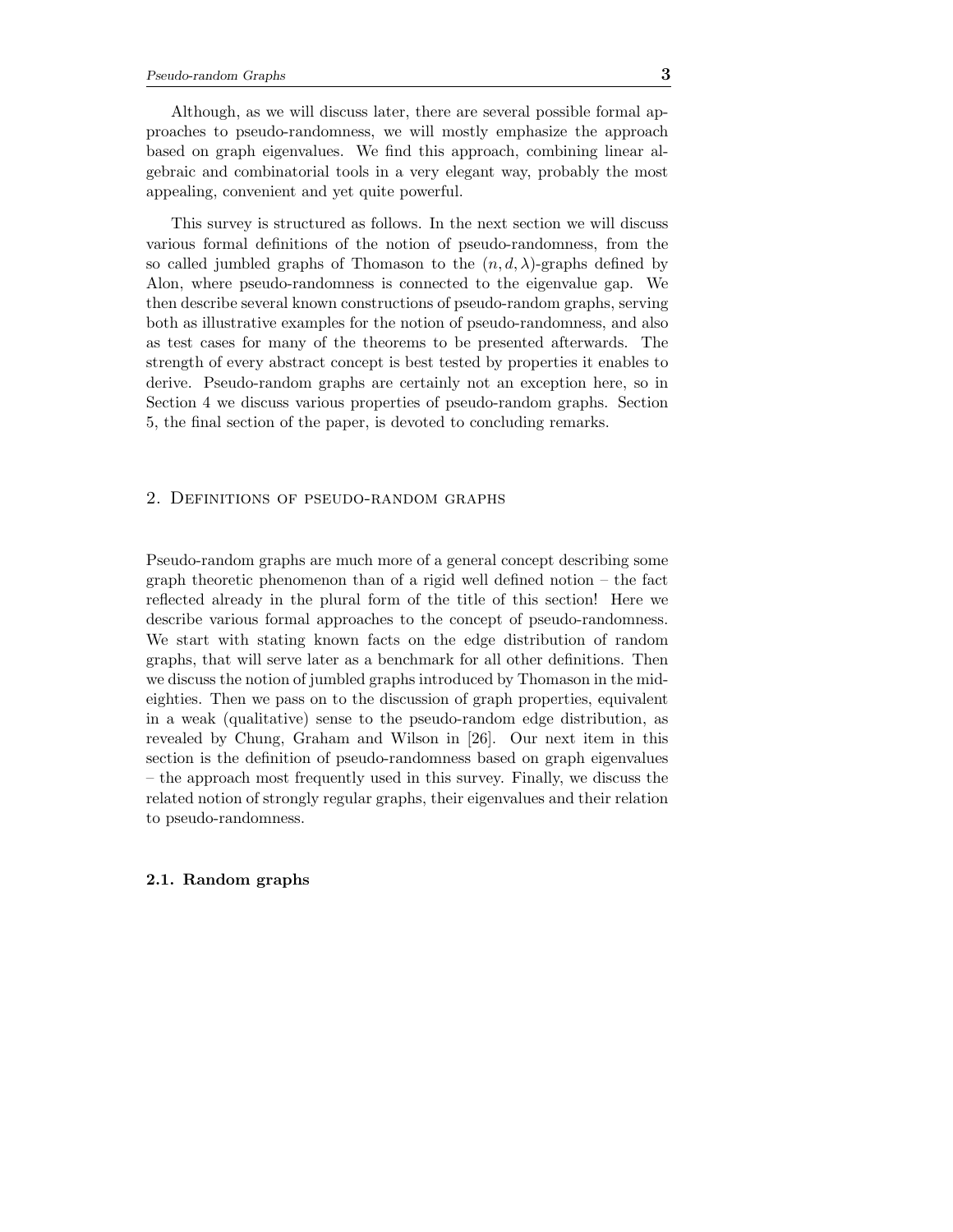Although, as we will discuss later, there are several possible formal approaches to pseudo-randomness, we will mostly emphasize the approach based on graph eigenvalues. We find this approach, combining linear algebraic and combinatorial tools in a very elegant way, probably the most appealing, convenient and yet quite powerful.

This survey is structured as follows. In the next section we will discuss various formal definitions of the notion of pseudo-randomness, from the so called jumbled graphs of Thomason to the $(n, d, \lambda)$-graphs defined by Alon, where pseudo-randomness is connected to the eigenvalue gap. We then describe several known constructions of pseudo-random graphs, serving both as illustrative examples for the notion of pseudo-randomness, and also as test cases for many of the theorems to be presented afterwards. The strength of every abstract concept is best tested by properties it enables to derive. Pseudo-random graphs are certainly not an exception here, so in Section 4 we discuss various properties of pseudo-random graphs. Section 5, the final section of the paper, is devoted to concluding remarks.

## 2. Definitions of pseudo-random graphs

Pseudo-random graphs are much more of a general concept describing some graph theoretic phenomenon than of a rigid well defined notion – the fact reflected already in the plural form of the title of this section! Here we describe various formal approaches to the concept of pseudo-randomness. We start with stating known facts on the edge distribution of random graphs, that will serve later as a benchmark for all other definitions. Then we discuss the notion of jumbled graphs introduced by Thomason in the mid-eighties. Then we pass on to the discussion of graph properties, equivalent in a weak (qualitative) sense to the pseudo-random edge distribution, as revealed by Chung, Graham and Wilson in [26]. Our next item in this section is the definition of pseudo-randomness based on graph eigenvalues – the approach most frequently used in this survey. Finally, we discuss the related notion of strongly regular graphs, their eigenvalues and their relation to pseudo-randomness.

### 2.1. Random graphs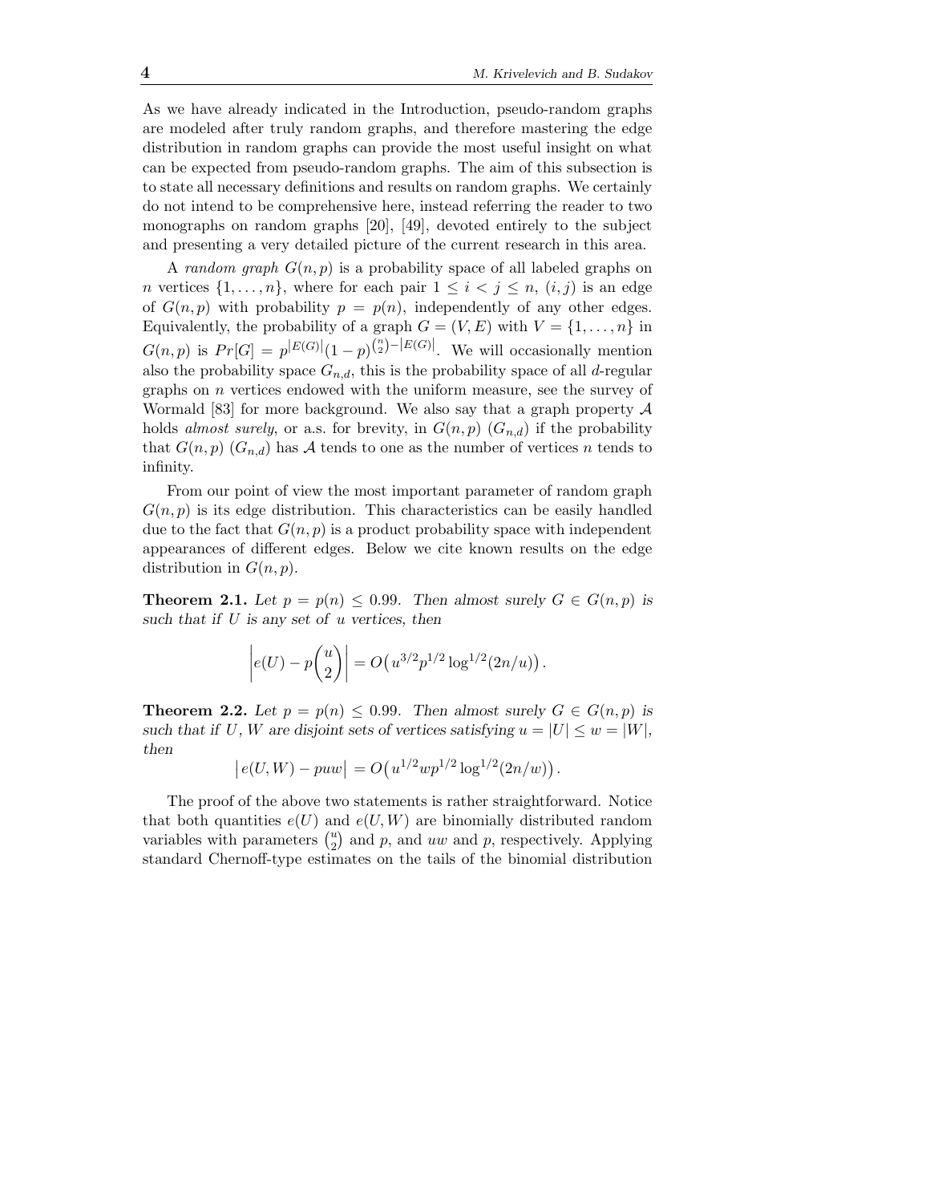As we have already indicated in the Introduction, pseudo-random graphs are modeled after truly random graphs, and therefore mastering the edge distribution in random graphs can provide the most useful insight on what can be expected from pseudo-random graphs. The aim of this subsection is to state all necessary definitions and results on random graphs. We certainly do not intend to be comprehensive here, instead referring the reader to two monographs on random graphs [20], [49], devoted entirely to the subject and presenting a very detailed picture of the current research in this area.

A *random graph* $G(n,p)$ is a probability space of all labeled graphs on $n$ vertices $\{1,\ldots,n\}$, where for each pair $1 \le i < j \le n$, $(i,j)$ is an edge of $G(n,p)$ with probability $p = p(n)$, independently of any other edges. Equivalently, the probability of a graph $G = (V,E)$ with $V = \{1,\ldots,n\}$ in $G(n,p)$ is $Pr[G] = p^{|E(G)|}(1-p)^{\binom{n}{2}-|E(G)|}$. We will occasionally mention also the probability space $G_{n,d}$, this is the probability space of all $d$-regular graphs on $n$ vertices endowed with the uniform measure, see the survey of Wormald [83] for more background. We also say that a graph property $\mathcal{A}$ holds *almost surely*, or a.s. for brevity, in $G(n,p)$ ($G_{n,d}$) if the probability that $G(n,p)$ ($G_{n,d}$) has $\mathcal{A}$ tends to one as the number of vertices $n$ tends to infinity.

From our point of view the most important parameter of random graph $G(n,p)$ is its edge distribution. This characteristics can be easily handled due to the fact that $G(n,p)$ is a product probability space with independent appearances of different edges. Below we cite known results on the edge distribution in $G(n,p)$.

**Theorem 2.1.** *Let $p = p(n) \le 0.99$. Then almost surely $G \in G(n,p)$ is such that if $U$ is any set of $u$ vertices, then*

$$\left| e(U) - p\binom{u}{2} \right| = O\left(u^{3/2}p^{1/2}\log^{1/2}(2n/u)\right).$$

**Theorem 2.2.** *Let $p = p(n) \le 0.99$. Then almost surely $G \in G(n,p)$ is such that if $U, W$ are disjoint sets of vertices satisfying $u = |U| \le w = |W|$, then*

$$\left| e(U,W) - puw \right| = O\left(u^{1/2}wp^{1/2}\log^{1/2}(2n/w)\right).$$

The proof of the above two statements is rather straightforward. Notice that both quantities $e(U)$ and $e(U,W)$ are binomially distributed random variables with parameters $\binom{u}{2}$ and $p$, and $uw$ and $p$, respectively. Applying standard Chernoff-type estimates on the tails of the binomial distribution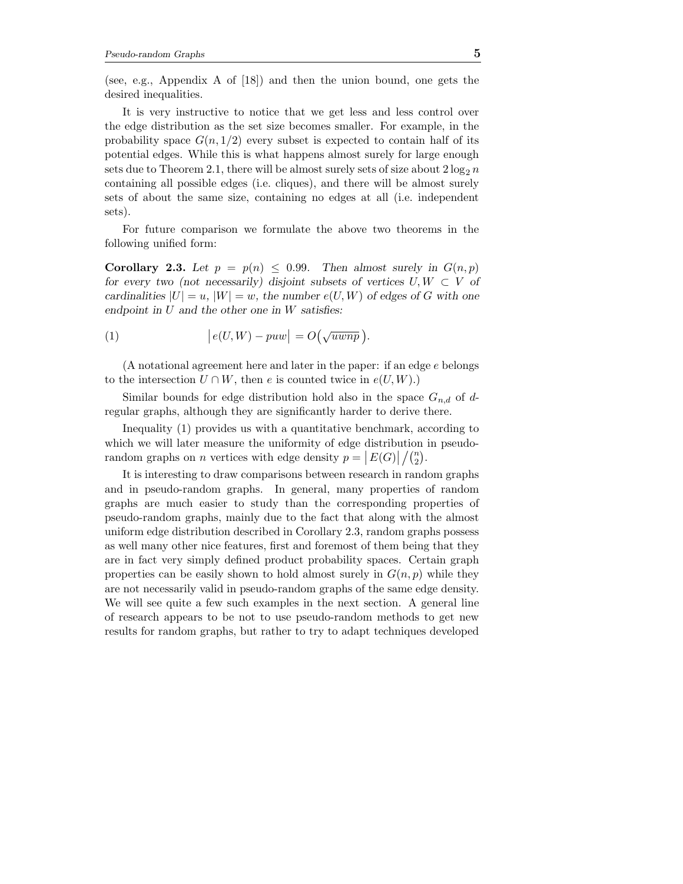(see, e.g., Appendix A of [18]) and then the union bound, one gets the desired inequalities.

It is very instructive to notice that we get less and less control over the edge distribution as the set size becomes smaller. For example, in the probability space $G(n, 1/2)$ every subset is expected to contain half of its potential edges. While this is what happens almost surely for large enough sets due to Theorem 2.1, there will be almost surely sets of size about $2\log_2 n$ containing all possible edges (i.e. cliques), and there will be almost surely sets of about the same size, containing no edges at all (i.e. independent sets).

For future comparison we formulate the above two theorems in the following unified form:

**Corollary 2.3.** *Let $p = p(n) \leq 0.99$. Then almost surely in $G(n,p)$ for every two (not necessarily) disjoint subsets of vertices $U, W \subset V$ of cardinalities $|U| = u$, $|W| = w$, the number $e(U,W)$ of edges of $G$ with one endpoint in $U$ and the other one in $W$ satisfies:*

$$\big|\, e(U,W) - puw \big| = O\big(\sqrt{uwnp}\,\big). \tag{1}$$

(A notational agreement here and later in the paper: if an edge $e$ belongs to the intersection $U \cap W$, then $e$ is counted twice in $e(U,W)$.)

Similar bounds for edge distribution hold also in the space $G_{n,d}$ of $d$-regular graphs, although they are significantly harder to derive there.

Inequality (1) provides us with a quantitative benchmark, according to which we will later measure the uniformity of edge distribution in pseudo-random graphs on $n$ vertices with edge density $p = \big|E(G)\big| \big/ \binom{n}{2}$.

It is interesting to draw comparisons between research in random graphs and in pseudo-random graphs. In general, many properties of random graphs are much easier to study than the corresponding properties of pseudo-random graphs, mainly due to the fact that along with the almost uniform edge distribution described in Corollary 2.3, random graphs possess as well many other nice features, first and foremost of them being that they are in fact very simply defined product probability spaces. Certain graph properties can be easily shown to hold almost surely in $G(n,p)$ while they are not necessarily valid in pseudo-random graphs of the same edge density. We will see quite a few such examples in the next section. A general line of research appears to be not to use pseudo-random methods to get new results for random graphs, but rather to try to adapt techniques developed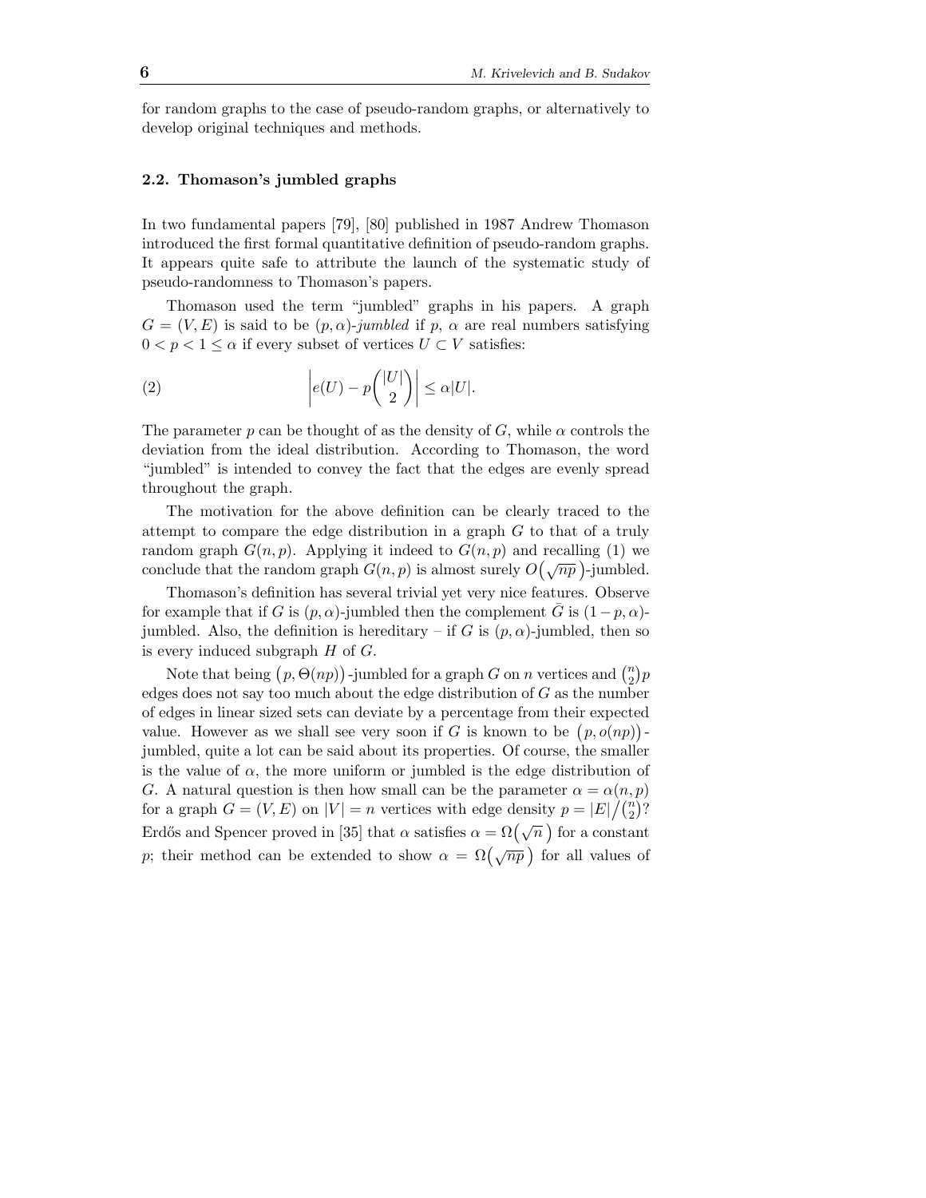for random graphs to the case of pseudo-random graphs, or alternatively to develop original techniques and methods.

### 2.2. Thomason's jumbled graphs

In two fundamental papers [79], [80] published in 1987 Andrew Thomason introduced the first formal quantitative definition of pseudo-random graphs. It appears quite safe to attribute the launch of the systematic study of pseudo-randomness to Thomason's papers.

Thomason used the term "jumbled" graphs in his papers. A graph $G = (V, E)$ is said to be $(p, \alpha)$-*jumbled* if $p$, $\alpha$ are real numbers satisfying $0 < p < 1 \leq \alpha$ if every subset of vertices $U \subset V$ satisfies:

$$\left| e(U) - p\binom{|U|}{2} \right| \leq \alpha |U|. \tag{2}$$

The parameter $p$ can be thought of as the density of $G$, while $\alpha$ controls the deviation from the ideal distribution. According to Thomason, the word "jumbled" is intended to convey the fact that the edges are evenly spread throughout the graph.

The motivation for the above definition can be clearly traced to the attempt to compare the edge distribution in a graph $G$ to that of a truly random graph $G(n,p)$. Applying it indeed to $G(n,p)$ and recalling (1) we conclude that the random graph $G(n,p)$ is almost surely $O\big(\sqrt{np}\,\big)$-jumbled.

Thomason's definition has several trivial yet very nice features. Observe for example that if $G$ is $(p, \alpha)$-jumbled then the complement $\bar{G}$ is $(1-p, \alpha)$-jumbled. Also, the definition is hereditary – if $G$ is $(p, \alpha)$-jumbled, then so is every induced subgraph $H$ of $G$.

Note that being $\big(p, \Theta(np)\big)$-jumbled for a graph $G$ on $n$ vertices and $\binom{n}{2}p$ edges does not say too much about the edge distribution of $G$ as the number of edges in linear sized sets can deviate by a percentage from their expected value. However as we shall see very soon if $G$ is known to be $\big(p, o(np)\big)$-jumbled, quite a lot can be said about its properties. Of course, the smaller is the value of $\alpha$, the more uniform or jumbled is the edge distribution of $G$. A natural question is then how small can be the parameter $\alpha = \alpha(n,p)$ for a graph $G = (V, E)$ on $|V| = n$ vertices with edge density $p = |E|\big/\binom{n}{2}$? Erdős and Spencer proved in [35] that $\alpha$ satisfies $\alpha = \Omega\big(\sqrt{n}\,\big)$ for a constant $p$; their method can be extended to show $\alpha = \Omega\big(\sqrt{np}\,\big)$ for all values of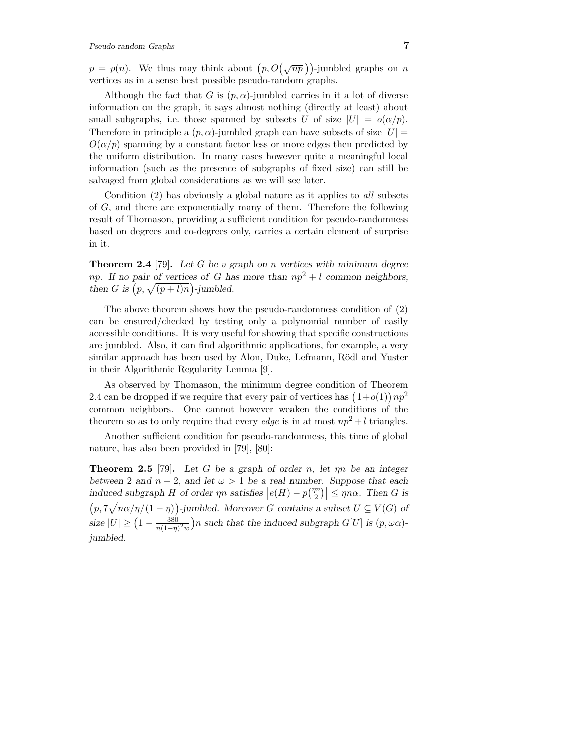$p = p(n)$. We thus may think about $\big(p, O\big(\sqrt{np}\,\big)\big)$-jumbled graphs on $n$ vertices as in a sense best possible pseudo-random graphs.

Although the fact that $G$ is $(p,\alpha)$-jumbled carries in it a lot of diverse information on the graph, it says almost nothing (directly at least) about small subgraphs, i.e. those spanned by subsets $U$ of size $|U| = o(\alpha/p)$. Therefore in principle a $(p,\alpha)$-jumbled graph can have subsets of size $|U| = O(\alpha/p)$ spanning by a constant factor less or more edges then predicted by the uniform distribution. In many cases however quite a meaningful local information (such as the presence of subgraphs of fixed size) can still be salvaged from global considerations as we will see later.

Condition (2) has obviously a global nature as it applies to *all* subsets of $G$, and there are exponentially many of them. Therefore the following result of Thomason, providing a sufficient condition for pseudo-randomness based on degrees and co-degrees only, carries a certain element of surprise in it.

**Theorem 2.4** [79]**.** *Let $G$ be a graph on $n$ vertices with minimum degree $np$. If no pair of vertices of $G$ has more than $np^2 + l$ common neighbors, then $G$ is $\big(p, \sqrt{(p+l)n}\big)$-jumbled.*

The above theorem shows how the pseudo-randomness condition of (2) can be ensured/checked by testing only a polynomial number of easily accessible conditions. It is very useful for showing that specific constructions are jumbled. Also, it can find algorithmic applications, for example, a very similar approach has been used by Alon, Duke, Lefmann, Rödl and Yuster in their Algorithmic Regularity Lemma [9].

As observed by Thomason, the minimum degree condition of Theorem 2.4 can be dropped if we require that every pair of vertices has $\big(1+o(1)\big)\,np^2$ common neighbors. One cannot however weaken the conditions of the theorem so as to only require that every *edge* is in at most $np^2+l$ triangles.

Another sufficient condition for pseudo-randomness, this time of global nature, has also been provided in [79], [80]:

**Theorem 2.5** [79]**.** *Let $G$ be a graph of order $n$, let $\eta n$ be an integer between 2 and $n-2$, and let $\omega > 1$ be a real number. Suppose that each induced subgraph $H$ of order $\eta n$ satisfies $\left|e(H) - p\binom{\eta n}{2}\right| \leq \eta n \alpha$. Then $G$ is $\big(p, 7\sqrt{n\alpha/\eta}/(1-\eta)\big)$-jumbled. Moreover $G$ contains a subset $U \subseteq V(G)$ of size $|U| \geq \big(1 - \frac{380}{n(1-\eta)^2 w}\big)n$ such that the induced subgraph $G[U]$ is $(p, \omega\alpha)$-jumbled.*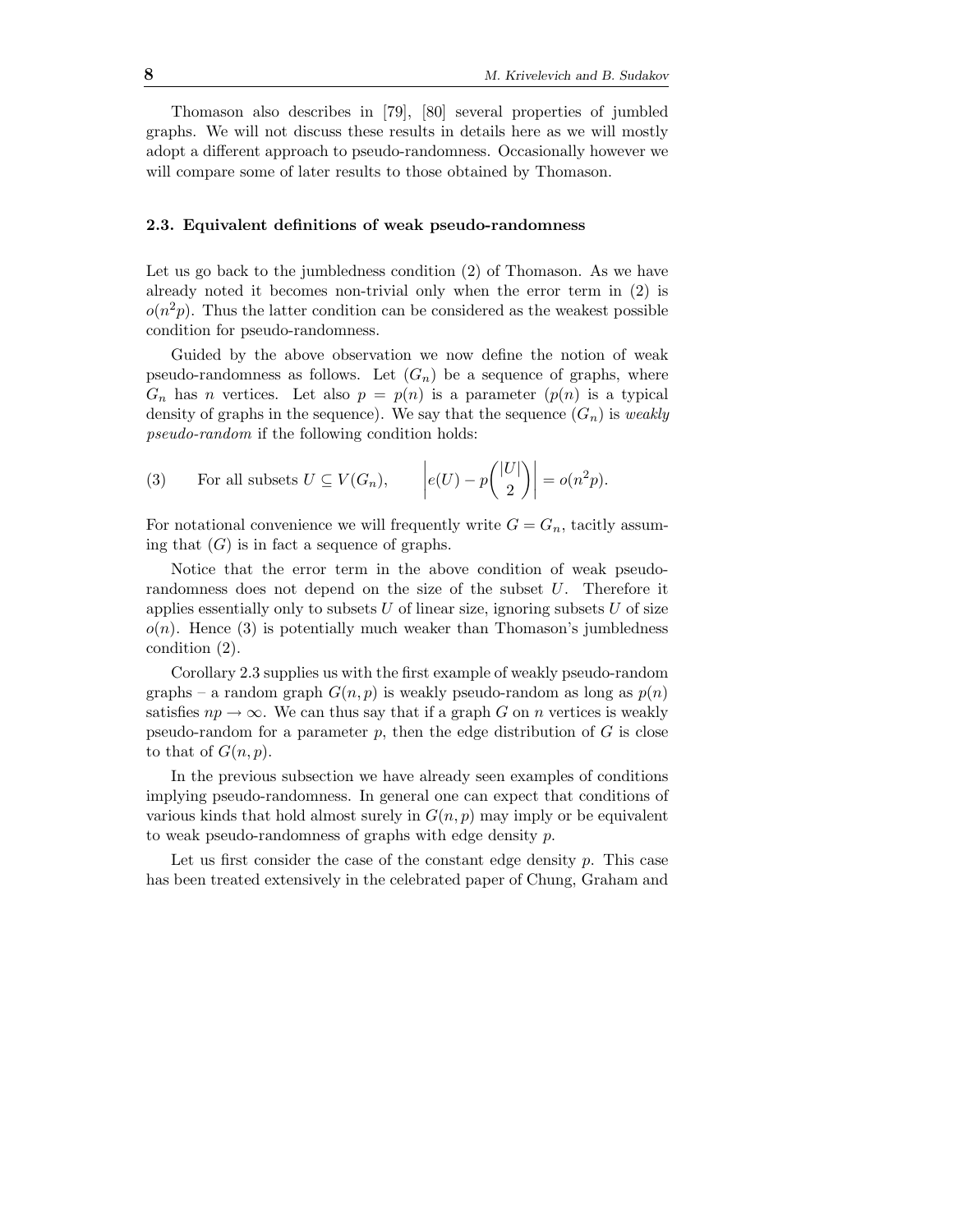Thomason also describes in [79], [80] several properties of jumbled graphs. We will not discuss these results in details here as we will mostly adopt a different approach to pseudo-randomness. Occasionally however we will compare some of later results to those obtained by Thomason.

### 2.3. Equivalent definitions of weak pseudo-randomness

Let us go back to the jumbledness condition (2) of Thomason. As we have already noted it becomes non-trivial only when the error term in (2) is $o(n^2p)$. Thus the latter condition can be considered as the weakest possible condition for pseudo-randomness.

Guided by the above observation we now define the notion of weak pseudo-randomness as follows. Let $(G_n)$ be a sequence of graphs, where $G_n$ has $n$ vertices. Let also $p = p(n)$ is a parameter ($p(n)$ is a typical density of graphs in the sequence). We say that the sequence $(G_n)$ is *weakly pseudo-random* if the following condition holds:

$$(3) \qquad \text{For all subsets } U \subseteq V(G_n), \qquad \left| e(U) - p\binom{|U|}{2} \right| = o(n^2p).$$

For notational convenience we will frequently write $G = G_n$, tacitly assuming that $(G)$ is in fact a sequence of graphs.

Notice that the error term in the above condition of weak pseudo-randomness does not depend on the size of the subset $U$. Therefore it applies essentially only to subsets $U$ of linear size, ignoring subsets $U$ of size $o(n)$. Hence (3) is potentially much weaker than Thomason's jumbledness condition (2).

Corollary 2.3 supplies us with the first example of weakly pseudo-random graphs – a random graph $G(n,p)$ is weakly pseudo-random as long as $p(n)$ satisfies $np \to \infty$. We can thus say that if a graph $G$ on $n$ vertices is weakly pseudo-random for a parameter $p$, then the edge distribution of $G$ is close to that of $G(n,p)$.

In the previous subsection we have already seen examples of conditions implying pseudo-randomness. In general one can expect that conditions of various kinds that hold almost surely in $G(n,p)$ may imply or be equivalent to weak pseudo-randomness of graphs with edge density $p$.

Let us first consider the case of the constant edge density $p$. This case has been treated extensively in the celebrated paper of Chung, Graham and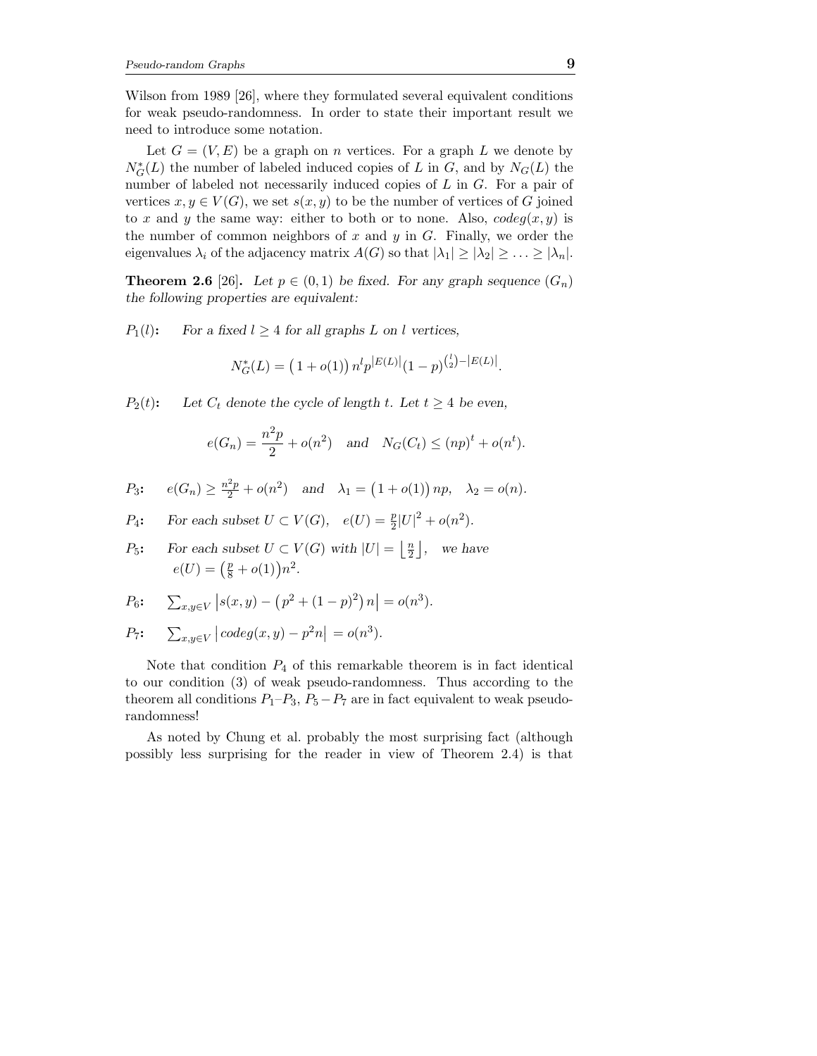Wilson from 1989 [26], where they formulated several equivalent conditions for weak pseudo-randomness. In order to state their important result we need to introduce some notation.

Let $G = (V, E)$ be a graph on $n$ vertices. For a graph $L$ we denote by $N^*_G(L)$ the number of labeled induced copies of $L$ in $G$, and by $N_G(L)$ the number of labeled not necessarily induced copies of $L$ in $G$. For a pair of vertices $x, y \in V(G)$, we set $s(x, y)$ to be the number of vertices of $G$ joined to $x$ and $y$ the same way: either to both or to none. Also, $codeg(x, y)$ is the number of common neighbors of $x$ and $y$ in $G$. Finally, we order the eigenvalues $\lambda_i$ of the adjacency matrix $A(G)$ so that $|\lambda_1| \geq |\lambda_2| \geq \ldots \geq |\lambda_n|$.

**Theorem 2.6** [26]**.** *Let $p \in (0, 1)$ be fixed. For any graph sequence $(G_n)$ the following properties are equivalent:*

**$P_1(l)$:** *For a fixed $l \geq 4$ for all graphs $L$ on $l$ vertices,*

$$N^*_G(L) = \big(1 + o(1)\big)\, n^l p^{|E(L)|}(1 - p)^{\binom{l}{2} - |E(L)|}.$$

**$P_2(t)$:** *Let $C_t$ denote the cycle of length $t$. Let $t \geq 4$ be even,*

$$e(G_n) = \frac{n^2 p}{2} + o(n^2) \quad \text{and} \quad N_G(C_t) \leq (np)^t + o(n^t).$$

**$P_3$:** $e(G_n) \geq \frac{n^2 p}{2} + o(n^2)$ *and* $\lambda_1 = \big(1 + o(1)\big) np$, $\lambda_2 = o(n)$.

**$P_4$:** *For each subset $U \subset V(G)$,* $e(U) = \frac{p}{2}|U|^2 + o(n^2)$.

**$P_5$:** *For each subset $U \subset V(G)$ with $|U| = \left\lfloor \frac{n}{2} \right\rfloor$, we have* $e(U) = \big(\frac{p}{8} + o(1)\big)n^2$.

**$P_6$:** $\sum_{x,y \in V} \left| s(x, y) - \big(p^2 + (1 - p)^2\big)\, n \right| = o(n^3)$.

**$P_7$:** $\sum_{x,y \in V} \left| codeg(x, y) - p^2 n \right| = o(n^3)$.

Note that condition $P_4$ of this remarkable theorem is in fact identical to our condition (3) of weak pseudo-randomness. Thus according to the theorem all conditions $P_1$–$P_3$, $P_5 - P_7$ are in fact equivalent to weak pseudo-randomness!

As noted by Chung et al. probably the most surprising fact (although possibly less surprising for the reader in view of Theorem 2.4) is that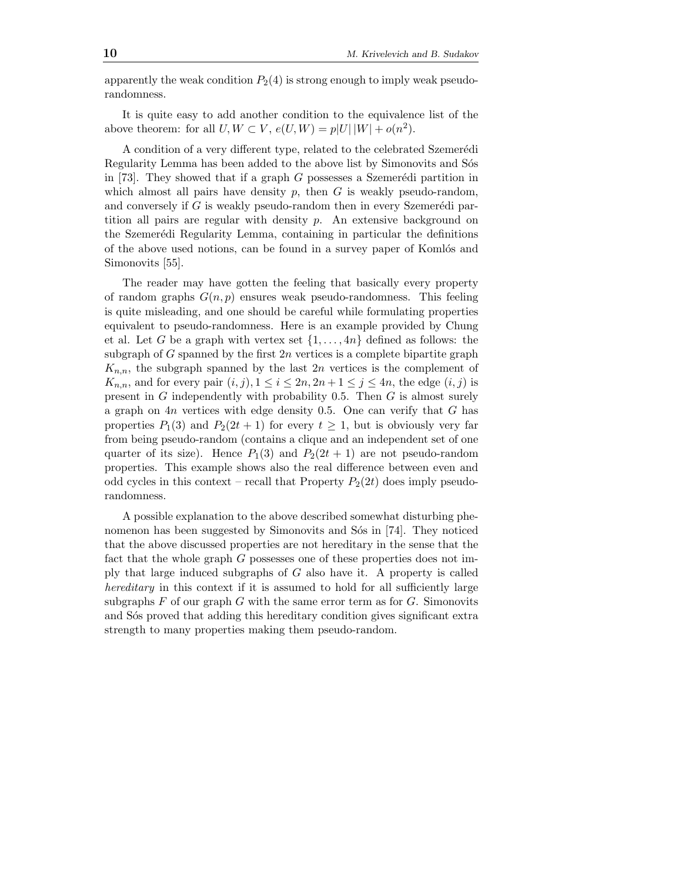apparently the weak condition $P_2(4)$ is strong enough to imply weak pseudo-randomness.

It is quite easy to add another condition to the equivalence list of the above theorem: for all $U, W \subset V$, $e(U, W) = p|U|\,|W| + o(n^2)$.

A condition of a very different type, related to the celebrated Szemerédi Regularity Lemma has been added to the above list by Simonovits and Sós in [73]. They showed that if a graph $G$ possesses a Szemerédi partition in which almost all pairs have density $p$, then $G$ is weakly pseudo-random, and conversely if $G$ is weakly pseudo-random then in every Szemerédi partition all pairs are regular with density $p$. An extensive background on the Szemerédi Regularity Lemma, containing in particular the definitions of the above used notions, can be found in a survey paper of Komlós and Simonovits [55].

The reader may have gotten the feeling that basically every property of random graphs $G(n,p)$ ensures weak pseudo-randomness. This feeling is quite misleading, and one should be careful while formulating properties equivalent to pseudo-randomness. Here is an example provided by Chung et al. Let $G$ be a graph with vertex set $\{1,\ldots,4n\}$ defined as follows: the subgraph of $G$ spanned by the first $2n$ vertices is a complete bipartite graph $K_{n,n}$, the subgraph spanned by the last $2n$ vertices is the complement of $K_{n,n}$, and for every pair $(i,j), 1 \le i \le 2n, 2n+1 \le j \le 4n$, the edge $(i,j)$ is present in $G$ independently with probability 0.5. Then $G$ is almost surely a graph on $4n$ vertices with edge density 0.5. One can verify that $G$ has properties $P_1(3)$ and $P_2(2t+1)$ for every $t \ge 1$, but is obviously very far from being pseudo-random (contains a clique and an independent set of one quarter of its size). Hence $P_1(3)$ and $P_2(2t+1)$ are not pseudo-random properties. This example shows also the real difference between even and odd cycles in this context – recall that Property $P_2(2t)$ does imply pseudo-randomness.

A possible explanation to the above described somewhat disturbing phenomenon has been suggested by Simonovits and Sós in [74]. They noticed that the above discussed properties are not hereditary in the sense that the fact that the whole graph $G$ possesses one of these properties does not imply that large induced subgraphs of $G$ also have it. A property is called *hereditary* in this context if it is assumed to hold for all sufficiently large subgraphs $F$ of our graph $G$ with the same error term as for $G$. Simonovits and Sós proved that adding this hereditary condition gives significant extra strength to many properties making them pseudo-random.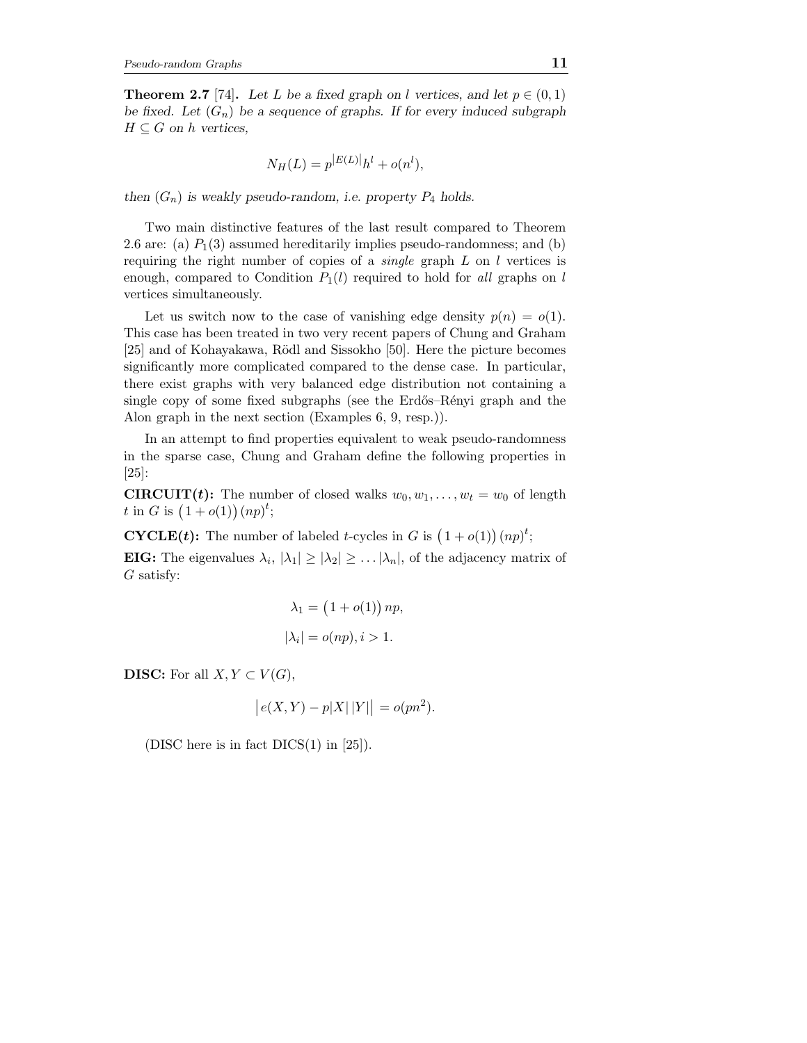**Theorem 2.7** [74]**.** *Let $L$ be a fixed graph on $l$ vertices, and let $p \in (0,1)$ be fixed. Let $(G_n)$ be a sequence of graphs. If for every induced subgraph $H \subseteq G$ on $h$ vertices,*

$$N_H(L) = p^{|E(L)|}h^l + o(n^l),$$

*then $(G_n)$ is weakly pseudo-random, i.e. property $P_4$ holds.*

Two main distinctive features of the last result compared to Theorem 2.6 are: (a) $P_1(3)$ assumed hereditarily implies pseudo-randomness; and (b) requiring the right number of copies of a *single* graph $L$ on $l$ vertices is enough, compared to Condition $P_1(l)$ required to hold for *all* graphs on $l$ vertices simultaneously.

Let us switch now to the case of vanishing edge density $p(n) = o(1)$. This case has been treated in two very recent papers of Chung and Graham [25] and of Kohayakawa, Rödl and Sissokho [50]. Here the picture becomes significantly more complicated compared to the dense case. In particular, there exist graphs with very balanced edge distribution not containing a single copy of some fixed subgraphs (see the Erdős–Rényi graph and the Alon graph in the next section (Examples 6, 9, resp.)).

In an attempt to find properties equivalent to weak pseudo-randomness in the sparse case, Chung and Graham define the following properties in [25]:

**CIRCUIT($t$):** The number of closed walks $w_0, w_1, \ldots, w_t = w_0$ of length $t$ in $G$ is $\big(1 + o(1)\big)\,(np)^t$;

**CYCLE($t$):** The number of labeled $t$-cycles in $G$ is $\big(1 + o(1)\big)\,(np)^t$;

**EIG:** The eigenvalues $\lambda_i$, $|\lambda_1| \geq |\lambda_2| \geq \ldots |\lambda_n|$, of the adjacency matrix of $G$ satisfy:

$$\lambda_1 = \big(1 + o(1)\big)\,np,$$

$$|\lambda_i| = o(np), i > 1.$$

**DISC:** For all $X, Y \subset V(G)$,

$$\big|\,e(X,Y) - p|X|\,|Y|\big| = o(pn^2).$$

(DISC here is in fact DICS(1) in [25]).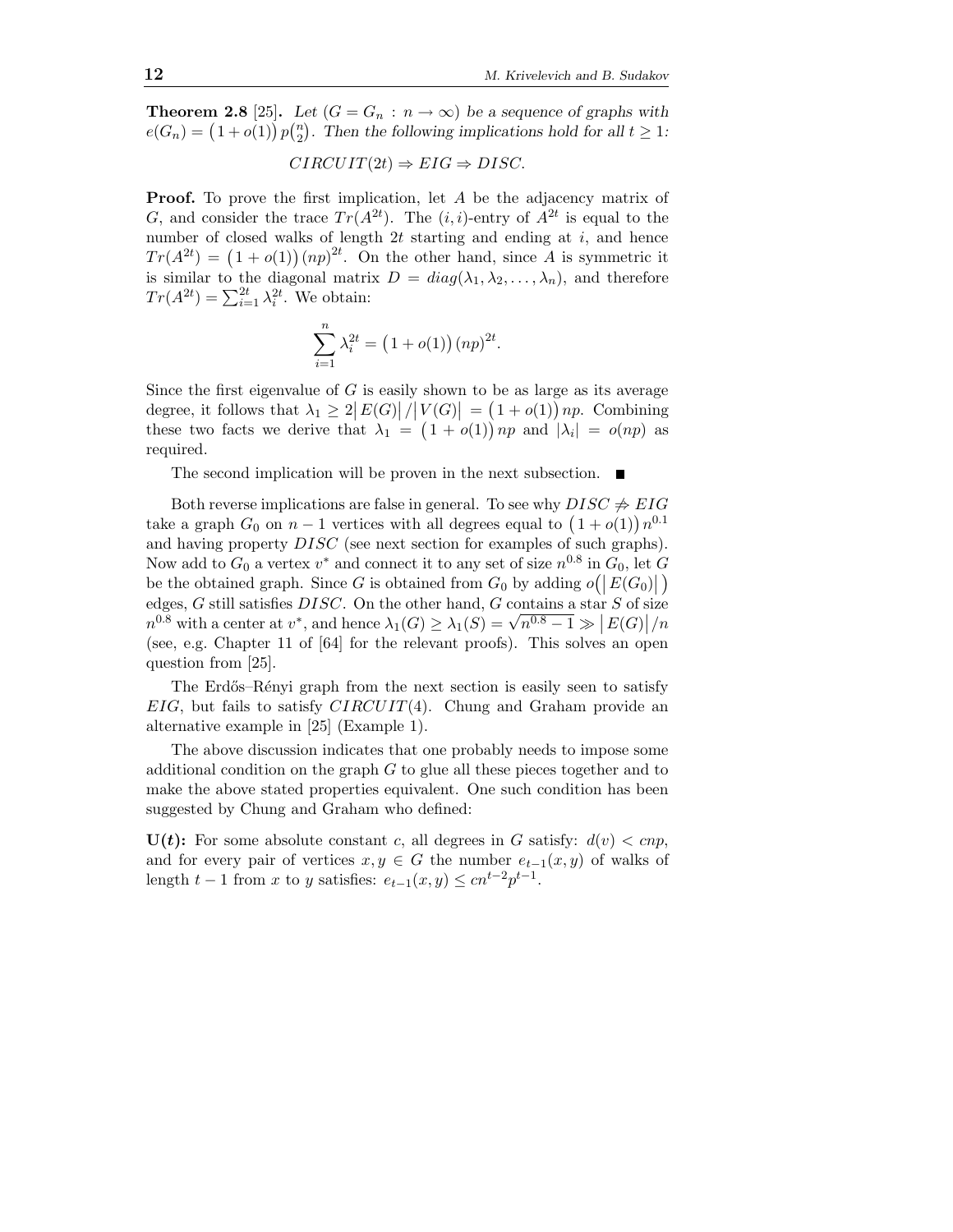**Theorem 2.8** [25]**.** *Let $(G = G_n : n \to \infty)$ be a sequence of graphs with $e(G_n) = \big(1 + o(1)\big)\, p\binom{n}{2}$. Then the following implications hold for all $t \ge 1$:*

$$CIRCUIT(2t) \Rightarrow EIG \Rightarrow DISC.$$

**Proof.** To prove the first implication, let $A$ be the adjacency matrix of $G$, and consider the trace $Tr(A^{2t})$. The $(i,i)$-entry of $A^{2t}$ is equal to the number of closed walks of length $2t$ starting and ending at $i$, and hence $Tr(A^{2t}) = \big(1 + o(1)\big)\,(np)^{2t}$. On the other hand, since $A$ is symmetric it is similar to the diagonal matrix $D = diag(\lambda_1, \lambda_2, \ldots, \lambda_n)$, and therefore $Tr(A^{2t}) = \sum_{i=1}^{2t} \lambda_i^{2t}$. We obtain:

$$\sum_{i=1}^{n} \lambda_i^{2t} = \big(1 + o(1)\big)\,(np)^{2t}.$$

Since the first eigenvalue of $G$ is easily shown to be as large as its average degree, it follows that $\lambda_1 \ge 2\big|E(G)\big|/\big|V(G)\big| = \big(1 + o(1)\big)\, np$. Combining these two facts we derive that $\lambda_1 = \big(1 + o(1)\big)\, np$ and $|\lambda_i| = o(np)$ as required.

The second implication will be proven in the next subsection. ∎

Both reverse implications are false in general. To see why $DISC \not\Rightarrow EIG$ take a graph $G_0$ on $n-1$ vertices with all degrees equal to $\big(1 + o(1)\big)\, n^{0.1}$ and having property $DISC$ (see next section for examples of such graphs). Now add to $G_0$ a vertex $v^*$ and connect it to any set of size $n^{0.8}$ in $G_0$, let $G$ be the obtained graph. Since $G$ is obtained from $G_0$ by adding $o\big(\big|E(G_0)\big|\big)$ edges, $G$ still satisfies $DISC$. On the other hand, $G$ contains a star $S$ of size $n^{0.8}$ with a center at $v^*$, and hence $\lambda_1(G) \ge \lambda_1(S) = \sqrt{n^{0.8} - 1} \gg \big|E(G)\big|/n$ (see, e.g. Chapter 11 of [64] for the relevant proofs). This solves an open question from [25].

The Erdős–Rényi graph from the next section is easily seen to satisfy $EIG$, but fails to satisfy $CIRCUIT(4)$. Chung and Graham provide an alternative example in [25] (Example 1).

The above discussion indicates that one probably needs to impose some additional condition on the graph $G$ to glue all these pieces together and to make the above stated properties equivalent. One such condition has been suggested by Chung and Graham who defined:

**$U(t)$:** For some absolute constant $c$, all degrees in $G$ satisfy: $d(v) < cnp$, and for every pair of vertices $x, y \in G$ the number $e_{t-1}(x, y)$ of walks of length $t - 1$ from $x$ to $y$ satisfies: $e_{t-1}(x, y) \le cn^{t-2}p^{t-1}$.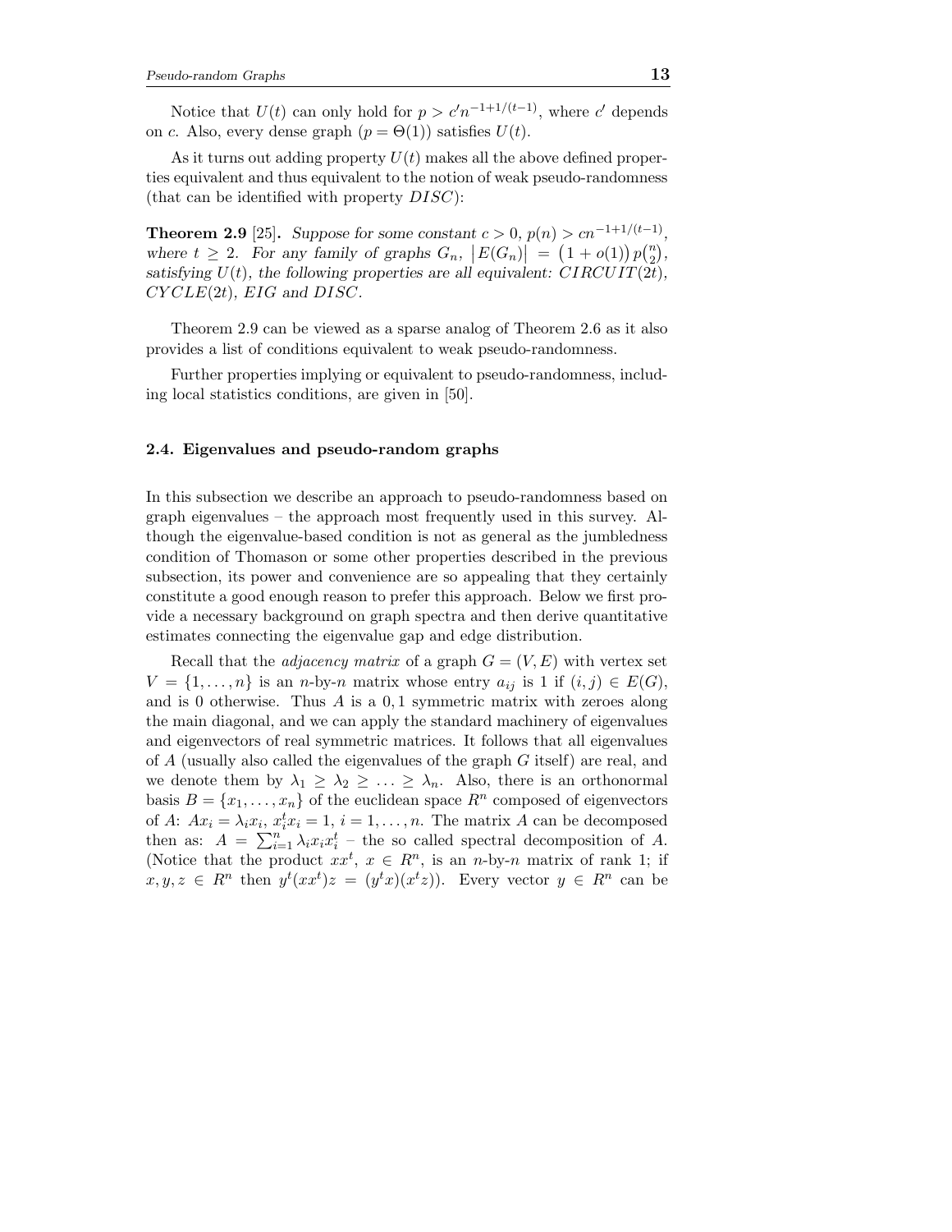Notice that $U(t)$ can only hold for $p > c'n^{-1+1/(t-1)}$, where $c'$ depends on $c$. Also, every dense graph ($p = \Theta(1)$) satisfies $U(t)$.

As it turns out adding property $U(t)$ makes all the above defined properties equivalent and thus equivalent to the notion of weak pseudo-randomness (that can be identified with property $DISC$):

**Theorem 2.9** [25]**.** *Suppose for some constant $c > 0$, $p(n) > cn^{-1+1/(t-1)}$, where $t \geq 2$. For any family of graphs $G_n$, $\left|E(G_n)\right| = \left(1 + o(1)\right)p\binom{n}{2}$, satisfying $U(t)$, the following properties are all equivalent: $CIRCUIT(2t)$, $CYCLE(2t)$, $EIG$ and $DISC$.*

Theorem 2.9 can be viewed as a sparse analog of Theorem 2.6 as it also provides a list of conditions equivalent to weak pseudo-randomness.

Further properties implying or equivalent to pseudo-randomness, including local statistics conditions, are given in [50].

### 2.4. Eigenvalues and pseudo-random graphs

In this subsection we describe an approach to pseudo-randomness based on graph eigenvalues – the approach most frequently used in this survey. Although the eigenvalue-based condition is not as general as the jumbledness condition of Thomason or some other properties described in the previous subsection, its power and convenience are so appealing that they certainly constitute a good enough reason to prefer this approach. Below we first provide a necessary background on graph spectra and then derive quantitative estimates connecting the eigenvalue gap and edge distribution.

Recall that the *adjacency matrix* of a graph $G = (V, E)$ with vertex set $V = \{1, \ldots, n\}$ is an $n$-by-$n$ matrix whose entry $a_{ij}$ is 1 if $(i, j) \in E(G)$, and is 0 otherwise. Thus $A$ is a $0, 1$ symmetric matrix with zeroes along the main diagonal, and we can apply the standard machinery of eigenvalues and eigenvectors of real symmetric matrices. It follows that all eigenvalues of $A$ (usually also called the eigenvalues of the graph $G$ itself) are real, and we denote them by $\lambda_1 \geq \lambda_2 \geq \ldots \geq \lambda_n$. Also, there is an orthonormal basis $B = \{x_1, \ldots, x_n\}$ of the euclidean space $R^n$ composed of eigenvectors of $A$: $Ax_i = \lambda_i x_i$, $x_i^t x_i = 1$, $i = 1, \ldots, n$. The matrix $A$ can be decomposed then as: $A = \sum_{i=1}^{n} \lambda_i x_i x_i^t$ – the so called spectral decomposition of $A$. (Notice that the product $xx^t$, $x \in R^n$, is an $n$-by-$n$ matrix of rank 1; if $x, y, z \in R^n$ then $y^t(xx^t)z = (y^t x)(x^t z)$). Every vector $y \in R^n$ can be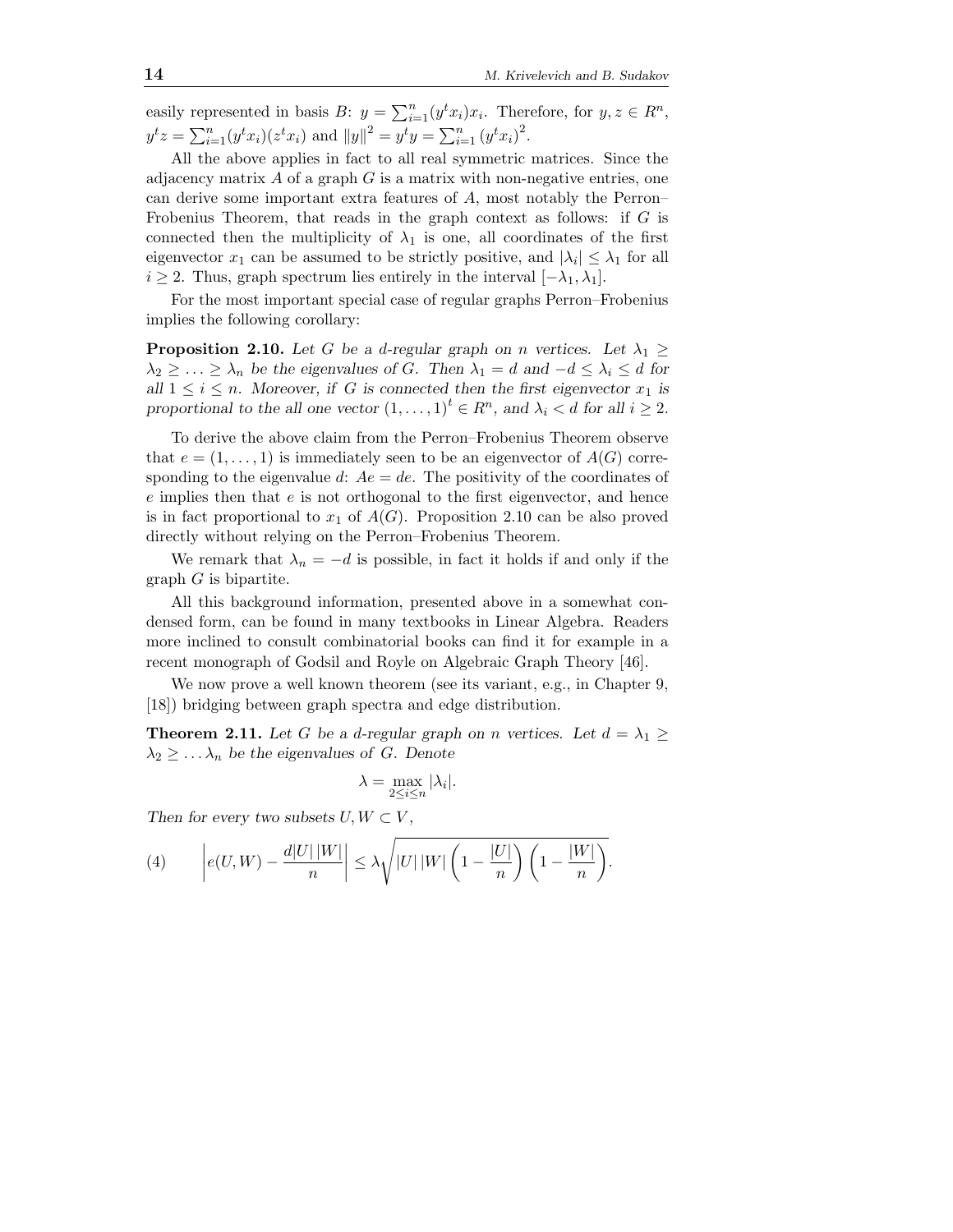easily represented in basis $B$: $y = \sum_{i=1}^{n}(y^t x_i)x_i$. Therefore, for $y, z \in R^n$, $y^t z = \sum_{i=1}^{n}(y^t x_i)(z^t x_i)$ and $\|y\|^2 = y^t y = \sum_{i=1}^{n}(y^t x_i)^2$.

All the above applies in fact to all real symmetric matrices. Since the adjacency matrix $A$ of a graph $G$ is a matrix with non-negative entries, one can derive some important extra features of $A$, most notably the Perron–Frobenius Theorem, that reads in the graph context as follows: if $G$ is connected then the multiplicity of $\lambda_1$ is one, all coordinates of the first eigenvector $x_1$ can be assumed to be strictly positive, and $|\lambda_i| \leq \lambda_1$ for all $i \geq 2$. Thus, graph spectrum lies entirely in the interval $[-\lambda_1, \lambda_1]$.

For the most important special case of regular graphs Perron–Frobenius implies the following corollary:

**Proposition 2.10.** *Let $G$ be a $d$-regular graph on $n$ vertices. Let $\lambda_1 \geq \lambda_2 \geq \ldots \geq \lambda_n$ be the eigenvalues of $G$. Then $\lambda_1 = d$ and $-d \leq \lambda_i \leq d$ for all $1 \leq i \leq n$. Moreover, if $G$ is connected then the first eigenvector $x_1$ is proportional to the all one vector $(1,\ldots,1)^t \in R^n$, and $\lambda_i < d$ for all $i \geq 2$.*

To derive the above claim from the Perron–Frobenius Theorem observe that $e = (1,\ldots,1)$ is immediately seen to be an eigenvector of $A(G)$ corresponding to the eigenvalue $d$: $Ae = de$. The positivity of the coordinates of $e$ implies then that $e$ is not orthogonal to the first eigenvector, and hence is in fact proportional to $x_1$ of $A(G)$. Proposition 2.10 can be also proved directly without relying on the Perron–Frobenius Theorem.

We remark that $\lambda_n = -d$ is possible, in fact it holds if and only if the graph $G$ is bipartite.

All this background information, presented above in a somewhat condensed form, can be found in many textbooks in Linear Algebra. Readers more inclined to consult combinatorial books can find it for example in a recent monograph of Godsil and Royle on Algebraic Graph Theory [46].

We now prove a well known theorem (see its variant, e.g., in Chapter 9, [18]) bridging between graph spectra and edge distribution.

**Theorem 2.11.** *Let $G$ be a $d$-regular graph on $n$ vertices. Let $d = \lambda_1 \geq \lambda_2 \geq \ldots \lambda_n$ be the eigenvalues of $G$. Denote*

$$\lambda = \max_{2 \leq i \leq n} |\lambda_i|.$$

*Then for every two subsets $U, W \subset V$,*

$$\left| e(U,W) - \frac{d|U|\,|W|}{n} \right| \leq \lambda \sqrt{|U|\,|W| \left(1 - \frac{|U|}{n}\right)\left(1 - \frac{|W|}{n}\right)}. \tag{4}$$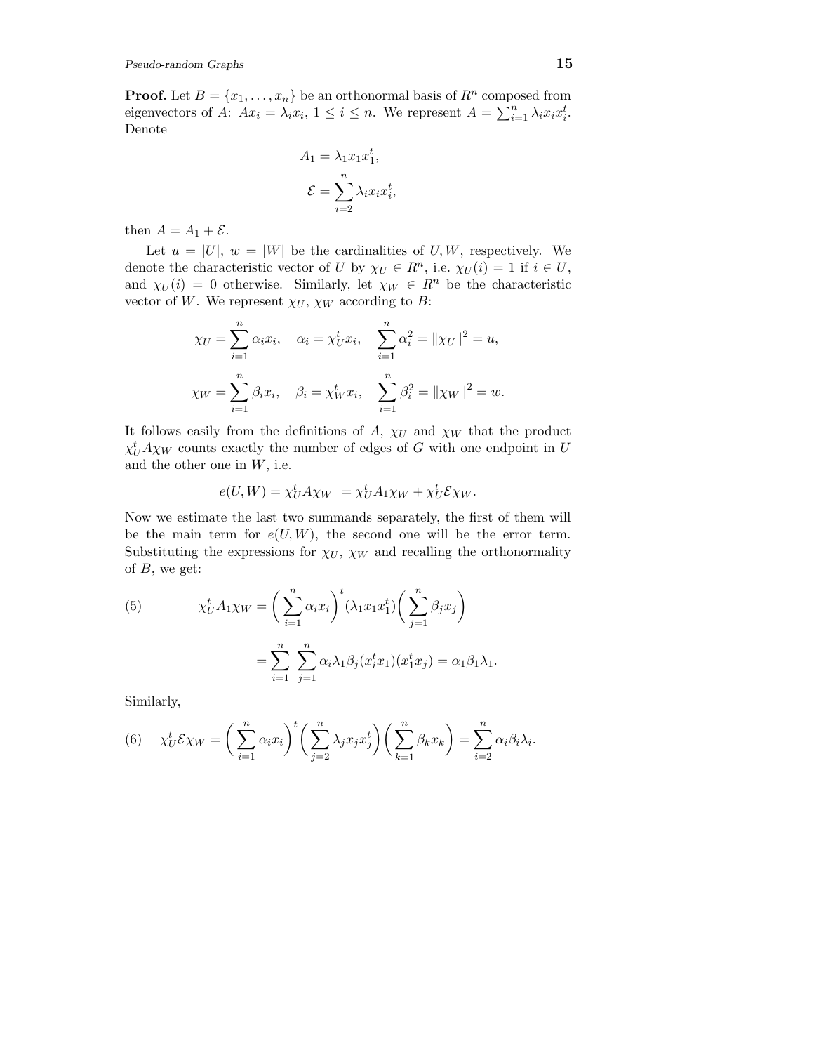**Proof.** Let $B = \{x_1, \dots, x_n\}$ be an orthonormal basis of $R^n$ composed from eigenvectors of $A$: $Ax_i = \lambda_i x_i$, $1 \le i \le n$. We represent $A = \sum_{i=1}^n \lambda_i x_i x_i^t$. Denote

$$A_1 = \lambda_1 x_1 x_1^t,$$

$$\mathcal{E} = \sum_{i=2}^n \lambda_i x_i x_i^t,$$

then $A = A_1 + \mathcal{E}$.

Let $u = |U|$, $w = |W|$ be the cardinalities of $U, W$, respectively. We denote the characteristic vector of $U$ by $\chi_U \in R^n$, i.e. $\chi_U(i) = 1$ if $i \in U$, and $\chi_U(i) = 0$ otherwise. Similarly, let $\chi_W \in R^n$ be the characteristic vector of $W$. We represent $\chi_U$, $\chi_W$ according to $B$:

$$\chi_U = \sum_{i=1}^n \alpha_i x_i, \quad \alpha_i = \chi_U^t x_i, \quad \sum_{i=1}^n \alpha_i^2 = \|\chi_U\|^2 = u,$$

$$\chi_W = \sum_{i=1}^n \beta_i x_i, \quad \beta_i = \chi_W^t x_i, \quad \sum_{i=1}^n \beta_i^2 = \|\chi_W\|^2 = w.$$

It follows easily from the definitions of $A$, $\chi_U$ and $\chi_W$ that the product $\chi_U^t A \chi_W$ counts exactly the number of edges of $G$ with one endpoint in $U$ and the other one in $W$, i.e.

$$e(U,W) = \chi_U^t A \chi_W \; = \chi_U^t A_1 \chi_W + \chi_U^t \mathcal{E} \chi_W.$$

Now we estimate the last two summands separately, the first of them will be the main term for $e(U,W)$, the second one will be the error term. Substituting the expressions for $\chi_U$, $\chi_W$ and recalling the orthonormality of $B$, we get:

$$\chi_U^t A_1 \chi_W = \left(\sum_{i=1}^n \alpha_i x_i\right)^t (\lambda_1 x_1 x_1^t) \left(\sum_{j=1}^n \beta_j x_j\right) \tag{5}$$

$$= \sum_{i=1}^n \sum_{j=1}^n \alpha_i \lambda_1 \beta_j (x_i^t x_1)(x_1^t x_j) = \alpha_1 \beta_1 \lambda_1.$$

Similarly,

$$\chi_U^t \mathcal{E} \chi_W = \left(\sum_{i=1}^n \alpha_i x_i\right)^t \left(\sum_{j=2}^n \lambda_j x_j x_j^t\right) \left(\sum_{k=1}^n \beta_k x_k\right) = \sum_{i=2}^n \alpha_i \beta_i \lambda_i. \tag{6}$$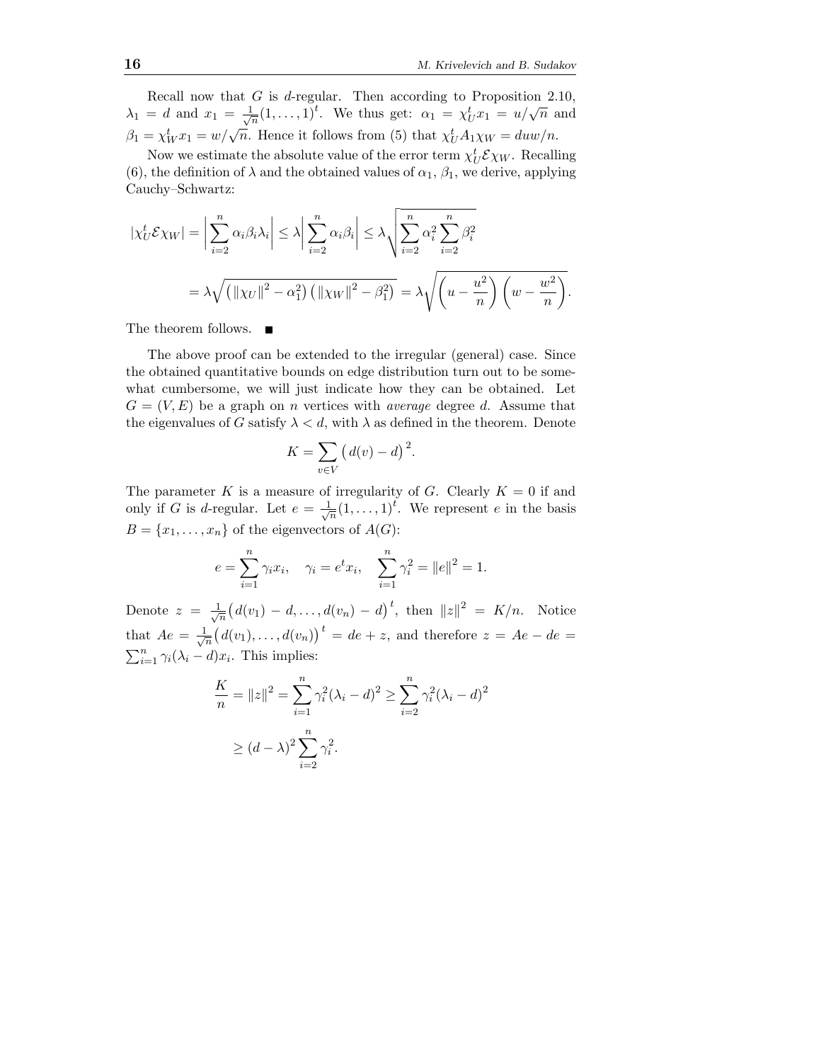Recall now that $G$ is $d$-regular. Then according to Proposition 2.10, $\lambda_1 = d$ and $x_1 = \frac{1}{\sqrt{n}}(1,\dots,1)^t$. We thus get: $\alpha_1 = \chi_U^t x_1 = u/\sqrt{n}$ and $\beta_1 = \chi_W^t x_1 = w/\sqrt{n}$. Hence it follows from (5) that $\chi_U^t A_1 \chi_W = duw/n$.

Now we estimate the absolute value of the error term $\chi_U^t \mathcal{E} \chi_W$. Recalling (6), the definition of $\lambda$ and the obtained values of $\alpha_1$, $\beta_1$, we derive, applying Cauchy–Schwartz:

$$
\begin{aligned}
|\chi_U^t \mathcal{E} \chi_W| &= \left| \sum_{i=2}^n \alpha_i \beta_i \lambda_i \right| \le \lambda \left| \sum_{i=2}^n \alpha_i \beta_i \right| \le \lambda \sqrt{\sum_{i=2}^n \alpha_i^2 \sum_{i=2}^n \beta_i^2} \\
&= \lambda \sqrt{\left( \|\chi_U\|^2 - \alpha_1^2 \right)\left( \|\chi_W\|^2 - \beta_1^2 \right)} = \lambda \sqrt{\left( u - \frac{u^2}{n} \right)\left( w - \frac{w^2}{n} \right)}.
\end{aligned}
$$

The theorem follows. ■

The above proof can be extended to the irregular (general) case. Since the obtained quantitative bounds on edge distribution turn out to be somewhat cumbersome, we will just indicate how they can be obtained. Let $G = (V, E)$ be a graph on $n$ vertices with *average* degree $d$. Assume that the eigenvalues of $G$ satisfy $\lambda < d$, with $\lambda$ as defined in the theorem. Denote

$$
K = \sum_{v \in V} \left( d(v) - d \right)^2.
$$

The parameter $K$ is a measure of irregularity of $G$. Clearly $K = 0$ if and only if $G$ is $d$-regular. Let $e = \frac{1}{\sqrt{n}}(1,\dots,1)^t$. We represent $e$ in the basis $B = \{x_1, \dots, x_n\}$ of the eigenvectors of $A(G)$:

$$
e = \sum_{i=1}^n \gamma_i x_i, \quad \gamma_i = e^t x_i, \quad \sum_{i=1}^n \gamma_i^2 = \|e\|^2 = 1.
$$

Denote $z = \frac{1}{\sqrt{n}}\left( d(v_1) - d, \dots, d(v_n) - d \right)^t$, then $\|z\|^2 = K/n$. Notice that $Ae = \frac{1}{\sqrt{n}}\left( d(v_1), \dots, d(v_n) \right)^t = de + z$, and therefore $z = Ae - de = \sum_{i=1}^n \gamma_i (\lambda_i - d) x_i$. This implies:

$$
\begin{aligned}
\frac{K}{n} &= \|z\|^2 = \sum_{i=1}^n \gamma_i^2 (\lambda_i - d)^2 \ge \sum_{i=2}^n \gamma_i^2 (\lambda_i - d)^2 \\
&\ge (d - \lambda)^2 \sum_{i=2}^n \gamma_i^2.
\end{aligned}
$$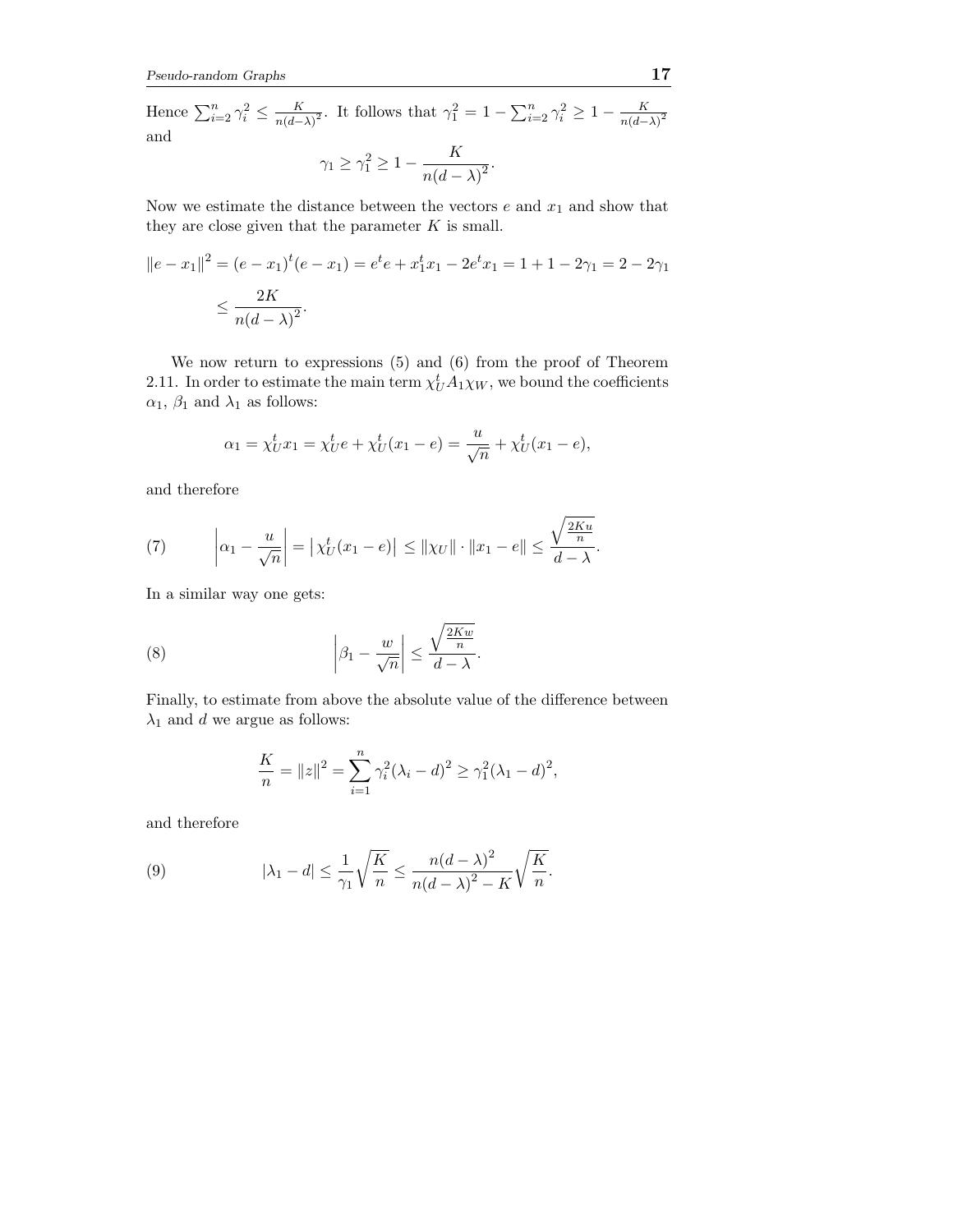Hence $\sum_{i=2}^{n} \gamma_i^2 \le \frac{K}{n(d-\lambda)^2}$. It follows that $\gamma_1^2 = 1 - \sum_{i=2}^{n} \gamma_i^2 \ge 1 - \frac{K}{n(d-\lambda)^2}$ and

$$\gamma_1 \ge \gamma_1^2 \ge 1 - \frac{K}{n(d-\lambda)^2}.$$

Now we estimate the distance between the vectors $e$ and $x_1$ and show that they are close given that the parameter $K$ is small.

$$\|e - x_1\|^2 = (e - x_1)^t (e - x_1) = e^t e + x_1^t x_1 - 2e^t x_1 = 1 + 1 - 2\gamma_1 = 2 - 2\gamma_1$$
$$\le \frac{2K}{n(d-\lambda)^2}.$$

We now return to expressions (5) and (6) from the proof of Theorem 2.11. In order to estimate the main term $\chi_U^t A_1 \chi_W$, we bound the coefficients $\alpha_1$, $\beta_1$ and $\lambda_1$ as follows:

$$\alpha_1 = \chi_U^t x_1 = \chi_U^t e + \chi_U^t (x_1 - e) = \frac{u}{\sqrt{n}} + \chi_U^t (x_1 - e),$$

and therefore

$$\left| \alpha_1 - \frac{u}{\sqrt{n}} \right| = \left| \chi_U^t (x_1 - e) \right| \le \|\chi_U\| \cdot \|x_1 - e\| \le \frac{\sqrt{\frac{2Ku}{n}}}{d - \lambda}. \tag{7}$$

In a similar way one gets:

$$\left| \beta_1 - \frac{w}{\sqrt{n}} \right| \le \frac{\sqrt{\frac{2Kw}{n}}}{d - \lambda}. \tag{8}$$

Finally, to estimate from above the absolute value of the difference between $\lambda_1$ and $d$ we argue as follows:

$$\frac{K}{n} = \|z\|^2 = \sum_{i=1}^{n} \gamma_i^2 (\lambda_i - d)^2 \ge \gamma_1^2 (\lambda_1 - d)^2,$$

and therefore

$$|\lambda_1 - d| \le \frac{1}{\gamma_1} \sqrt{\frac{K}{n}} \le \frac{n(d-\lambda)^2}{n(d-\lambda)^2 - K} \sqrt{\frac{K}{n}}. \tag{9}$$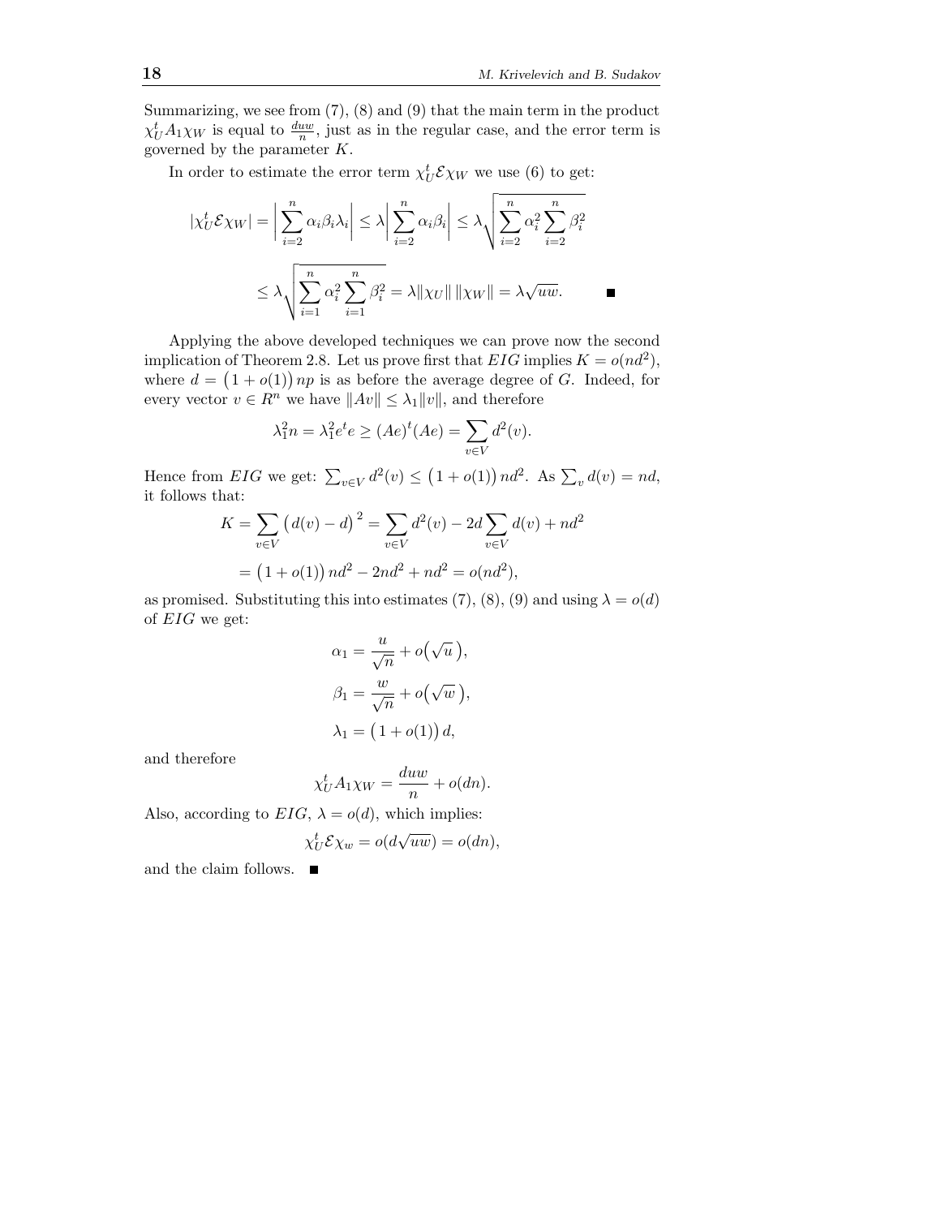Summarizing, we see from (7), (8) and (9) that the main term in the product $\chi_U^t A_1 \chi_W$ is equal to $\frac{duw}{n}$, just as in the regular case, and the error term is governed by the parameter $K$.

In order to estimate the error term $\chi_U^t \mathcal{E} \chi_W$ we use (6) to get:

$$|\chi_U^t \mathcal{E} \chi_W| = \Big| \sum_{i=2}^n \alpha_i \beta_i \lambda_i \Big| \leq \lambda \Big| \sum_{i=2}^n \alpha_i \beta_i \Big| \leq \lambda \sqrt{\sum_{i=2}^n \alpha_i^2 \sum_{i=2}^n \beta_i^2}$$

$$\leq \lambda \sqrt{\sum_{i=1}^n \alpha_i^2 \sum_{i=1}^n \beta_i^2} = \lambda \|\chi_U\| \, \|\chi_W\| = \lambda \sqrt{uw}. \qquad \blacksquare$$

Applying the above developed techniques we can prove now the second implication of Theorem 2.8. Let us prove first that $EIG$ implies $K = o(nd^2)$, where $d = \big(1 + o(1)\big) np$ is as before the average degree of $G$. Indeed, for every vector $v \in R^n$ we have $\|Av\| \leq \lambda_1 \|v\|$, and therefore

$$\lambda_1^2 n = \lambda_1^2 e^t e \geq (Ae)^t (Ae) = \sum_{v \in V} d^2(v).$$

Hence from $EIG$ we get: $\sum_{v \in V} d^2(v) \leq \big(1 + o(1)\big) nd^2$. As $\sum_v d(v) = nd$, it follows that:

$$K = \sum_{v \in V} \big(d(v) - d\big)^2 = \sum_{v \in V} d^2(v) - 2d \sum_{v \in V} d(v) + nd^2$$

$$= \big(1 + o(1)\big) nd^2 - 2nd^2 + nd^2 = o(nd^2),$$

as promised. Substituting this into estimates (7), (8), (9) and using $\lambda = o(d)$ of $EIG$ we get:

$$\alpha_1 = \frac{u}{\sqrt{n}} + o\big(\sqrt{u}\,\big),$$

$$\beta_1 = \frac{w}{\sqrt{n}} + o\big(\sqrt{w}\,\big),$$

$$\lambda_1 = \big(1 + o(1)\big) d,$$

and therefore

$$\chi_U^t A_1 \chi_W = \frac{duw}{n} + o(dn).$$

Also, according to $EIG$, $\lambda = o(d)$, which implies:

$$\chi_U^t \mathcal{E} \chi_w = o(d\sqrt{uw}) = o(dn),$$

and the claim follows. $\blacksquare$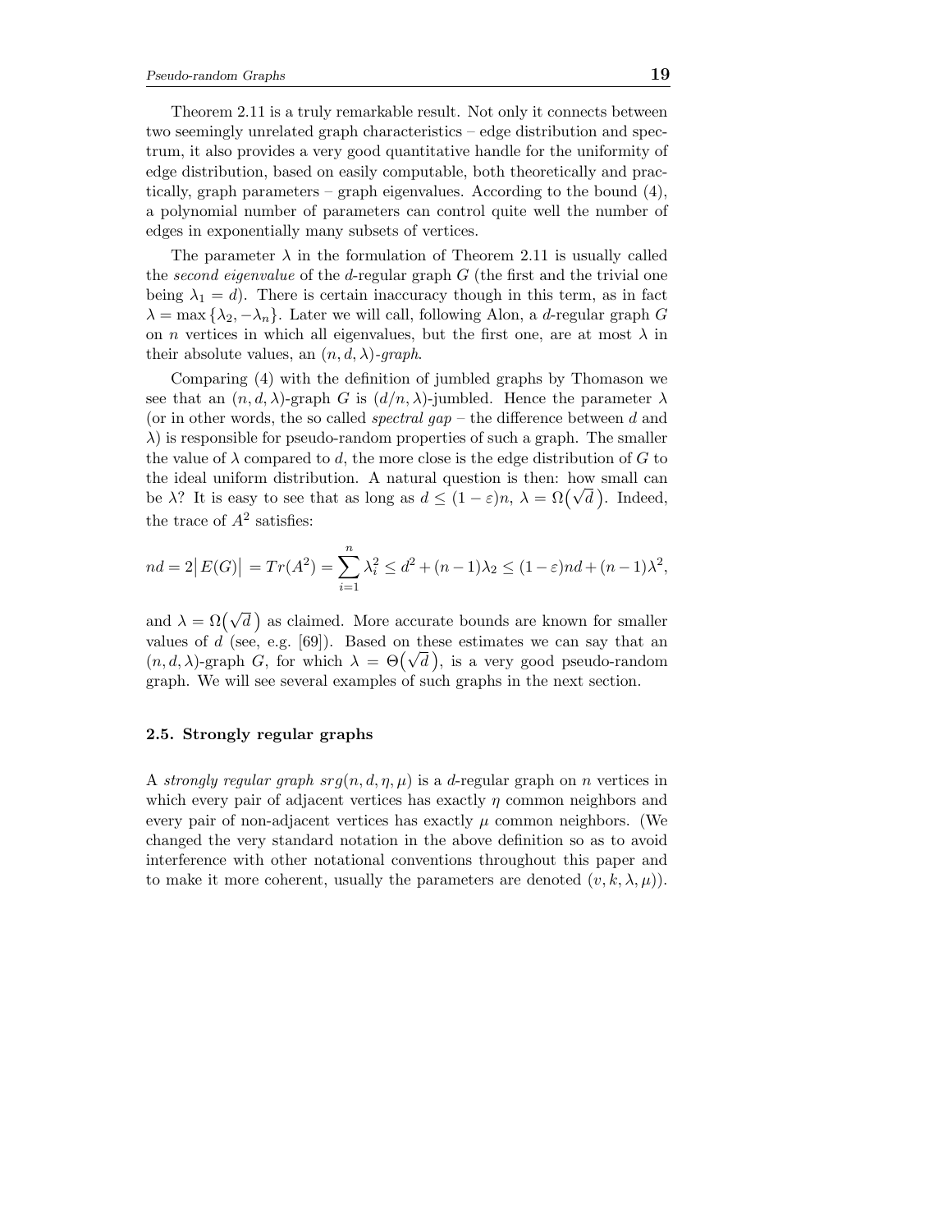Theorem 2.11 is a truly remarkable result. Not only it connects between two seemingly unrelated graph characteristics – edge distribution and spectrum, it also provides a very good quantitative handle for the uniformity of edge distribution, based on easily computable, both theoretically and practically, graph parameters – graph eigenvalues. According to the bound (4), a polynomial number of parameters can control quite well the number of edges in exponentially many subsets of vertices.

The parameter $\lambda$ in the formulation of Theorem 2.11 is usually called the *second eigenvalue* of the $d$-regular graph $G$ (the first and the trivial one being $\lambda_1 = d$). There is certain inaccuracy though in this term, as in fact $\lambda = \max\{\lambda_2, -\lambda_n\}$. Later we will call, following Alon, a $d$-regular graph $G$ on $n$ vertices in which all eigenvalues, but the first one, are at most $\lambda$ in their absolute values, an *$(n, d, \lambda)$-graph*.

Comparing (4) with the definition of jumbled graphs by Thomason we see that an $(n, d, \lambda)$-graph $G$ is $(d/n, \lambda)$-jumbled. Hence the parameter $\lambda$ (or in other words, the so called *spectral gap* – the difference between $d$ and $\lambda$) is responsible for pseudo-random properties of such a graph. The smaller the value of $\lambda$ compared to $d$, the more close is the edge distribution of $G$ to the ideal uniform distribution. A natural question is then: how small can be $\lambda$? It is easy to see that as long as $d \leq (1-\varepsilon)n$, $\lambda = \Omega(\sqrt{d}\,)$. Indeed, the trace of $A^2$ satisfies:

$$nd = 2\left|E(G)\right| = Tr(A^2) = \sum_{i=1}^{n} \lambda_i^2 \leq d^2 + (n-1)\lambda_2 \leq (1-\varepsilon)nd + (n-1)\lambda^2,$$

and $\lambda = \Omega(\sqrt{d}\,)$ as claimed. More accurate bounds are known for smaller values of $d$ (see, e.g. [69]). Based on these estimates we can say that an $(n, d, \lambda)$-graph $G$, for which $\lambda = \Theta(\sqrt{d}\,)$, is a very good pseudo-random graph. We will see several examples of such graphs in the next section.

### 2.5. Strongly regular graphs

A *strongly regular graph* $srg(n, d, \eta, \mu)$ is a $d$-regular graph on $n$ vertices in which every pair of adjacent vertices has exactly $\eta$ common neighbors and every pair of non-adjacent vertices has exactly $\mu$ common neighbors. (We changed the very standard notation in the above definition so as to avoid interference with other notational conventions throughout this paper and to make it more coherent, usually the parameters are denoted $(v, k, \lambda, \mu)$).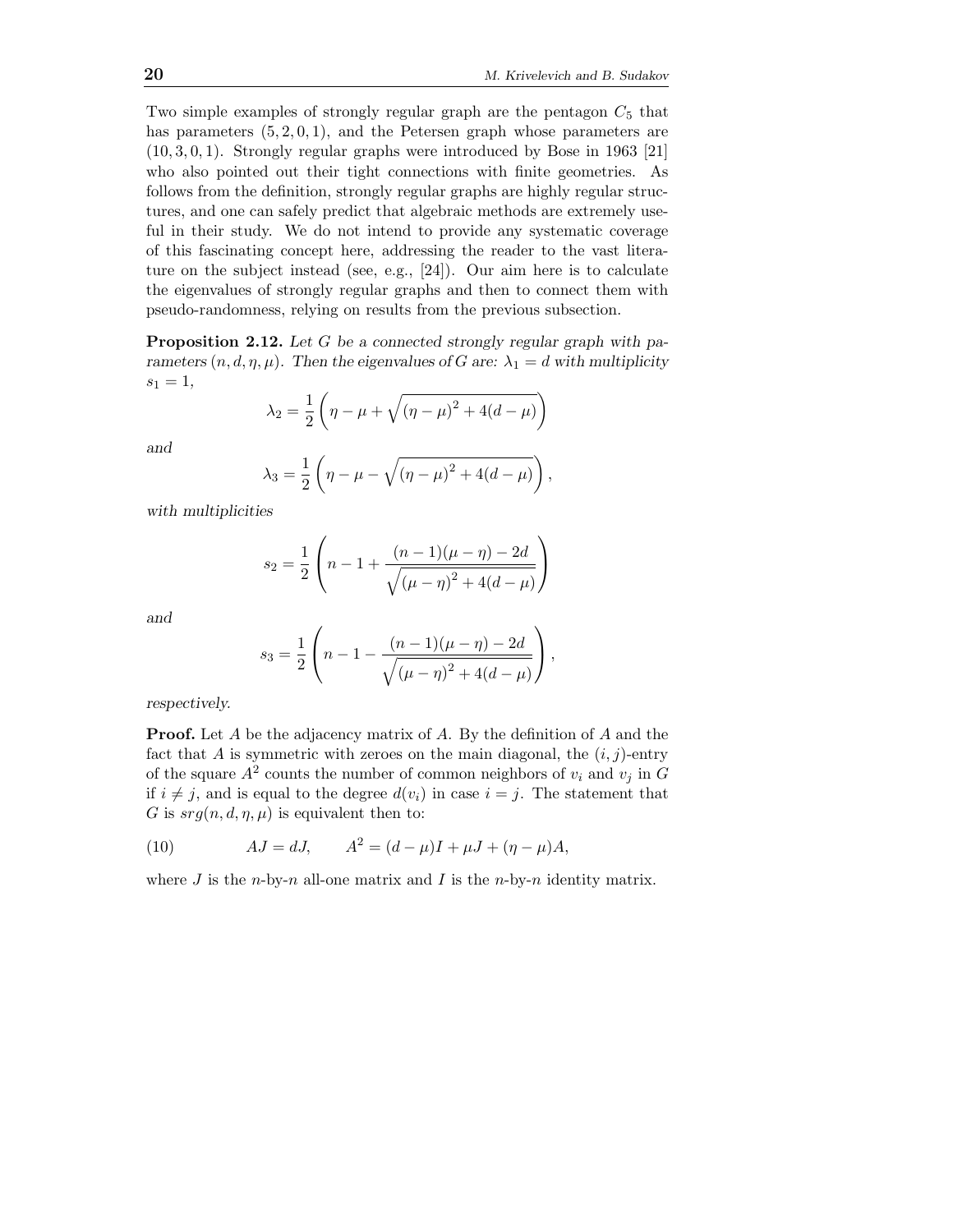Two simple examples of strongly regular graph are the pentagon $C_5$ that has parameters $(5, 2, 0, 1)$, and the Petersen graph whose parameters are $(10, 3, 0, 1)$. Strongly regular graphs were introduced by Bose in 1963 [21] who also pointed out their tight connections with finite geometries. As follows from the definition, strongly regular graphs are highly regular structures, and one can safely predict that algebraic methods are extremely useful in their study. We do not intend to provide any systematic coverage of this fascinating concept here, addressing the reader to the vast literature on the subject instead (see, e.g., [24]). Our aim here is to calculate the eigenvalues of strongly regular graphs and then to connect them with pseudo-randomness, relying on results from the previous subsection.

**Proposition 2.12.** *Let $G$ be a connected strongly regular graph with parameters $(n, d, \eta, \mu)$. Then the eigenvalues of $G$ are: $\lambda_1 = d$ with multiplicity $s_1 = 1$,*

$$\lambda_2 = \frac{1}{2}\left(\eta - \mu + \sqrt{(\eta - \mu)^2 + 4(d - \mu)}\right)$$

*and*

$$\lambda_3 = \frac{1}{2}\left(\eta - \mu - \sqrt{(\eta - \mu)^2 + 4(d - \mu)}\right),$$

*with multiplicities*

$$s_2 = \frac{1}{2}\left(n - 1 + \frac{(n-1)(\mu - \eta) - 2d}{\sqrt{(\mu - \eta)^2 + 4(d - \mu)}}\right)$$

*and*

$$s_3 = \frac{1}{2}\left(n - 1 - \frac{(n-1)(\mu - \eta) - 2d}{\sqrt{(\mu - \eta)^2 + 4(d - \mu)}}\right),$$

*respectively.*

**Proof.** Let $A$ be the adjacency matrix of $A$. By the definition of $A$ and the fact that $A$ is symmetric with zeroes on the main diagonal, the $(i, j)$-entry of the square $A^2$ counts the number of common neighbors of $v_i$ and $v_j$ in $G$ if $i \neq j$, and is equal to the degree $d(v_i)$ in case $i = j$. The statement that $G$ is $srg(n, d, \eta, \mu)$ is equivalent then to:

$$AJ = dJ, \qquad A^2 = (d - \mu)I + \mu J + (\eta - \mu)A, \tag{10}$$

where $J$ is the $n$-by-$n$ all-one matrix and $I$ is the $n$-by-$n$ identity matrix.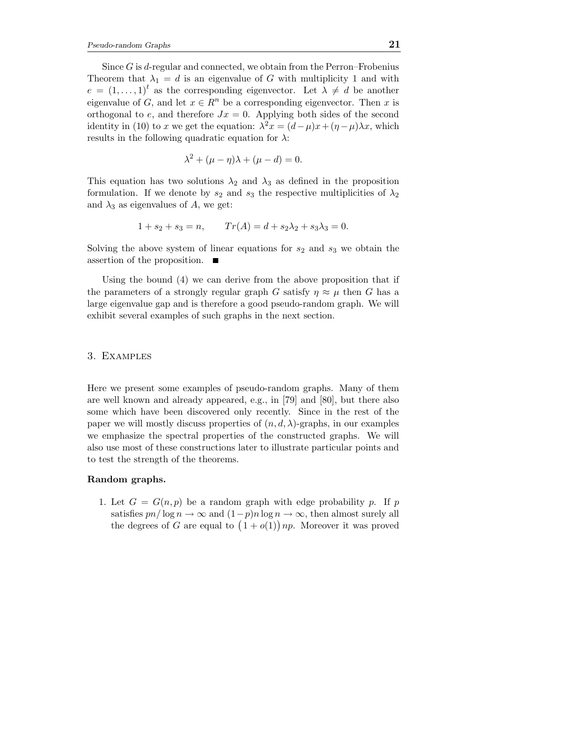Since $G$ is $d$-regular and connected, we obtain from the Perron–Frobenius Theorem that $\lambda_1 = d$ is an eigenvalue of $G$ with multiplicity 1 and with $e = (1, \ldots, 1)^t$ as the corresponding eigenvector. Let $\lambda \neq d$ be another eigenvalue of $G$, and let $x \in R^n$ be a corresponding eigenvector. Then $x$ is orthogonal to $e$, and therefore $Jx = 0$. Applying both sides of the second identity in (10) to $x$ we get the equation: $\lambda^2 x = (d-\mu)x + (\eta-\mu)\lambda x$, which results in the following quadratic equation for $\lambda$:

$$\lambda^2 + (\mu - \eta)\lambda + (\mu - d) = 0.$$

This equation has two solutions $\lambda_2$ and $\lambda_3$ as defined in the proposition formulation. If we denote by $s_2$ and $s_3$ the respective multiplicities of $\lambda_2$ and $\lambda_3$ as eigenvalues of $A$, we get:

$$1 + s_2 + s_3 = n, \qquad Tr(A) = d + s_2\lambda_2 + s_3\lambda_3 = 0.$$

Solving the above system of linear equations for $s_2$ and $s_3$ we obtain the assertion of the proposition. ■

Using the bound (4) we can derive from the above proposition that if the parameters of a strongly regular graph $G$ satisfy $\eta \approx \mu$ then $G$ has a large eigenvalue gap and is therefore a good pseudo-random graph. We will exhibit several examples of such graphs in the next section.

## 3. Examples

Here we present some examples of pseudo-random graphs. Many of them are well known and already appeared, e.g., in [79] and [80], but there also some which have been discovered only recently. Since in the rest of the paper we will mostly discuss properties of $(n, d, \lambda)$-graphs, in our examples we emphasize the spectral properties of the constructed graphs. We will also use most of these constructions later to illustrate particular points and to test the strength of the theorems.

**Random graphs.**

1. Let $G = G(n,p)$ be a random graph with edge probability $p$. If $p$ satisfies $pn/\log n \to \infty$ and $(1-p)n \log n \to \infty$, then almost surely all the degrees of $G$ are equal to $\big(1 + o(1)\big)\, np$. Moreover it was proved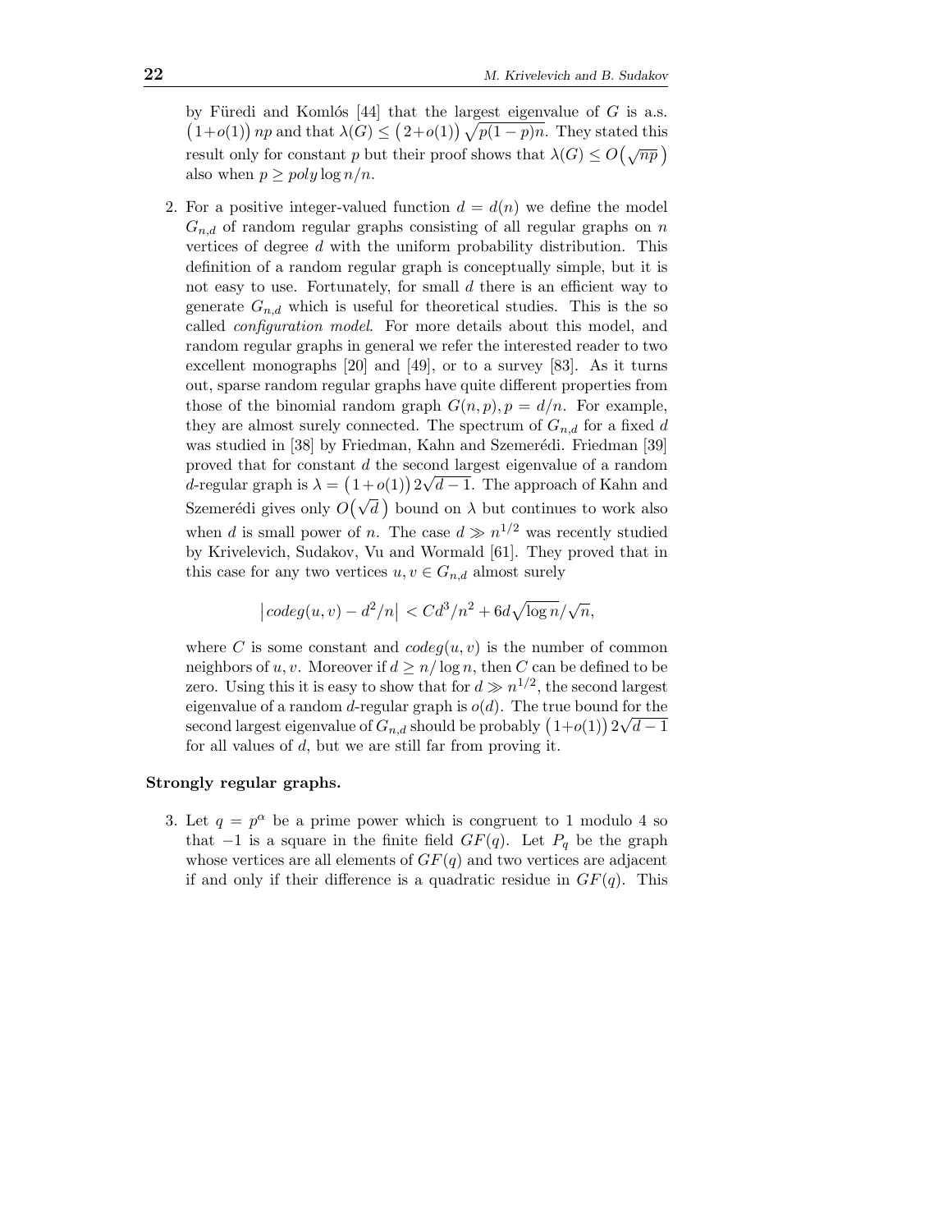by Füredi and Komlós [44] that the largest eigenvalue of $G$ is a.s. $\big(1+o(1)\big)\,np$ and that $\lambda(G) \le \big(2+o(1)\big)\sqrt{p(1-p)n}$. They stated this result only for constant $p$ but their proof shows that $\lambda(G) \le O\big(\sqrt{np}\,\big)$ also when $p \ge poly\log n/n$.

2. For a positive integer-valued function $d = d(n)$ we define the model $G_{n,d}$ of random regular graphs consisting of all regular graphs on $n$ vertices of degree $d$ with the uniform probability distribution. This definition of a random regular graph is conceptually simple, but it is not easy to use. Fortunately, for small $d$ there is an efficient way to generate $G_{n,d}$ which is useful for theoretical studies. This is the so called *configuration model*. For more details about this model, and random regular graphs in general we refer the interested reader to two excellent monographs [20] and [49], or to a survey [83]. As it turns out, sparse random regular graphs have quite different properties from those of the binomial random graph $G(n,p), p = d/n$. For example, they are almost surely connected. The spectrum of $G_{n,d}$ for a fixed $d$ was studied in [38] by Friedman, Kahn and Szemerédi. Friedman [39] proved that for constant $d$ the second largest eigenvalue of a random $d$-regular graph is $\lambda = \big(1+o(1)\big)\,2\sqrt{d-1}$. The approach of Kahn and Szemerédi gives only $O\big(\sqrt{d}\,\big)$ bound on $\lambda$ but continues to work also when $d$ is small power of $n$. The case $d \gg n^{1/2}$ was recently studied by Krivelevich, Sudakov, Vu and Wormald [61]. They proved that in this case for any two vertices $u, v \in G_{n,d}$ almost surely

$$\big|\,codeg(u,v) - d^2/n\big| \,< Cd^3/n^2 + 6d\sqrt{\log n}/\sqrt{n},$$

where $C$ is some constant and $codeg(u,v)$ is the number of common neighbors of $u, v$. Moreover if $d \ge n/\log n$, then $C$ can be defined to be zero. Using this it is easy to show that for $d \gg n^{1/2}$, the second largest eigenvalue of a random $d$-regular graph is $o(d)$. The true bound for the second largest eigenvalue of $G_{n,d}$ should be probably $\big(1+o(1)\big)\,2\sqrt{d-1}$ for all values of $d$, but we are still far from proving it.

**Strongly regular graphs.**

3. Let $q = p^{\alpha}$ be a prime power which is congruent to 1 modulo 4 so that $-1$ is a square in the finite field $GF(q)$. Let $P_q$ be the graph whose vertices are all elements of $GF(q)$ and two vertices are adjacent if and only if their difference is a quadratic residue in $GF(q)$. This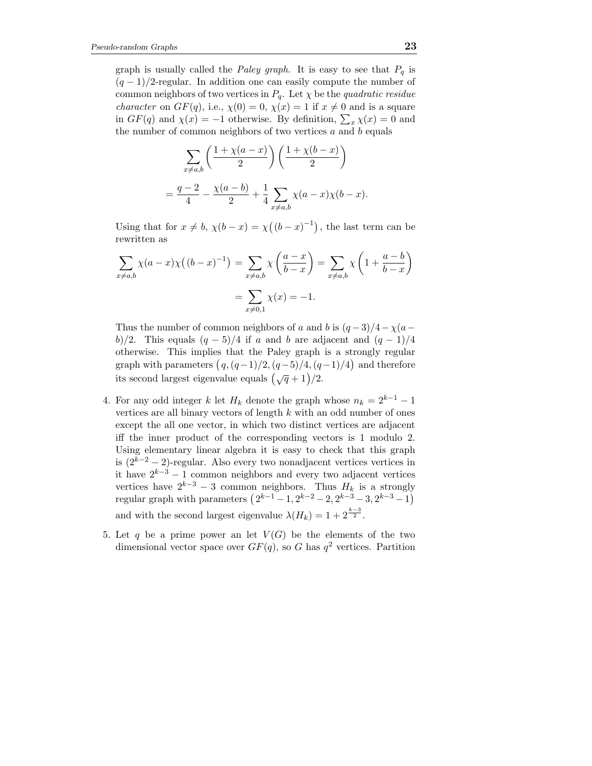graph is usually called the *Paley graph*. It is easy to see that $P_q$ is $(q-1)/2$-regular. In addition one can easily compute the number of common neighbors of two vertices in $P_q$. Let $\chi$ be the *quadratic residue character* on $GF(q)$, i.e., $\chi(0)=0$, $\chi(x)=1$ if $x \neq 0$ and is a square in $GF(q)$ and $\chi(x)=-1$ otherwise. By definition, $\sum_x \chi(x) = 0$ and the number of common neighbors of two vertices $a$ and $b$ equals

$$\sum_{x \neq a,b} \left(\frac{1+\chi(a-x)}{2}\right)\left(\frac{1+\chi(b-x)}{2}\right)$$

$$= \frac{q-2}{4} - \frac{\chi(a-b)}{2} + \frac{1}{4}\sum_{x\neq a,b}\chi(a-x)\chi(b-x).$$

Using that for $x \neq b$, $\chi(b-x) = \chi\big((b-x)^{-1}\big)$, the last term can be rewritten as

$$\sum_{x\neq a,b}\chi(a-x)\chi\big((b-x)^{-1}\big) = \sum_{x\neq a,b}\chi\left(\frac{a-x}{b-x}\right) = \sum_{x\neq a,b}\chi\left(1+\frac{a-b}{b-x}\right)$$

$$= \sum_{x\neq 0,1}\chi(x) = -1.$$

Thus the number of common neighbors of $a$ and $b$ is $(q-3)/4 - \chi(a-b)/2$. This equals $(q-5)/4$ if $a$ and $b$ are adjacent and $(q-1)/4$ otherwise. This implies that the Paley graph is a strongly regular graph with parameters $\big(q,(q-1)/2,(q-5)/4,(q-1)/4\big)$ and therefore its second largest eigenvalue equals $\big(\sqrt{q}+1\big)/2$.

4. For any odd integer $k$ let $H_k$ denote the graph whose $n_k = 2^{k-1}-1$ vertices are all binary vectors of length $k$ with an odd number of ones except the all one vector, in which two distinct vertices are adjacent iff the inner product of the corresponding vectors is 1 modulo 2. Using elementary linear algebra it is easy to check that this graph is $(2^{k-2}-2)$-regular. Also every two nonadjacent vertices vertices in it have $2^{k-3}-1$ common neighbors and every two adjacent vertices vertices have $2^{k-3}-3$ common neighbors. Thus $H_k$ is a strongly regular graph with parameters $\big(2^{k-1}-1, 2^{k-2}-2, 2^{k-3}-3, 2^{k-3}-1\big)$ and with the second largest eigenvalue $\lambda(H_k) = 1 + 2^{\frac{k-3}{2}}$.

5. Let $q$ be a prime power an let $V(G)$ be the elements of the two dimensional vector space over $GF(q)$, so $G$ has $q^2$ vertices. Partition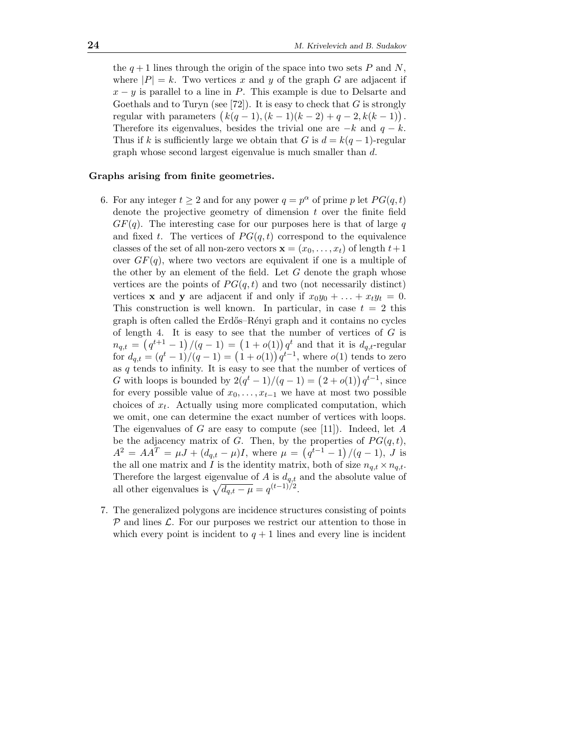the $q+1$ lines through the origin of the space into two sets $P$ and $N$, where $|P|=k$. Two vertices $x$ and $y$ of the graph $G$ are adjacent if $x-y$ is parallel to a line in $P$. This example is due to Delsarte and Goethals and to Turyn (see [72]). It is easy to check that $G$ is strongly regular with parameters $\big(k(q-1),(k-1)(k-2)+q-2,k(k-1)\big)$. Therefore its eigenvalues, besides the trivial one are $-k$ and $q-k$. Thus if $k$ is sufficiently large we obtain that $G$ is $d=k(q-1)$-regular graph whose second largest eigenvalue is much smaller than $d$.

**Graphs arising from finite geometries.**

6. For any integer $t\geq 2$ and for any power $q=p^{\alpha}$ of prime $p$ let $PG(q,t)$ denote the projective geometry of dimension $t$ over the finite field $GF(q)$. The interesting case for our purposes here is that of large $q$ and fixed $t$. The vertices of $PG(q,t)$ correspond to the equivalence classes of the set of all non-zero vectors $\mathbf{x}=(x_0,\ldots,x_t)$ of length $t+1$ over $GF(q)$, where two vectors are equivalent if one is a multiple of the other by an element of the field. Let $G$ denote the graph whose vertices are the points of $PG(q,t)$ and two (not necessarily distinct) vertices $\mathbf{x}$ and $\mathbf{y}$ are adjacent if and only if $x_0y_0+\ldots+x_ty_t=0$. This construction is well known. In particular, in case $t=2$ this graph is often called the Erdős–Rényi graph and it contains no cycles of length 4. It is easy to see that the number of vertices of $G$ is $n_{q,t}=\big(q^{t+1}-1\big)/(q-1)=\big(1+o(1)\big)q^t$ and that it is $d_{q,t}$-regular for $d_{q,t}=(q^t-1)/(q-1)=\big(1+o(1)\big)q^{t-1}$, where $o(1)$ tends to zero as $q$ tends to infinity. It is easy to see that the number of vertices of $G$ with loops is bounded by $2(q^t-1)/(q-1)=\big(2+o(1)\big)q^{t-1}$, since for every possible value of $x_0,\ldots,x_{t-1}$ we have at most two possible choices of $x_t$. Actually using more complicated computation, which we omit, one can determine the exact number of vertices with loops. The eigenvalues of $G$ are easy to compute (see [11]). Indeed, let $A$ be the adjacency matrix of $G$. Then, by the properties of $PG(q,t)$, $A^2=AA^T=\mu J+(d_{q,t}-\mu)I$, where $\mu=\big(q^{t-1}-1\big)/(q-1)$, $J$ is the all one matrix and $I$ is the identity matrix, both of size $n_{q,t}\times n_{q,t}$. Therefore the largest eigenvalue of $A$ is $d_{q,t}$ and the absolute value of all other eigenvalues is $\sqrt{d_{q,t}-\mu}=q^{(t-1)/2}$.

7. The generalized polygons are incidence structures consisting of points $\mathcal{P}$ and lines $\mathcal{L}$. For our purposes we restrict our attention to those in which every point is incident to $q+1$ lines and every line is incident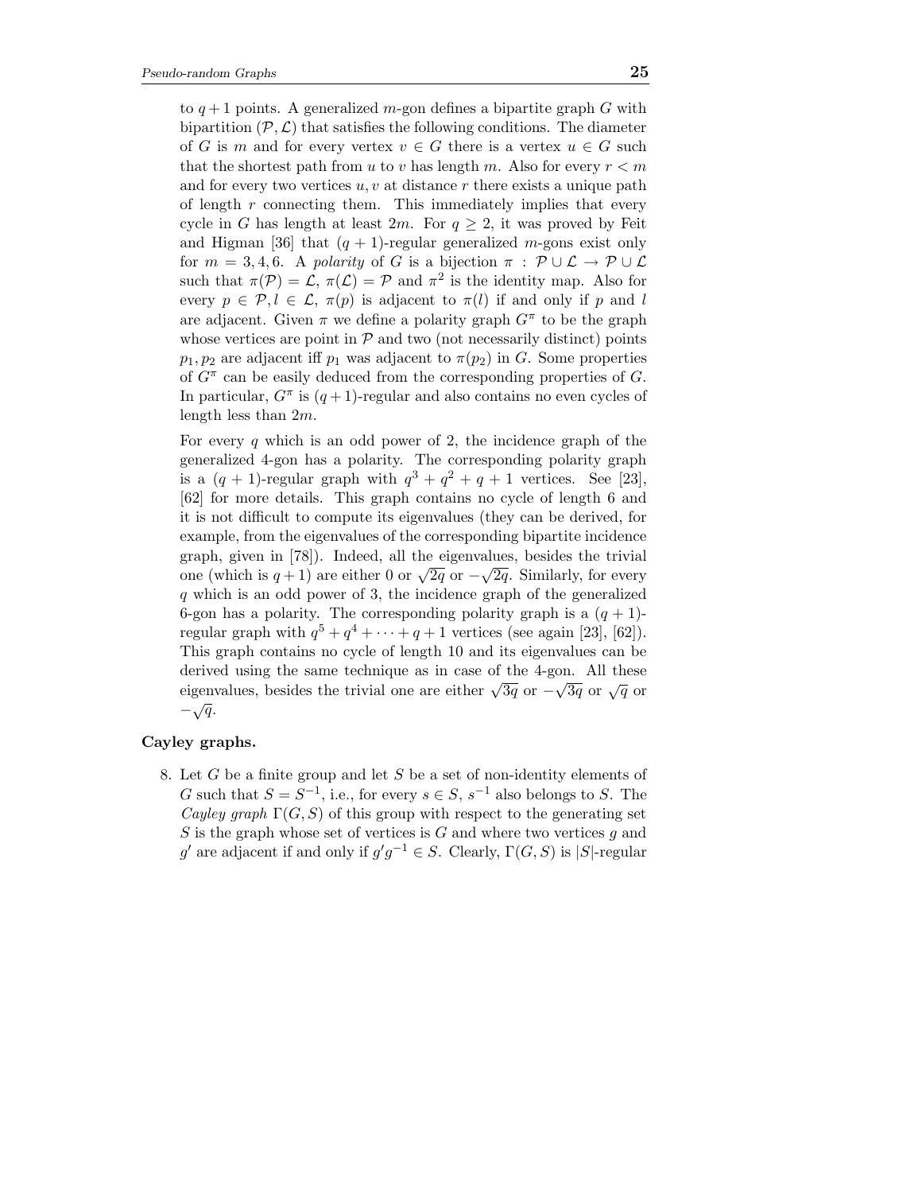to $q+1$ points. A generalized $m$-gon defines a bipartite graph $G$ with bipartition $(\mathcal{P}, \mathcal{L})$ that satisfies the following conditions. The diameter of $G$ is $m$ and for every vertex $v \in G$ there is a vertex $u \in G$ such that the shortest path from $u$ to $v$ has length $m$. Also for every $r < m$ and for every two vertices $u, v$ at distance $r$ there exists a unique path of length $r$ connecting them. This immediately implies that every cycle in $G$ has length at least $2m$. For $q \geq 2$, it was proved by Feit and Higman [36] that $(q+1)$-regular generalized $m$-gons exist only for $m = 3, 4, 6$. A *polarity* of $G$ is a bijection $\pi : \mathcal{P} \cup \mathcal{L} \to \mathcal{P} \cup \mathcal{L}$ such that $\pi(\mathcal{P}) = \mathcal{L}$, $\pi(\mathcal{L}) = \mathcal{P}$ and $\pi^2$ is the identity map. Also for every $p \in \mathcal{P}, l \in \mathcal{L}$, $\pi(p)$ is adjacent to $\pi(l)$ if and only if $p$ and $l$ are adjacent. Given $\pi$ we define a polarity graph $G^\pi$ to be the graph whose vertices are point in $\mathcal{P}$ and two (not necessarily distinct) points $p_1, p_2$ are adjacent iff $p_1$ was adjacent to $\pi(p_2)$ in $G$. Some properties of $G^\pi$ can be easily deduced from the corresponding properties of $G$. In particular, $G^\pi$ is $(q+1)$-regular and also contains no even cycles of length less than $2m$.

For every $q$ which is an odd power of 2, the incidence graph of the generalized 4-gon has a polarity. The corresponding polarity graph is a $(q+1)$-regular graph with $q^3 + q^2 + q + 1$ vertices. See [23], [62] for more details. This graph contains no cycle of length 6 and it is not difficult to compute its eigenvalues (they can be derived, for example, from the eigenvalues of the corresponding bipartite incidence graph, given in [78]). Indeed, all the eigenvalues, besides the trivial one (which is $q+1$) are either 0 or $\sqrt{2q}$ or $-\sqrt{2q}$. Similarly, for every $q$ which is an odd power of 3, the incidence graph of the generalized 6-gon has a polarity. The corresponding polarity graph is a $(q+1)$-regular graph with $q^5 + q^4 + \cdots + q + 1$ vertices (see again [23], [62]). This graph contains no cycle of length 10 and its eigenvalues can be derived using the same technique as in case of the 4-gon. All these eigenvalues, besides the trivial one are either $\sqrt{3q}$ or $-\sqrt{3q}$ or $\sqrt{q}$ or $-\sqrt{q}$.

**Cayley graphs.**

8. Let $G$ be a finite group and let $S$ be a set of non-identity elements of $G$ such that $S = S^{-1}$, i.e., for every $s \in S$, $s^{-1}$ also belongs to $S$. The *Cayley graph* $\Gamma(G, S)$ of this group with respect to the generating set $S$ is the graph whose set of vertices is $G$ and where two vertices $g$ and $g'$ are adjacent if and only if $g'g^{-1} \in S$. Clearly, $\Gamma(G, S)$ is $|S|$-regular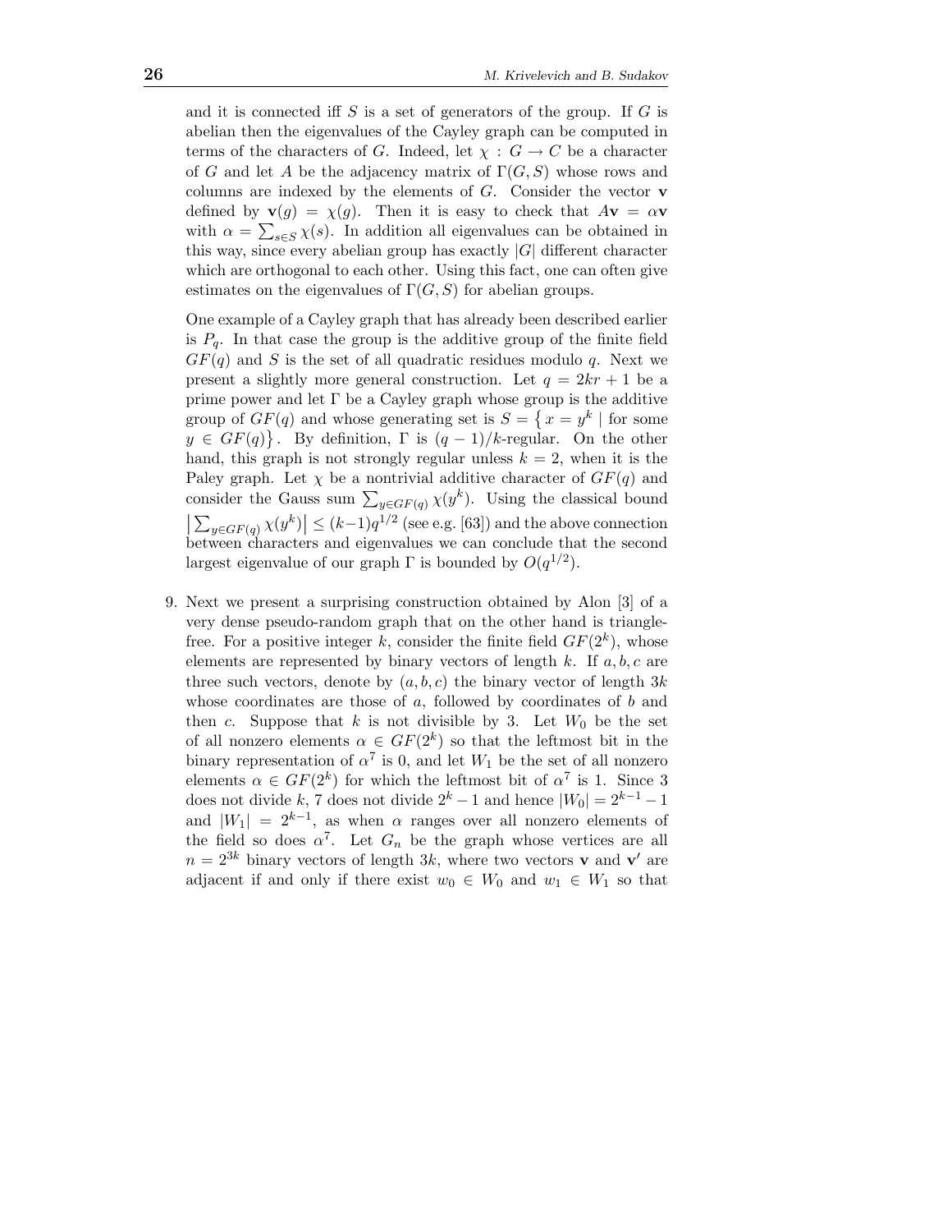and it is connected iff $S$ is a set of generators of the group. If $G$ is abelian then the eigenvalues of the Cayley graph can be computed in terms of the characters of $G$. Indeed, let $\chi : G \to C$ be a character of $G$ and let $A$ be the adjacency matrix of $\Gamma(G, S)$ whose rows and columns are indexed by the elements of $G$. Consider the vector $\mathbf{v}$ defined by $\mathbf{v}(g) = \chi(g)$. Then it is easy to check that $A\mathbf{v} = \alpha\mathbf{v}$ with $\alpha = \sum_{s \in S} \chi(s)$. In addition all eigenvalues can be obtained in this way, since every abelian group has exactly $|G|$ different character which are orthogonal to each other. Using this fact, one can often give estimates on the eigenvalues of $\Gamma(G, S)$ for abelian groups.

One example of a Cayley graph that has already been described earlier is $P_q$. In that case the group is the additive group of the finite field $GF(q)$ and $S$ is the set of all quadratic residues modulo $q$. Next we present a slightly more general construction. Let $q = 2kr + 1$ be a prime power and let $\Gamma$ be a Cayley graph whose group is the additive group of $GF(q)$ and whose generating set is $S = \{ x = y^k \mid \text{for some } y \in GF(q) \}$. By definition, $\Gamma$ is $(q-1)/k$-regular. On the other hand, this graph is not strongly regular unless $k = 2$, when it is the Paley graph. Let $\chi$ be a nontrivial additive character of $GF(q)$ and consider the Gauss sum $\sum_{y \in GF(q)} \chi(y^k)$. Using the classical bound $\left| \sum_{y \in GF(q)} \chi(y^k) \right| \le (k-1)q^{1/2}$ (see e.g. [63]) and the above connection between characters and eigenvalues we can conclude that the second largest eigenvalue of our graph $\Gamma$ is bounded by $O(q^{1/2})$.

9. Next we present a surprising construction obtained by Alon [3] of a very dense pseudo-random graph that on the other hand is triangle-free. For a positive integer $k$, consider the finite field $GF(2^k)$, whose elements are represented by binary vectors of length $k$. If $a, b, c$ are three such vectors, denote by $(a, b, c)$ the binary vector of length $3k$ whose coordinates are those of $a$, followed by coordinates of $b$ and then $c$. Suppose that $k$ is not divisible by 3. Let $W_0$ be the set of all nonzero elements $\alpha \in GF(2^k)$ so that the leftmost bit in the binary representation of $\alpha^7$ is 0, and let $W_1$ be the set of all nonzero elements $\alpha \in GF(2^k)$ for which the leftmost bit of $\alpha^7$ is 1. Since 3 does not divide $k$, 7 does not divide $2^k - 1$ and hence $|W_0| = 2^{k-1} - 1$ and $|W_1| = 2^{k-1}$, as when $\alpha$ ranges over all nonzero elements of the field so does $\alpha^7$. Let $G_n$ be the graph whose vertices are all $n = 2^{3k}$ binary vectors of length $3k$, where two vectors $\mathbf{v}$ and $\mathbf{v}'$ are adjacent if and only if there exist $w_0 \in W_0$ and $w_1 \in W_1$ so that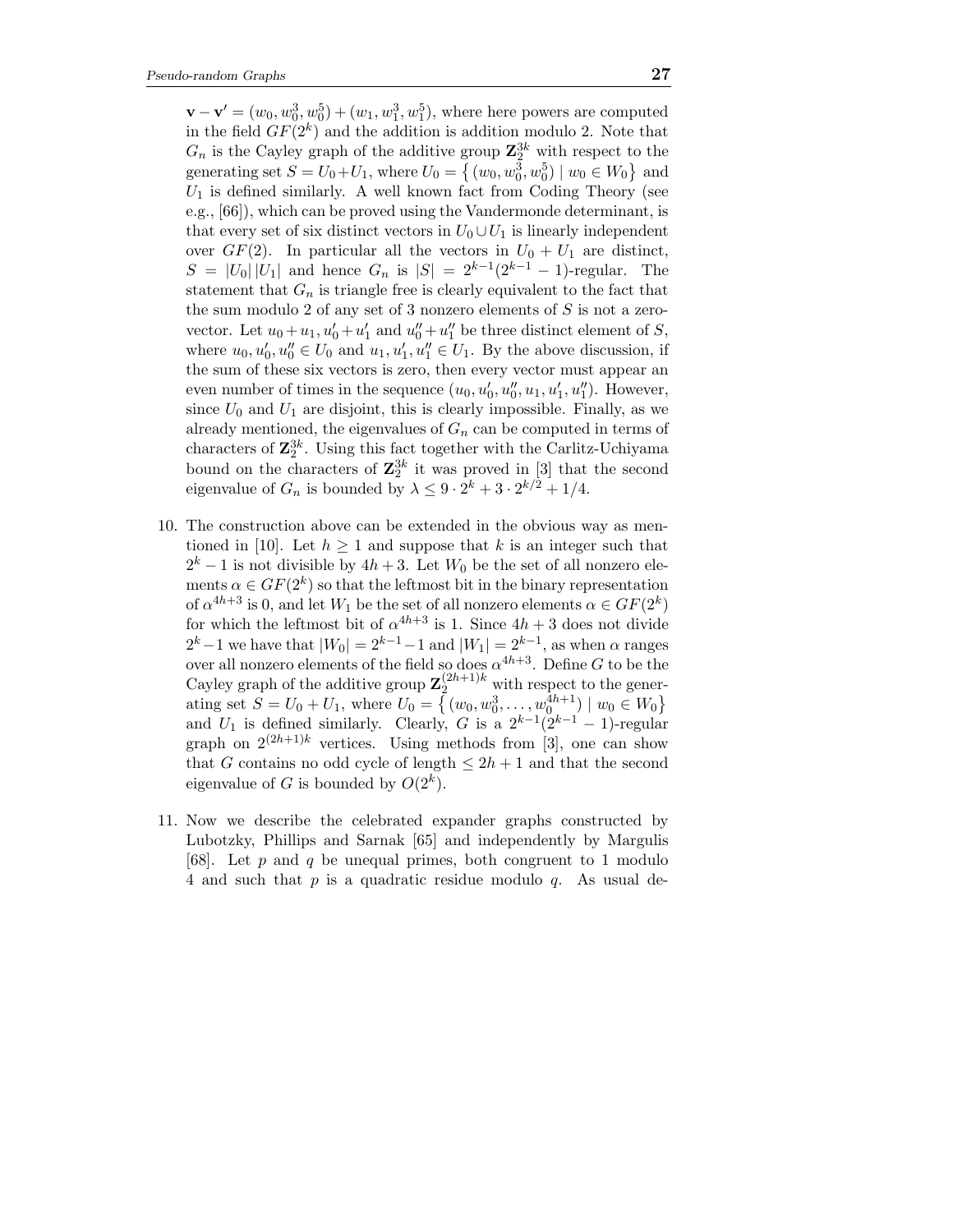$\mathbf{v} - \mathbf{v}' = (w_0, w_0^3, w_0^5) + (w_1, w_1^3, w_1^5)$, where here powers are computed in the field $GF(2^k)$ and the addition is addition modulo 2. Note that $G_n$ is the Cayley graph of the additive group $\mathbf{Z}_2^{3k}$ with respect to the generating set $S = U_0 + U_1$, where $U_0 = \{(w_0, w_0^3, w_0^5) \mid w_0 \in W_0\}$ and $U_1$ is defined similarly. A well known fact from Coding Theory (see e.g., [66]), which can be proved using the Vandermonde determinant, is that every set of six distinct vectors in $U_0 \cup U_1$ is linearly independent over $GF(2)$. In particular all the vectors in $U_0 + U_1$ are distinct, $S = |U_0|\,|U_1|$ and hence $G_n$ is $|S| = 2^{k-1}(2^{k-1} - 1)$-regular. The statement that $G_n$ is triangle free is clearly equivalent to the fact that the sum modulo 2 of any set of 3 nonzero elements of $S$ is not a zero-vector. Let $u_0 + u_1, u_0' + u_1'$ and $u_0'' + u_1''$ be three distinct element of $S$, where $u_0, u_0', u_0'' \in U_0$ and $u_1, u_1', u_1'' \in U_1$. By the above discussion, if the sum of these six vectors is zero, then every vector must appear an even number of times in the sequence $(u_0, u_0', u_0'', u_1, u_1', u_1'')$. However, since $U_0$ and $U_1$ are disjoint, this is clearly impossible. Finally, as we already mentioned, the eigenvalues of $G_n$ can be computed in terms of characters of $\mathbf{Z}_2^{3k}$. Using this fact together with the Carlitz-Uchiyama bound on the characters of $\mathbf{Z}_2^{3k}$ it was proved in [3] that the second eigenvalue of $G_n$ is bounded by $\lambda \leq 9 \cdot 2^k + 3 \cdot 2^{k/2} + 1/4$.

10. The construction above can be extended in the obvious way as mentioned in [10]. Let $h \geq 1$ and suppose that $k$ is an integer such that $2^k - 1$ is not divisible by $4h + 3$. Let $W_0$ be the set of all nonzero elements $\alpha \in GF(2^k)$ so that the leftmost bit in the binary representation of $\alpha^{4h+3}$ is 0, and let $W_1$ be the set of all nonzero elements $\alpha \in GF(2^k)$ for which the leftmost bit of $\alpha^{4h+3}$ is 1. Since $4h + 3$ does not divide $2^k - 1$ we have that $|W_0| = 2^{k-1} - 1$ and $|W_1| = 2^{k-1}$, as when $\alpha$ ranges over all nonzero elements of the field so does $\alpha^{4h+3}$. Define $G$ to be the Cayley graph of the additive group $\mathbf{Z}_2^{(2h+1)k}$ with respect to the generating set $S = U_0 + U_1$, where $U_0 = \{(w_0, w_0^3, \ldots, w_0^{4h+1}) \mid w_0 \in W_0\}$ and $U_1$ is defined similarly. Clearly, $G$ is a $2^{k-1}(2^{k-1} - 1)$-regular graph on $2^{(2h+1)k}$ vertices. Using methods from [3], one can show that $G$ contains no odd cycle of length $\leq 2h + 1$ and that the second eigenvalue of $G$ is bounded by $O(2^k)$.

11. Now we describe the celebrated expander graphs constructed by Lubotzky, Phillips and Sarnak [65] and independently by Margulis [68]. Let $p$ and $q$ be unequal primes, both congruent to 1 modulo 4 and such that $p$ is a quadratic residue modulo $q$. As usual de-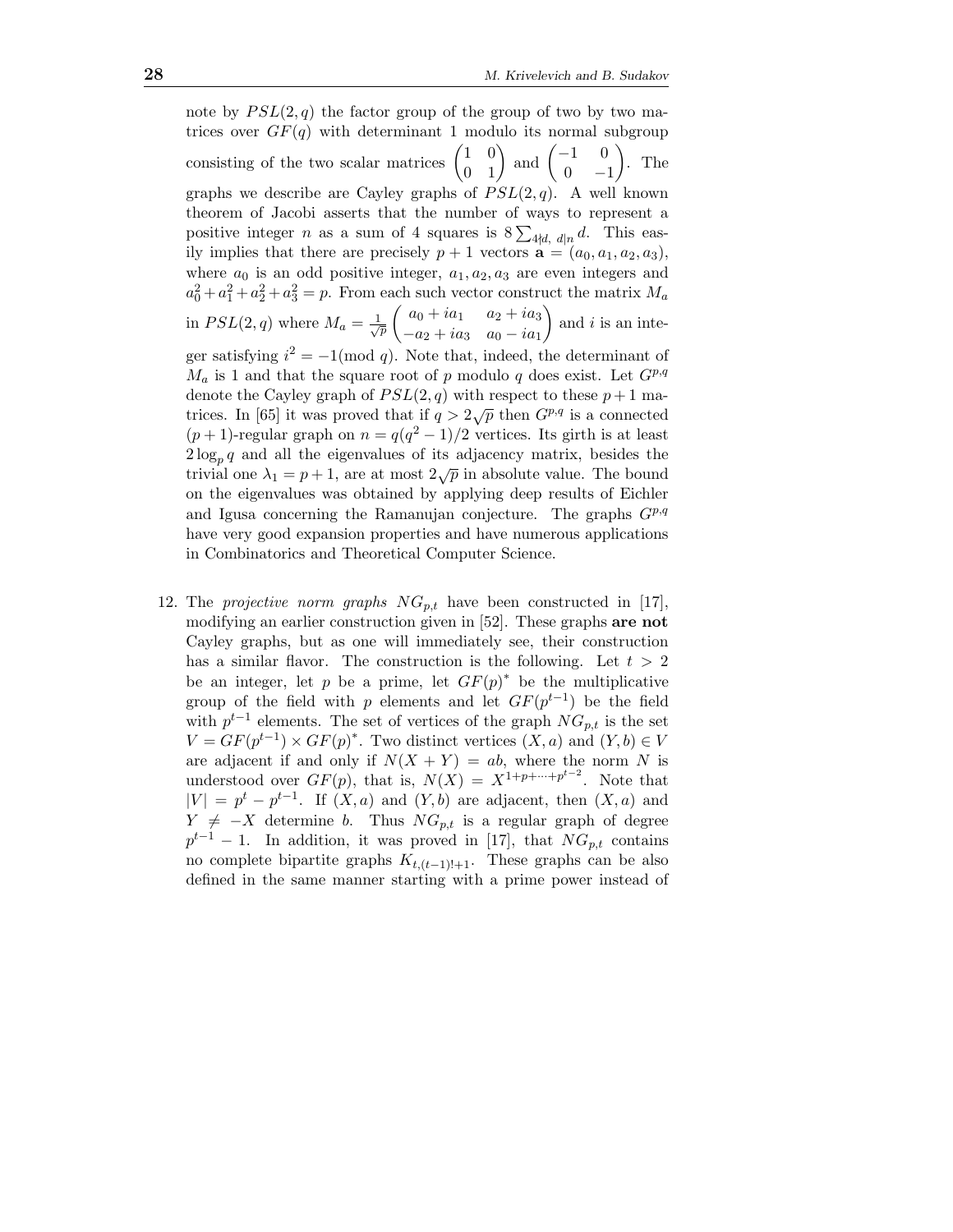note by $PSL(2,q)$ the factor group of the group of two by two matrices over $GF(q)$ with determinant 1 modulo its normal subgroup consisting of the two scalar matrices $\begin{pmatrix} 1 & 0 \\ 0 & 1 \end{pmatrix}$ and $\begin{pmatrix} -1 & 0 \\ 0 & -1 \end{pmatrix}$. The graphs we describe are Cayley graphs of $PSL(2,q)$. A well known theorem of Jacobi asserts that the number of ways to represent a positive integer $n$ as a sum of 4 squares is $8\sum_{4\nmid d,\ d|n} d$. This easily implies that there are precisely $p+1$ vectors $\mathbf{a} = (a_0, a_1, a_2, a_3)$, where $a_0$ is an odd positive integer, $a_1, a_2, a_3$ are even integers and $a_0^2 + a_1^2 + a_2^2 + a_3^2 = p$. From each such vector construct the matrix $M_a$ in $PSL(2,q)$ where $M_a = \frac{1}{\sqrt{p}} \begin{pmatrix} a_0 + ia_1 & a_2 + ia_3 \\ -a_2 + ia_3 & a_0 - ia_1 \end{pmatrix}$ and $i$ is an integer satisfying $i^2 = -1 (\bmod q)$. Note that, indeed, the determinant of $M_a$ is 1 and that the square root of $p$ modulo $q$ does exist. Let $G^{p,q}$ denote the Cayley graph of $PSL(2,q)$ with respect to these $p+1$ matrices. In [65] it was proved that if $q > 2\sqrt{p}$ then $G^{p,q}$ is a connected $(p+1)$-regular graph on $n = q(q^2-1)/2$ vertices. Its girth is at least $2\log_p q$ and all the eigenvalues of its adjacency matrix, besides the trivial one $\lambda_1 = p+1$, are at most $2\sqrt{p}$ in absolute value. The bound on the eigenvalues was obtained by applying deep results of Eichler and Igusa concerning the Ramanujan conjecture. The graphs $G^{p,q}$ have very good expansion properties and have numerous applications in Combinatorics and Theoretical Computer Science.

12. The *projective norm graphs* $NG_{p,t}$ have been constructed in [17], modifying an earlier construction given in [52]. These graphs **are not** Cayley graphs, but as one will immediately see, their construction has a similar flavor. The construction is the following. Let $t > 2$ be an integer, let $p$ be a prime, let $GF(p)^*$ be the multiplicative group of the field with $p$ elements and let $GF(p^{t-1})$ be the field with $p^{t-1}$ elements. The set of vertices of the graph $NG_{p,t}$ is the set $V = GF(p^{t-1}) \times GF(p)^*$. Two distinct vertices $(X,a)$ and $(Y,b) \in V$ are adjacent if and only if $N(X+Y) = ab$, where the norm $N$ is understood over $GF(p)$, that is, $N(X) = X^{1+p+\cdots+p^{t-2}}$. Note that $|V| = p^t - p^{t-1}$. If $(X,a)$ and $(Y,b)$ are adjacent, then $(X,a)$ and $Y \neq -X$ determine $b$. Thus $NG_{p,t}$ is a regular graph of degree $p^{t-1} - 1$. In addition, it was proved in [17], that $NG_{p,t}$ contains no complete bipartite graphs $K_{t,(t-1)!+1}$. These graphs can be also defined in the same manner starting with a prime power instead of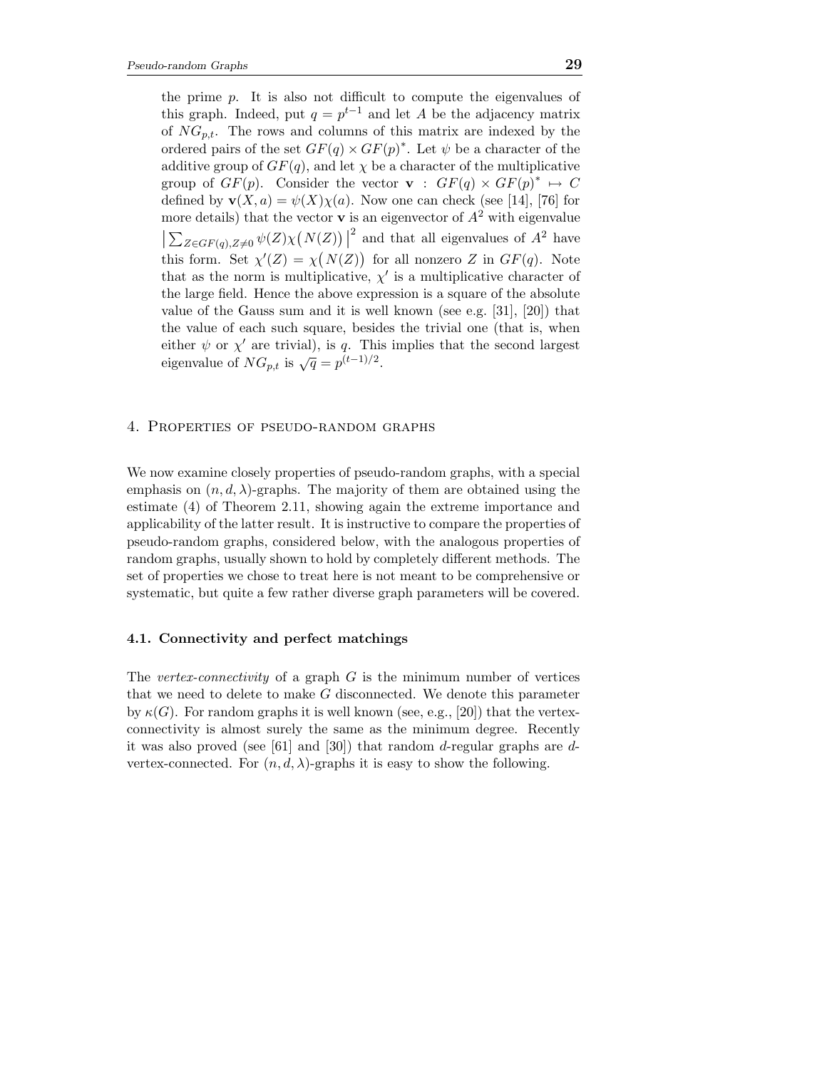the prime $p$. It is also not difficult to compute the eigenvalues of this graph. Indeed, put $q = p^{t-1}$ and let $A$ be the adjacency matrix of $NG_{p,t}$. The rows and columns of this matrix are indexed by the ordered pairs of the set $GF(q) \times GF(p)^*$. Let $\psi$ be a character of the additive group of $GF(q)$, and let $\chi$ be a character of the multiplicative group of $GF(p)$. Consider the vector $\mathbf{v} : GF(q) \times GF(p)^* \mapsto C$ defined by $\mathbf{v}(X, a) = \psi(X)\chi(a)$. Now one can check (see [14], [76] for more details) that the vector $\mathbf{v}$ is an eigenvector of $A^2$ with eigenvalue $\big|\sum_{Z \in GF(q), Z \neq 0} \psi(Z)\chi\big(N(Z)\big)\big|^2$ and that all eigenvalues of $A^2$ have this form. Set $\chi'(Z) = \chi\big(N(Z)\big)$ for all nonzero $Z$ in $GF(q)$. Note that as the norm is multiplicative, $\chi'$ is a multiplicative character of the large field. Hence the above expression is a square of the absolute value of the Gauss sum and it is well known (see e.g. [31], [20]) that the value of each such square, besides the trivial one (that is, when either $\psi$ or $\chi'$ are trivial), is $q$. This implies that the second largest eigenvalue of $NG_{p,t}$ is $\sqrt{q} = p^{(t-1)/2}$.

## 4. Properties of pseudo-random graphs

We now examine closely properties of pseudo-random graphs, with a special emphasis on $(n, d, \lambda)$-graphs. The majority of them are obtained using the estimate (4) of Theorem 2.11, showing again the extreme importance and applicability of the latter result. It is instructive to compare the properties of pseudo-random graphs, considered below, with the analogous properties of random graphs, usually shown to hold by completely different methods. The set of properties we chose to treat here is not meant to be comprehensive or systematic, but quite a few rather diverse graph parameters will be covered.

### 4.1. Connectivity and perfect matchings

The *vertex-connectivity* of a graph $G$ is the minimum number of vertices that we need to delete to make $G$ disconnected. We denote this parameter by $\kappa(G)$. For random graphs it is well known (see, e.g., [20]) that the vertex-connectivity is almost surely the same as the minimum degree. Recently it was also proved (see [61] and [30]) that random $d$-regular graphs are $d$-vertex-connected. For $(n, d, \lambda)$-graphs it is easy to show the following.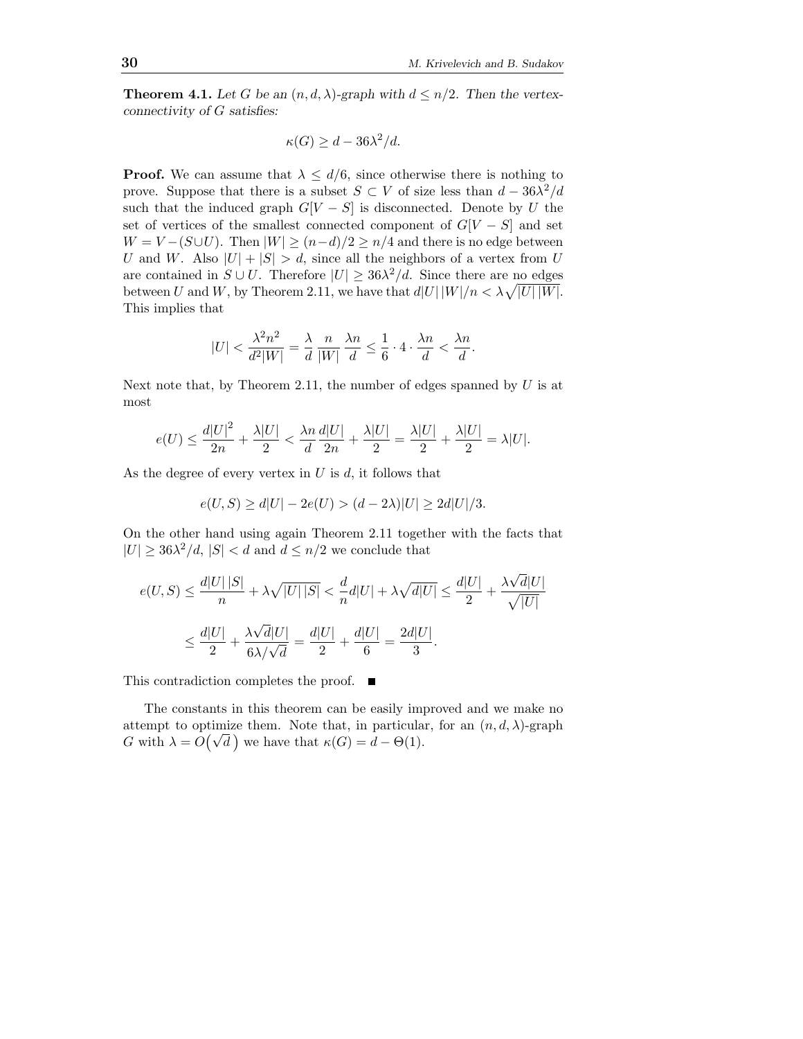**Theorem 4.1.** *Let $G$ be an $(n, d, \lambda)$-graph with $d \leq n/2$. Then the vertex-connectivity of $G$ satisfies:*

$$\kappa(G) \geq d - 36\lambda^2/d.$$

**Proof.** We can assume that $\lambda \leq d/6$, since otherwise there is nothing to prove. Suppose that there is a subset $S \subset V$ of size less than $d - 36\lambda^2/d$ such that the induced graph $G[V - S]$ is disconnected. Denote by $U$ the set of vertices of the smallest connected component of $G[V - S]$ and set $W = V - (S \cup U)$. Then $|W| \geq (n-d)/2 \geq n/4$ and there is no edge between $U$ and $W$. Also $|U| + |S| > d$, since all the neighbors of a vertex from $U$ are contained in $S \cup U$. Therefore $|U| \geq 36\lambda^2/d$. Since there are no edges between $U$ and $W$, by Theorem 2.11, we have that $d|U|\,|W|/n < \lambda\sqrt{|U|\,|W|}$. This implies that

$$|U| < \frac{\lambda^2 n^2}{d^2 |W|} = \frac{\lambda}{d}\,\frac{n}{|W|}\,\frac{\lambda n}{d} \leq \frac{1}{6} \cdot 4 \cdot \frac{\lambda n}{d} < \frac{\lambda n}{d}.$$

Next note that, by Theorem 2.11, the number of edges spanned by $U$ is at most

$$e(U) \leq \frac{d|U|^2}{2n} + \frac{\lambda|U|}{2} < \frac{\lambda n}{d}\,\frac{d|U|}{2n} + \frac{\lambda|U|}{2} = \frac{\lambda|U|}{2} + \frac{\lambda|U|}{2} = \lambda|U|.$$

As the degree of every vertex in $U$ is $d$, it follows that

$$e(U, S) \geq d|U| - 2e(U) > (d - 2\lambda)|U| \geq 2d|U|/3.$$

On the other hand using again Theorem 2.11 together with the facts that $|U| \geq 36\lambda^2/d$, $|S| < d$ and $d \leq n/2$ we conclude that

$$e(U, S) \leq \frac{d|U|\,|S|}{n} + \lambda\sqrt{|U|\,|S|} < \frac{d}{n} d|U| + \lambda\sqrt{d|U|} \leq \frac{d|U|}{2} + \frac{\lambda\sqrt{d}|U|}{\sqrt{|U|}}$$

$$\leq \frac{d|U|}{2} + \frac{\lambda\sqrt{d}|U|}{6\lambda/\sqrt{d}} = \frac{d|U|}{2} + \frac{d|U|}{6} = \frac{2d|U|}{3}.$$

This contradiction completes the proof. ∎

The constants in this theorem can be easily improved and we make no attempt to optimize them. Note that, in particular, for an $(n, d, \lambda)$-graph $G$ with $\lambda = O(\sqrt{d})$ we have that $\kappa(G) = d - \Theta(1)$.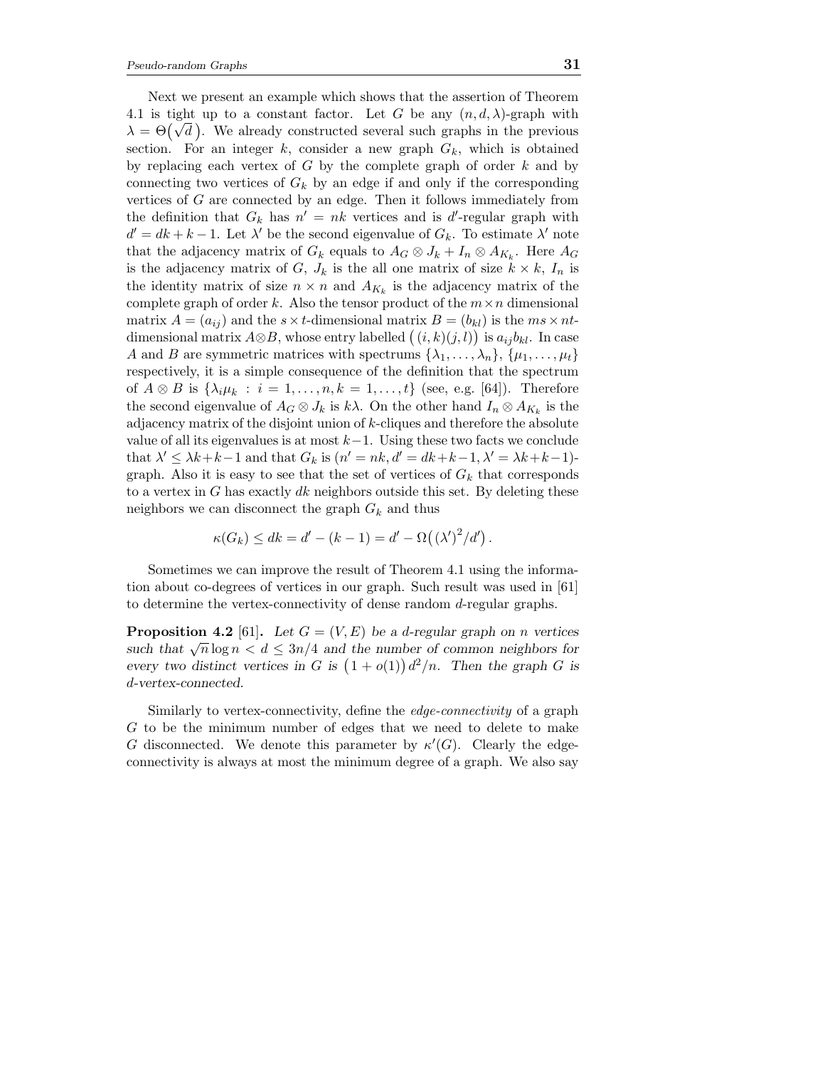Next we present an example which shows that the assertion of Theorem 4.1 is tight up to a constant factor. Let $G$ be any $(n, d, \lambda)$-graph with $\lambda = \Theta\big(\sqrt{d}\,\big)$. We already constructed several such graphs in the previous section. For an integer $k$, consider a new graph $G_k$, which is obtained by replacing each vertex of $G$ by the complete graph of order $k$ and by connecting two vertices of $G_k$ by an edge if and only if the corresponding vertices of $G$ are connected by an edge. Then it follows immediately from the definition that $G_k$ has $n' = nk$ vertices and is $d'$-regular graph with $d' = dk + k - 1$. Let $\lambda'$ be the second eigenvalue of $G_k$. To estimate $\lambda'$ note that the adjacency matrix of $G_k$ equals to $A_G \otimes J_k + I_n \otimes A_{K_k}$. Here $A_G$ is the adjacency matrix of $G$, $J_k$ is the all one matrix of size $k \times k$, $I_n$ is the identity matrix of size $n \times n$ and $A_{K_k}$ is the adjacency matrix of the complete graph of order $k$. Also the tensor product of the $m \times n$ dimensional matrix $A = (a_{ij})$ and the $s \times t$-dimensional matrix $B = (b_{kl})$ is the $ms \times nt$-dimensional matrix $A \otimes B$, whose entry labelled $\big((i,k)(j,l)\big)$ is $a_{ij}b_{kl}$. In case $A$ and $B$ are symmetric matrices with spectrums $\{\lambda_1, \ldots, \lambda_n\}$, $\{\mu_1, \ldots, \mu_t\}$ respectively, it is a simple consequence of the definition that the spectrum of $A \otimes B$ is $\{\lambda_i \mu_k \,:\, i = 1, \ldots, n, k = 1, \ldots, t\}$ (see, e.g. [64]). Therefore the second eigenvalue of $A_G \otimes J_k$ is $k\lambda$. On the other hand $I_n \otimes A_{K_k}$ is the adjacency matrix of the disjoint union of $k$-cliques and therefore the absolute value of all its eigenvalues is at most $k-1$. Using these two facts we conclude that $\lambda' \leq \lambda k + k - 1$ and that $G_k$ is $(n' = nk, d' = dk + k - 1, \lambda' = \lambda k + k - 1)$-graph. Also it is easy to see that the set of vertices of $G_k$ that corresponds to a vertex in $G$ has exactly $dk$ neighbors outside this set. By deleting these neighbors we can disconnect the graph $G_k$ and thus

$$\kappa(G_k) \leq dk = d' - (k - 1) = d' - \Omega\big((\lambda')^2/d'\big)\,.$$

Sometimes we can improve the result of Theorem 4.1 using the information about co-degrees of vertices in our graph. Such result was used in [61] to determine the vertex-connectivity of dense random $d$-regular graphs.

**Proposition 4.2** [61]**.** *Let $G = (V, E)$ be a $d$-regular graph on $n$ vertices such that $\sqrt{n}\log n < d \leq 3n/4$ and the number of common neighbors for every two distinct vertices in $G$ is $\big(1 + o(1)\big)\, d^2/n$. Then the graph $G$ is $d$-vertex-connected.*

Similarly to vertex-connectivity, define the *edge-connectivity* of a graph $G$ to be the minimum number of edges that we need to delete to make $G$ disconnected. We denote this parameter by $\kappa'(G)$. Clearly the edge-connectivity is always at most the minimum degree of a graph. We also say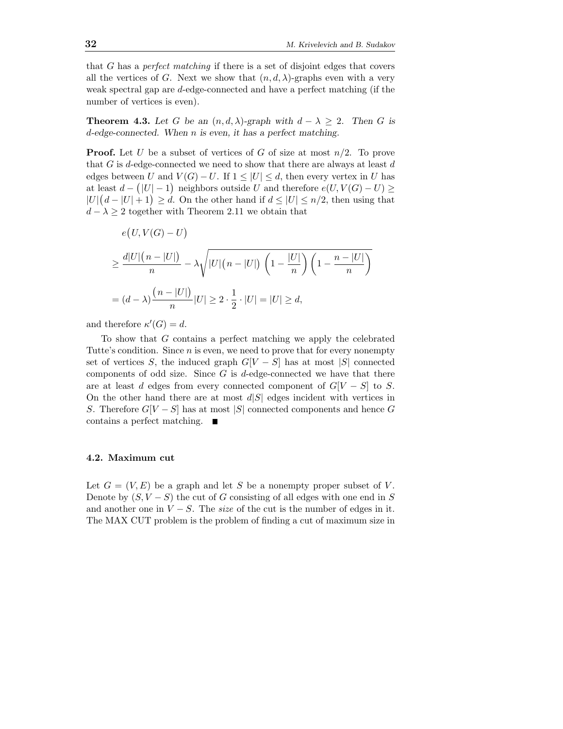that $G$ has a *perfect matching* if there is a set of disjoint edges that covers all the vertices of $G$. Next we show that $(n, d, \lambda)$-graphs even with a very weak spectral gap are $d$-edge-connected and have a perfect matching (if the number of vertices is even).

**Theorem 4.3.** *Let $G$ be an $(n, d, \lambda)$-graph with $d - \lambda \geq 2$. Then $G$ is $d$-edge-connected. When $n$ is even, it has a perfect matching.*

**Proof.** Let $U$ be a subset of vertices of $G$ of size at most $n/2$. To prove that $G$ is $d$-edge-connected we need to show that there are always at least $d$ edges between $U$ and $V(G) - U$. If $1 \leq |U| \leq d$, then every vertex in $U$ has at least $d - \big(|U| - 1\big)$ neighbors outside $U$ and therefore $e(U, V(G) - U) \geq |U|\big(d - |U| + 1\big) \geq d$. On the other hand if $d \leq |U| \leq n/2$, then using that $d - \lambda \geq 2$ together with Theorem 2.11 we obtain that

$$
\begin{aligned}
&e\big(U, V(G) - U\big) \\
&\geq \frac{d|U|\big(n - |U|\big)}{n} - \lambda\sqrt{|U|\big(n - |U|\big)\left(1 - \frac{|U|}{n}\right)\left(1 - \frac{n - |U|}{n}\right)} \\
&= (d - \lambda)\frac{\big(n - |U|\big)}{n}|U| \geq 2 \cdot \frac{1}{2} \cdot |U| = |U| \geq d,
\end{aligned}
$$

and therefore $\kappa'(G) = d$.

To show that $G$ contains a perfect matching we apply the celebrated Tutte's condition. Since $n$ is even, we need to prove that for every nonempty set of vertices $S$, the induced graph $G[V - S]$ has at most $|S|$ connected components of odd size. Since $G$ is $d$-edge-connected we have that there are at least $d$ edges from every connected component of $G[V - S]$ to $S$. On the other hand there are at most $d|S|$ edges incident with vertices in $S$. Therefore $G[V - S]$ has at most $|S|$ connected components and hence $G$ contains a perfect matching. ■

### 4.2. Maximum cut

Let $G = (V, E)$ be a graph and let $S$ be a nonempty proper subset of $V$. Denote by $(S, V - S)$ the cut of $G$ consisting of all edges with one end in $S$ and another one in $V - S$. The *size* of the cut is the number of edges in it. The MAX CUT problem is the problem of finding a cut of maximum size in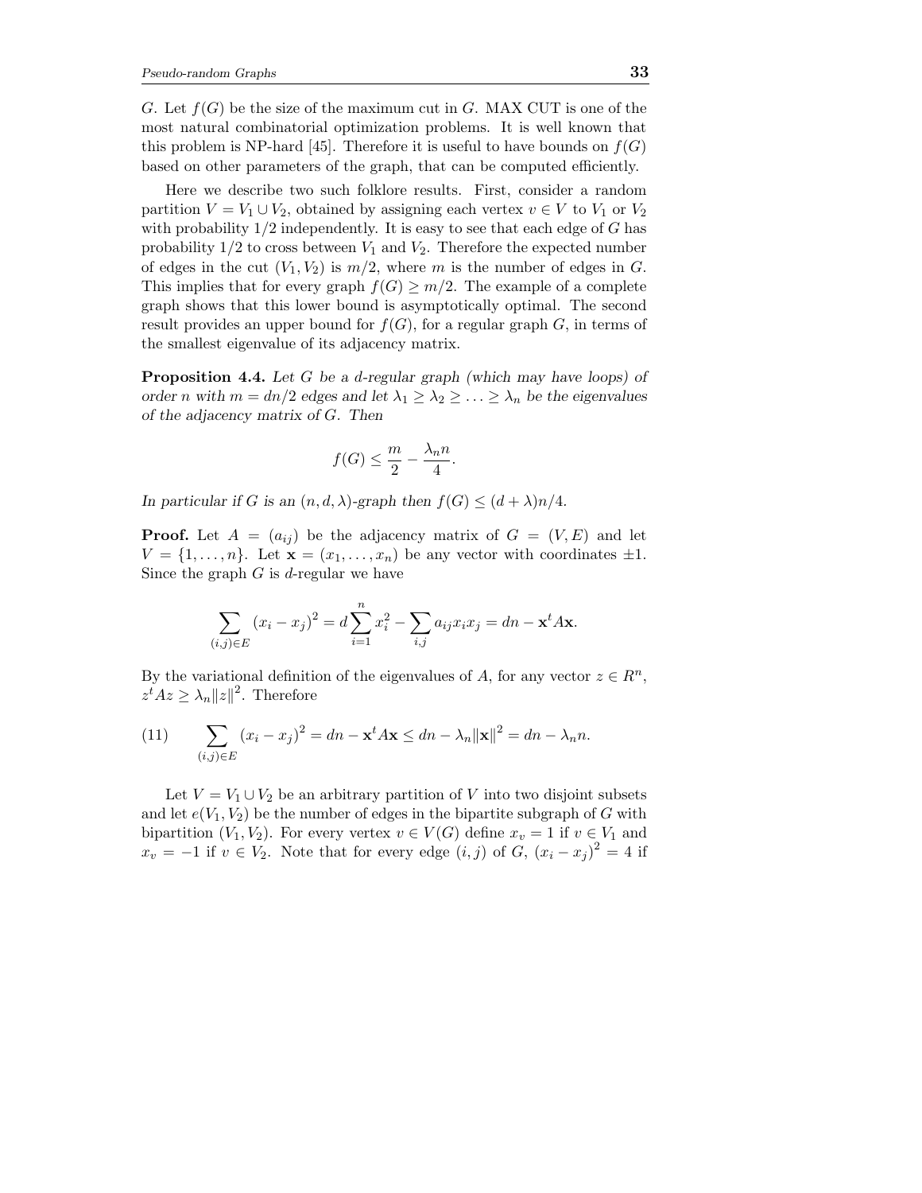$G$. Let $f(G)$ be the size of the maximum cut in $G$. MAX CUT is one of the most natural combinatorial optimization problems. It is well known that this problem is NP-hard [45]. Therefore it is useful to have bounds on $f(G)$ based on other parameters of the graph, that can be computed efficiently.

Here we describe two such folklore results. First, consider a random partition $V = V_1 \cup V_2$, obtained by assigning each vertex $v \in V$ to $V_1$ or $V_2$ with probability $1/2$ independently. It is easy to see that each edge of $G$ has probability $1/2$ to cross between $V_1$ and $V_2$. Therefore the expected number of edges in the cut $(V_1, V_2)$ is $m/2$, where $m$ is the number of edges in $G$. This implies that for every graph $f(G) \geq m/2$. The example of a complete graph shows that this lower bound is asymptotically optimal. The second result provides an upper bound for $f(G)$, for a regular graph $G$, in terms of the smallest eigenvalue of its adjacency matrix.

**Proposition 4.4.** *Let $G$ be a $d$-regular graph (which may have loops) of order $n$ with $m = dn/2$ edges and let $\lambda_1 \geq \lambda_2 \geq \ldots \geq \lambda_n$ be the eigenvalues of the adjacency matrix of $G$. Then*

$$f(G) \leq \frac{m}{2} - \frac{\lambda_n n}{4}.$$

*In particular if $G$ is an $(n, d, \lambda)$-graph then $f(G) \leq (d + \lambda)n/4$.*

**Proof.** Let $A = (a_{ij})$ be the adjacency matrix of $G = (V, E)$ and let $V = \{1, \ldots, n\}$. Let $\mathbf{x} = (x_1, \ldots, x_n)$ be any vector with coordinates $\pm 1$. Since the graph $G$ is $d$-regular we have

$$\sum_{(i,j) \in E} (x_i - x_j)^2 = d \sum_{i=1}^{n} x_i^2 - \sum_{i,j} a_{ij} x_i x_j = dn - \mathbf{x}^t A \mathbf{x}.$$

By the variational definition of the eigenvalues of $A$, for any vector $z \in R^n$, $z^t A z \geq \lambda_n \|z\|^2$. Therefore

$$\sum_{(i,j) \in E} (x_i - x_j)^2 = dn - \mathbf{x}^t A \mathbf{x} \leq dn - \lambda_n \|\mathbf{x}\|^2 = dn - \lambda_n n. \tag{11}$$

Let $V = V_1 \cup V_2$ be an arbitrary partition of $V$ into two disjoint subsets and let $e(V_1, V_2)$ be the number of edges in the bipartite subgraph of $G$ with bipartition $(V_1, V_2)$. For every vertex $v \in V(G)$ define $x_v = 1$ if $v \in V_1$ and $x_v = -1$ if $v \in V_2$. Note that for every edge $(i, j)$ of $G$, $(x_i - x_j)^2 = 4$ if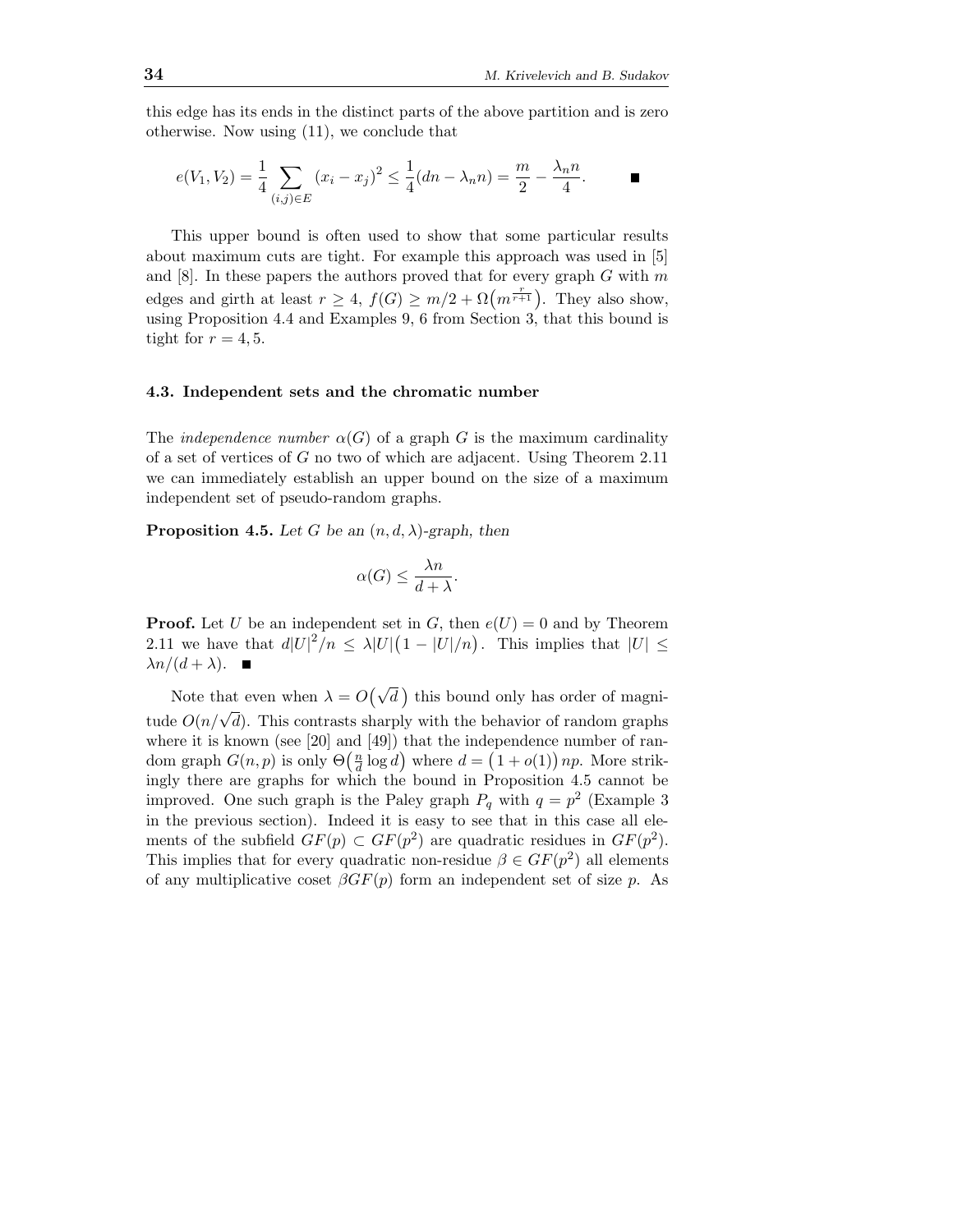this edge has its ends in the distinct parts of the above partition and is zero otherwise. Now using (11), we conclude that

$$e(V_1, V_2) = \frac{1}{4} \sum_{(i,j) \in E} (x_i - x_j)^2 \le \frac{1}{4}(dn - \lambda_n n) = \frac{m}{2} - \frac{\lambda_n n}{4}. \qquad \blacksquare$$

This upper bound is often used to show that some particular results about maximum cuts are tight. For example this approach was used in [5] and [8]. In these papers the authors proved that for every graph $G$ with $m$ edges and girth at least $r \ge 4$, $f(G) \ge m/2 + \Omega\big(m^{\frac{r}{r+1}}\big)$. They also show, using Proposition 4.4 and Examples 9, 6 from Section 3, that this bound is tight for $r = 4, 5$.

### 4.3. Independent sets and the chromatic number

The *independence number* $\alpha(G)$ of a graph $G$ is the maximum cardinality of a set of vertices of $G$ no two of which are adjacent. Using Theorem 2.11 we can immediately establish an upper bound on the size of a maximum independent set of pseudo-random graphs.

**Proposition 4.5.** *Let $G$ be an $(n, d, \lambda)$-graph, then*

$$\alpha(G) \le \frac{\lambda n}{d + \lambda}.$$

**Proof.** Let $U$ be an independent set in $G$, then $e(U) = 0$ and by Theorem 2.11 we have that $d|U|^2/n \le \lambda |U|\big(1 - |U|/n\big)$. This implies that $|U| \le \lambda n/(d + \lambda)$. $\blacksquare$

Note that even when $\lambda = O\big(\sqrt{d}\,\big)$ this bound only has order of magnitude $O(n/\sqrt{d})$. This contrasts sharply with the behavior of random graphs where it is known (see [20] and [49]) that the independence number of random graph $G(n, p)$ is only $\Theta\big(\frac{n}{d} \log d\big)$ where $d = \big(1 + o(1)\big)\, np$. More strikingly there are graphs for which the bound in Proposition 4.5 cannot be improved. One such graph is the Paley graph $P_q$ with $q = p^2$ (Example 3 in the previous section). Indeed it is easy to see that in this case all elements of the subfield $GF(p) \subset GF(p^2)$ are quadratic residues in $GF(p^2)$. This implies that for every quadratic non-residue $\beta \in GF(p^2)$ all elements of any multiplicative coset $\beta GF(p)$ form an independent set of size $p$. As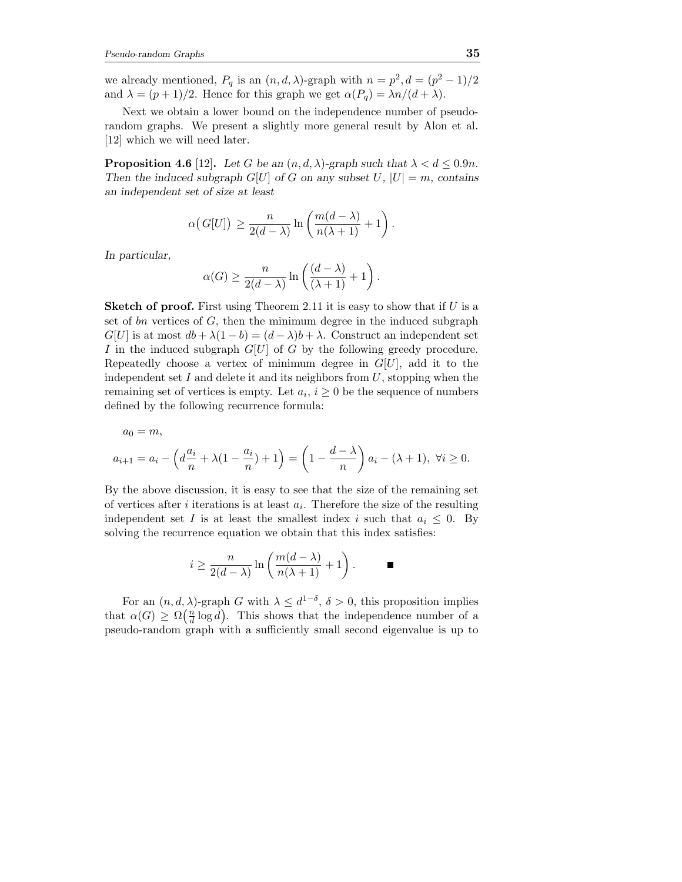we already mentioned, $P_q$ is an $(n, d, \lambda)$-graph with $n = p^2, d = (p^2 - 1)/2$ and $\lambda = (p + 1)/2$. Hence for this graph we get $\alpha(P_q) = \lambda n/(d + \lambda)$.

Next we obtain a lower bound on the independence number of pseudo-random graphs. We present a slightly more general result by Alon et al. [12] which we will need later.

**Proposition 4.6** [12]**.** *Let $G$ be an $(n, d, \lambda)$-graph such that $\lambda < d \leq 0.9n$. Then the induced subgraph $G[U]$ of $G$ on any subset $U$, $|U| = m$, contains an independent set of size at least*

$$\alpha\big(G[U]\big) \geq \frac{n}{2(d-\lambda)} \ln\left(\frac{m(d-\lambda)}{n(\lambda+1)} + 1\right).$$

*In particular,*

$$\alpha(G) \geq \frac{n}{2(d-\lambda)} \ln\left(\frac{(d-\lambda)}{(\lambda+1)} + 1\right).$$

**Sketch of proof.** First using Theorem 2.11 it is easy to show that if $U$ is a set of $bn$ vertices of $G$, then the minimum degree in the induced subgraph $G[U]$ is at most $db + \lambda(1-b) = (d-\lambda)b + \lambda$. Construct an independent set $I$ in the induced subgraph $G[U]$ of $G$ by the following greedy procedure. Repeatedly choose a vertex of minimum degree in $G[U]$, add it to the independent set $I$ and delete it and its neighbors from $U$, stopping when the remaining set of vertices is empty. Let $a_i$, $i \geq 0$ be the sequence of numbers defined by the following recurrence formula:

$$a_0 = m,$$

$$a_{i+1} = a_i - \left(d\frac{a_i}{n} + \lambda(1 - \frac{a_i}{n}) + 1\right) = \left(1 - \frac{d-\lambda}{n}\right)a_i - (\lambda+1),\ \forall i \geq 0.$$

By the above discussion, it is easy to see that the size of the remaining set of vertices after $i$ iterations is at least $a_i$. Therefore the size of the resulting independent set $I$ is at least the smallest index $i$ such that $a_i \leq 0$. By solving the recurrence equation we obtain that this index satisfies:

$$i \geq \frac{n}{2(d-\lambda)} \ln\left(\frac{m(d-\lambda)}{n(\lambda+1)} + 1\right). \qquad \blacksquare$$

For an $(n, d, \lambda)$-graph $G$ with $\lambda \leq d^{1-\delta}$, $\delta > 0$, this proposition implies that $\alpha(G) \geq \Omega\big(\frac{n}{d}\log d\big)$. This shows that the independence number of a pseudo-random graph with a sufficiently small second eigenvalue is up to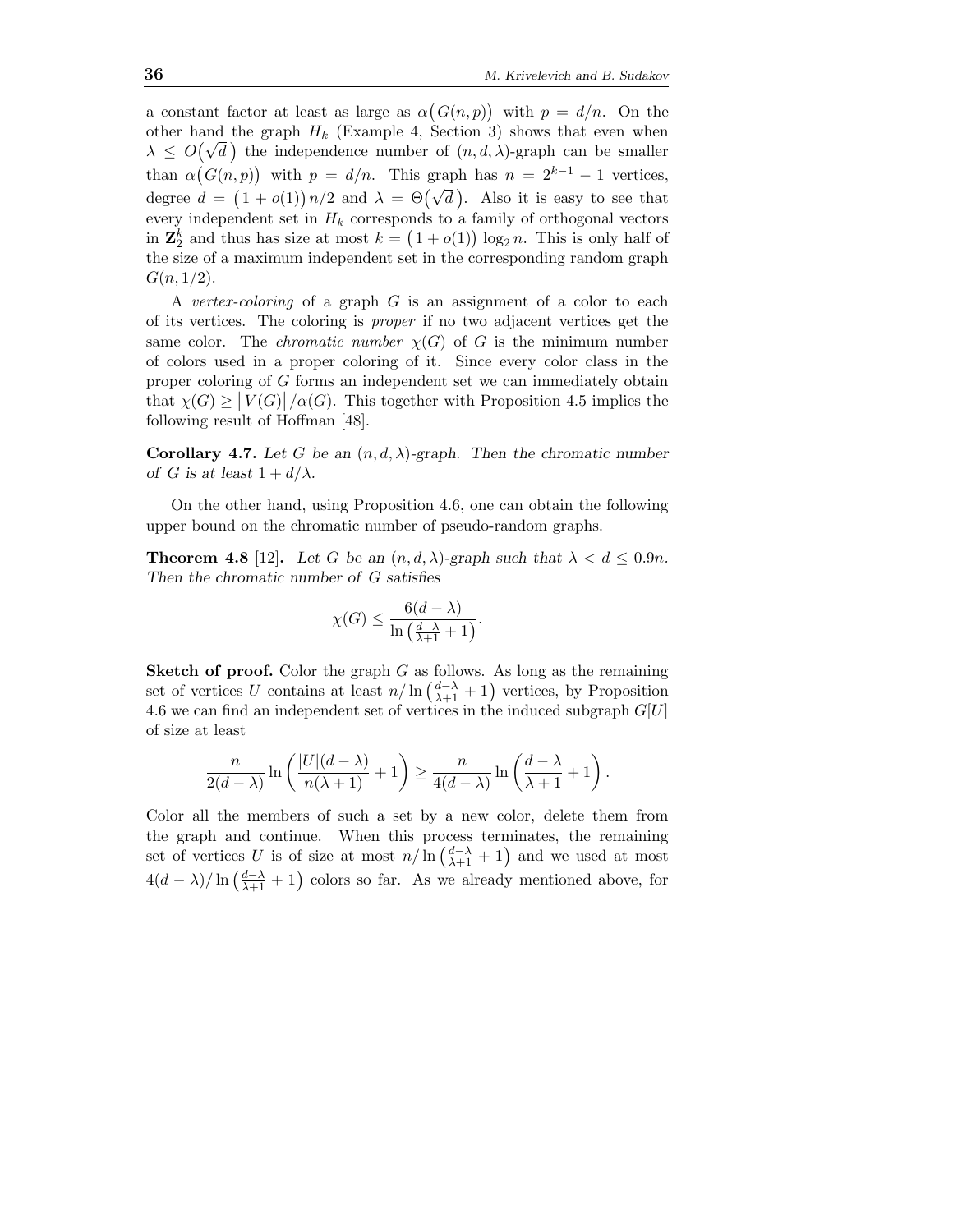a constant factor at least as large as $\alpha\big(G(n,p)\big)$ with $p = d/n$. On the other hand the graph $H_k$ (Example 4, Section 3) shows that even when $\lambda \le O\big(\sqrt{d}\,\big)$ the independence number of $(n,d,\lambda)$-graph can be smaller than $\alpha\big(G(n,p)\big)$ with $p = d/n$. This graph has $n = 2^{k-1} - 1$ vertices, degree $d = \big(1 + o(1)\big)n/2$ and $\lambda = \Theta\big(\sqrt{d}\,\big)$. Also it is easy to see that every independent set in $H_k$ corresponds to a family of orthogonal vectors in $\mathbf{Z}_2^k$ and thus has size at most $k = \big(1 + o(1)\big)\log_2 n$. This is only half of the size of a maximum independent set in the corresponding random graph $G(n, 1/2)$.

A *vertex-coloring* of a graph $G$ is an assignment of a color to each of its vertices. The coloring is *proper* if no two adjacent vertices get the same color. The *chromatic number* $\chi(G)$ of $G$ is the minimum number of colors used in a proper coloring of it. Since every color class in the proper coloring of $G$ forms an independent set we can immediately obtain that $\chi(G) \ge \big|V(G)\big|/\alpha(G)$. This together with Proposition 4.5 implies the following result of Hoffman [48].

**Corollary 4.7.** *Let $G$ be an $(n,d,\lambda)$-graph. Then the chromatic number of $G$ is at least $1 + d/\lambda$.*

On the other hand, using Proposition 4.6, one can obtain the following upper bound on the chromatic number of pseudo-random graphs.

**Theorem 4.8** [12]**.** *Let $G$ be an $(n,d,\lambda)$-graph such that $\lambda < d \le 0.9n$. Then the chromatic number of $G$ satisfies*

$$\chi(G) \le \frac{6(d-\lambda)}{\ln\left(\frac{d-\lambda}{\lambda+1} + 1\right)}.$$

**Sketch of proof.** Color the graph $G$ as follows. As long as the remaining set of vertices $U$ contains at least $n/\ln\left(\frac{d-\lambda}{\lambda+1} + 1\right)$ vertices, by Proposition 4.6 we can find an independent set of vertices in the induced subgraph $G[U]$ of size at least

$$\frac{n}{2(d-\lambda)}\ln\left(\frac{|U|(d-\lambda)}{n(\lambda+1)} + 1\right) \ge \frac{n}{4(d-\lambda)}\ln\left(\frac{d-\lambda}{\lambda+1} + 1\right).$$

Color all the members of such a set by a new color, delete them from the graph and continue. When this process terminates, the remaining set of vertices $U$ is of size at most $n/\ln\left(\frac{d-\lambda}{\lambda+1} + 1\right)$ and we used at most $4(d-\lambda)/\ln\left(\frac{d-\lambda}{\lambda+1} + 1\right)$ colors so far. As we already mentioned above, for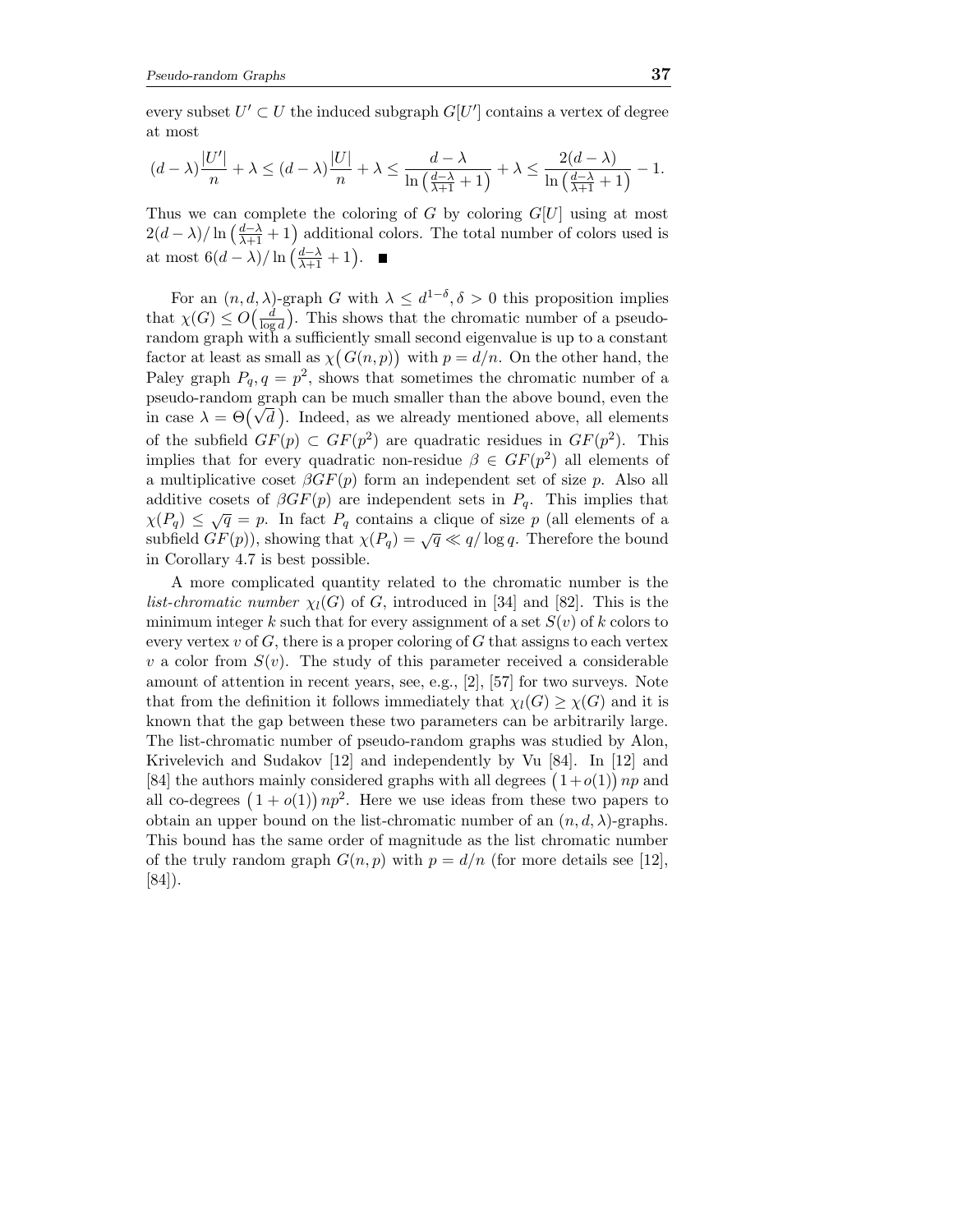every subset $U' \subset U$ the induced subgraph $G[U']$ contains a vertex of degree at most

$$(d-\lambda)\frac{|U'|}{n} + \lambda \le (d-\lambda)\frac{|U|}{n} + \lambda \le \frac{d-\lambda}{\ln\left(\frac{d-\lambda}{\lambda+1}+1\right)} + \lambda \le \frac{2(d-\lambda)}{\ln\left(\frac{d-\lambda}{\lambda+1}+1\right)} - 1.$$

Thus we can complete the coloring of $G$ by coloring $G[U]$ using at most $2(d-\lambda)/\ln\left(\frac{d-\lambda}{\lambda+1}+1\right)$ additional colors. The total number of colors used is at most $6(d-\lambda)/\ln\left(\frac{d-\lambda}{\lambda+1}+1\right)$. ■

For an $(n,d,\lambda)$-graph $G$ with $\lambda \le d^{1-\delta}, \delta > 0$ this proposition implies that $\chi(G) \le O\big(\frac{d}{\log d}\big)$. This shows that the chromatic number of a pseudo-random graph with a sufficiently small second eigenvalue is up to a constant factor at least as small as $\chi\big(G(n,p)\big)$ with $p = d/n$. On the other hand, the Paley graph $P_q, q = p^2$, shows that sometimes the chromatic number of a pseudo-random graph can be much smaller than the above bound, even the in case $\lambda = \Theta\big(\sqrt{d}\big)$. Indeed, as we already mentioned above, all elements of the subfield $GF(p) \subset GF(p^2)$ are quadratic residues in $GF(p^2)$. This implies that for every quadratic non-residue $\beta \in GF(p^2)$ all elements of a multiplicative coset $\beta GF(p)$ form an independent set of size $p$. Also all additive cosets of $\beta GF(p)$ are independent sets in $P_q$. This implies that $\chi(P_q) \le \sqrt{q} = p$. In fact $P_q$ contains a clique of size $p$ (all elements of a subfield $GF(p)$), showing that $\chi(P_q) = \sqrt{q} \ll q/\log q$. Therefore the bound in Corollary 4.7 is best possible.

A more complicated quantity related to the chromatic number is the *list-chromatic number* $\chi_l(G)$ of $G$, introduced in [34] and [82]. This is the minimum integer $k$ such that for every assignment of a set $S(v)$ of $k$ colors to every vertex $v$ of $G$, there is a proper coloring of $G$ that assigns to each vertex $v$ a color from $S(v)$. The study of this parameter received a considerable amount of attention in recent years, see, e.g., [2], [57] for two surveys. Note that from the definition it follows immediately that $\chi_l(G) \ge \chi(G)$ and it is known that the gap between these two parameters can be arbitrarily large. The list-chromatic number of pseudo-random graphs was studied by Alon, Krivelevich and Sudakov [12] and independently by Vu [84]. In [12] and [84] the authors mainly considered graphs with all degrees $\big(1+o(1)\big)np$ and all co-degrees $\big(1+o(1)\big)np^2$. Here we use ideas from these two papers to obtain an upper bound on the list-chromatic number of an $(n,d,\lambda)$-graphs. This bound has the same order of magnitude as the list chromatic number of the truly random graph $G(n,p)$ with $p = d/n$ (for more details see [12], [84]).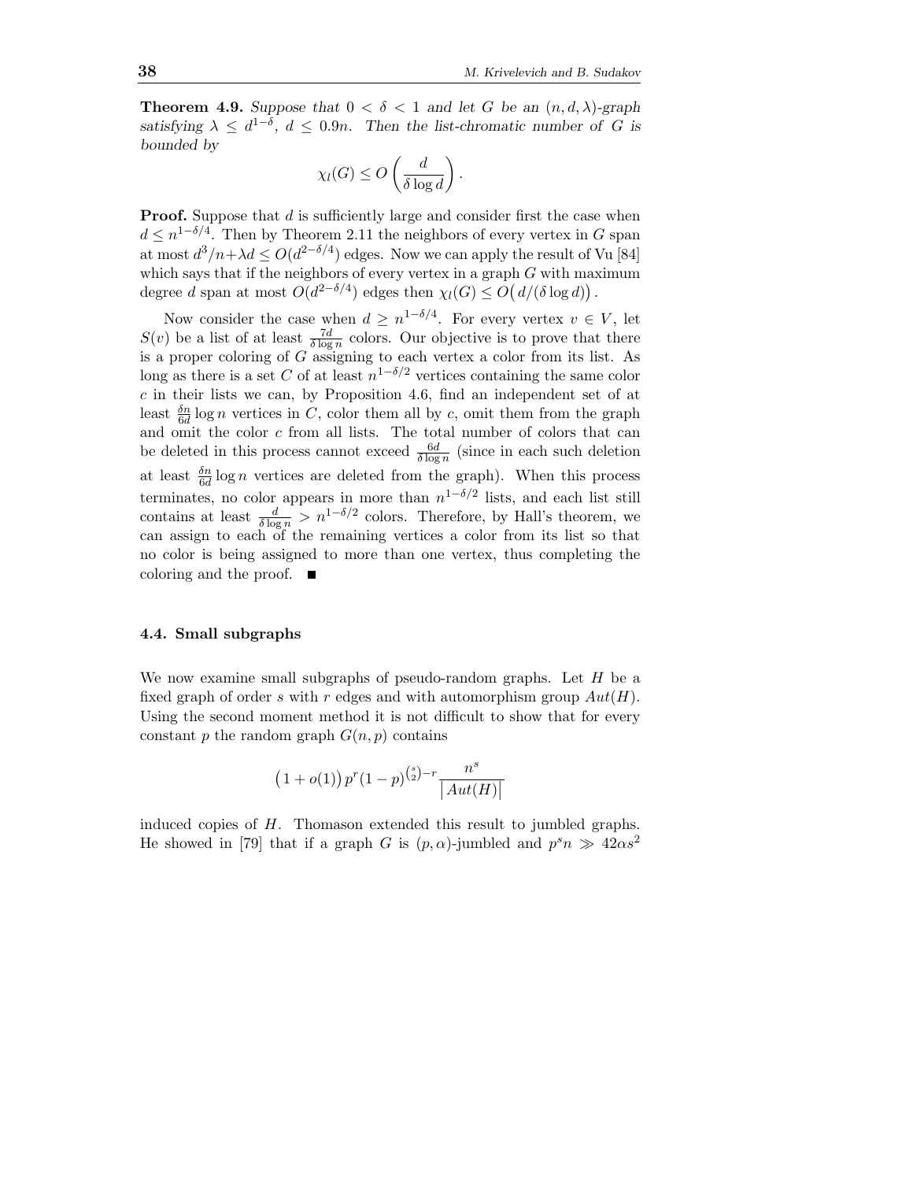**Theorem 4.9.** *Suppose that $0 < \delta < 1$ and let $G$ be an $(n, d, \lambda)$-graph satisfying $\lambda \le d^{1-\delta}$, $d \le 0.9n$. Then the list-chromatic number of $G$ is bounded by*

$$\chi_l(G) \le O\left(\frac{d}{\delta \log d}\right).$$

**Proof.** Suppose that $d$ is sufficiently large and consider first the case when $d \le n^{1-\delta/4}$. Then by Theorem 2.11 the neighbors of every vertex in $G$ span at most $d^3/n + \lambda d \le O(d^{2-\delta/4})$ edges. Now we can apply the result of Vu [84] which says that if the neighbors of every vertex in a graph $G$ with maximum degree $d$ span at most $O(d^{2-\delta/4})$ edges then $\chi_l(G) \le O\big(d/(\delta \log d)\big)$.

Now consider the case when $d \ge n^{1-\delta/4}$. For every vertex $v \in V$, let $S(v)$ be a list of at least $\frac{7d}{\delta \log n}$ colors. Our objective is to prove that there is a proper coloring of $G$ assigning to each vertex a color from its list. As long as there is a set $C$ of at least $n^{1-\delta/2}$ vertices containing the same color $c$ in their lists we can, by Proposition 4.6, find an independent set of at least $\frac{\delta n}{6d} \log n$ vertices in $C$, color them all by $c$, omit them from the graph and omit the color $c$ from all lists. The total number of colors that can be deleted in this process cannot exceed $\frac{6d}{\delta \log n}$ (since in each such deletion at least $\frac{\delta n}{6d} \log n$ vertices are deleted from the graph). When this process terminates, no color appears in more than $n^{1-\delta/2}$ lists, and each list still contains at least $\frac{d}{\delta \log n} > n^{1-\delta/2}$ colors. Therefore, by Hall's theorem, we can assign to each of the remaining vertices a color from its list so that no color is being assigned to more than one vertex, thus completing the coloring and the proof. ∎

### 4.4. Small subgraphs

We now examine small subgraphs of pseudo-random graphs. Let $H$ be a fixed graph of order $s$ with $r$ edges and with automorphism group $Aut(H)$. Using the second moment method it is not difficult to show that for every constant $p$ the random graph $G(n, p)$ contains

$$\big(1 + o(1)\big)\, p^r (1-p)^{\binom{s}{2} - r} \frac{n^s}{\big|Aut(H)\big|}$$

induced copies of $H$. Thomason extended this result to jumbled graphs. He showed in [79] that if a graph $G$ is $(p, \alpha)$-jumbled and $p^s n \gg 42\alpha s^2$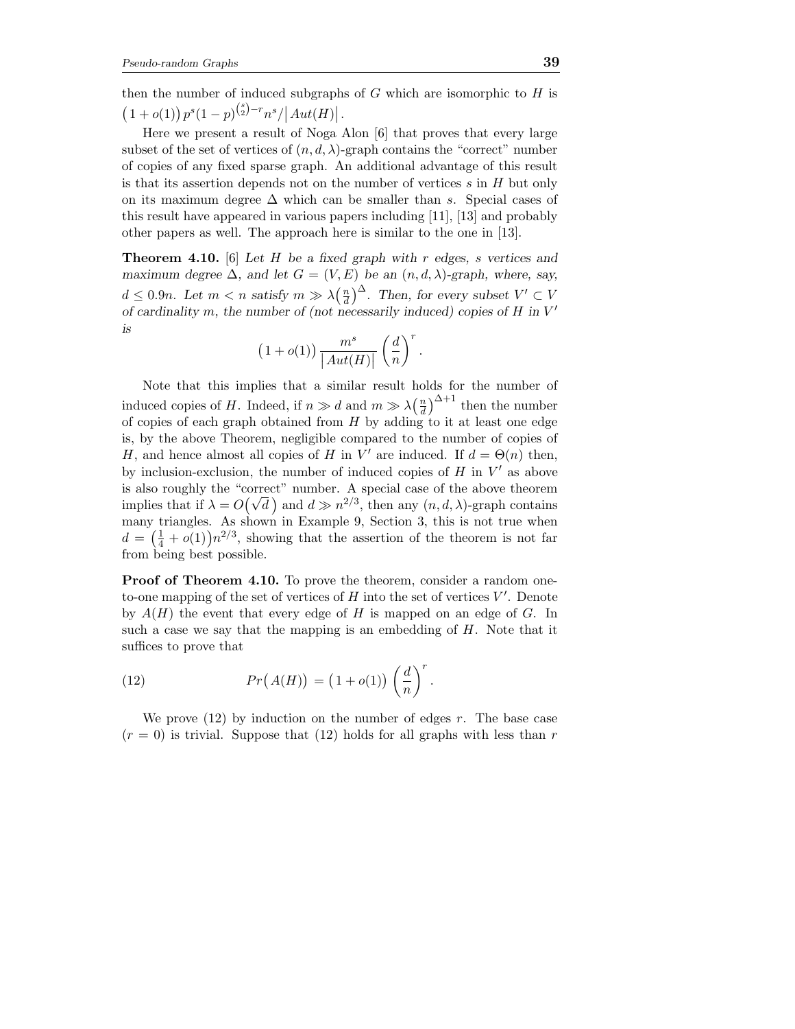then the number of induced subgraphs of $G$ which are isomorphic to $H$ is $\big(1+o(1)\big)\, p^s(1-p)^{\binom{s}{2}-r} n^s / \big|Aut(H)\big|$.

Here we present a result of Noga Alon [6] that proves that every large subset of the set of vertices of $(n,d,\lambda)$-graph contains the "correct" number of copies of any fixed sparse graph. An additional advantage of this result is that its assertion depends not on the number of vertices $s$ in $H$ but only on its maximum degree $\Delta$ which can be smaller than $s$. Special cases of this result have appeared in various papers including [11], [13] and probably other papers as well. The approach here is similar to the one in [13].

**Theorem 4.10.** [6] *Let $H$ be a fixed graph with $r$ edges, $s$ vertices and maximum degree $\Delta$, and let $G=(V,E)$ be an $(n,d,\lambda)$-graph, where, say, $d \le 0.9n$. Let $m<n$ satisfy $m \gg \lambda\big(\frac{n}{d}\big)^{\Delta}$. Then, for every subset $V' \subset V$ of cardinality $m$, the number of (not necessarily induced) copies of $H$ in $V'$ is*

$$\big(1+o(1)\big)\,\frac{m^s}{\big|Aut(H)\big|}\left(\frac{d}{n}\right)^r.$$

Note that this implies that a similar result holds for the number of induced copies of $H$. Indeed, if $n \gg d$ and $m \gg \lambda\big(\frac{n}{d}\big)^{\Delta+1}$ then the number of copies of each graph obtained from $H$ by adding to it at least one edge is, by the above Theorem, negligible compared to the number of copies of $H$, and hence almost all copies of $H$ in $V'$ are induced. If $d=\Theta(n)$ then, by inclusion-exclusion, the number of induced copies of $H$ in $V'$ as above is also roughly the "correct" number. A special case of the above theorem implies that if $\lambda = O\big(\sqrt{d}\,\big)$ and $d \gg n^{2/3}$, then any $(n,d,\lambda)$-graph contains many triangles. As shown in Example 9, Section 3, this is not true when $d=\big(\frac{1}{4}+o(1)\big)n^{2/3}$, showing that the assertion of the theorem is not far from being best possible.

**Proof of Theorem 4.10.** To prove the theorem, consider a random one-to-one mapping of the set of vertices of $H$ into the set of vertices $V'$. Denote by $A(H)$ the event that every edge of $H$ is mapped on an edge of $G$. In such a case we say that the mapping is an embedding of $H$. Note that it suffices to prove that

$$Pr\big(A(H)\big) = \big(1+o(1)\big)\left(\frac{d}{n}\right)^r. \tag{12}$$

We prove (12) by induction on the number of edges $r$. The base case ($r=0$) is trivial. Suppose that (12) holds for all graphs with less than $r$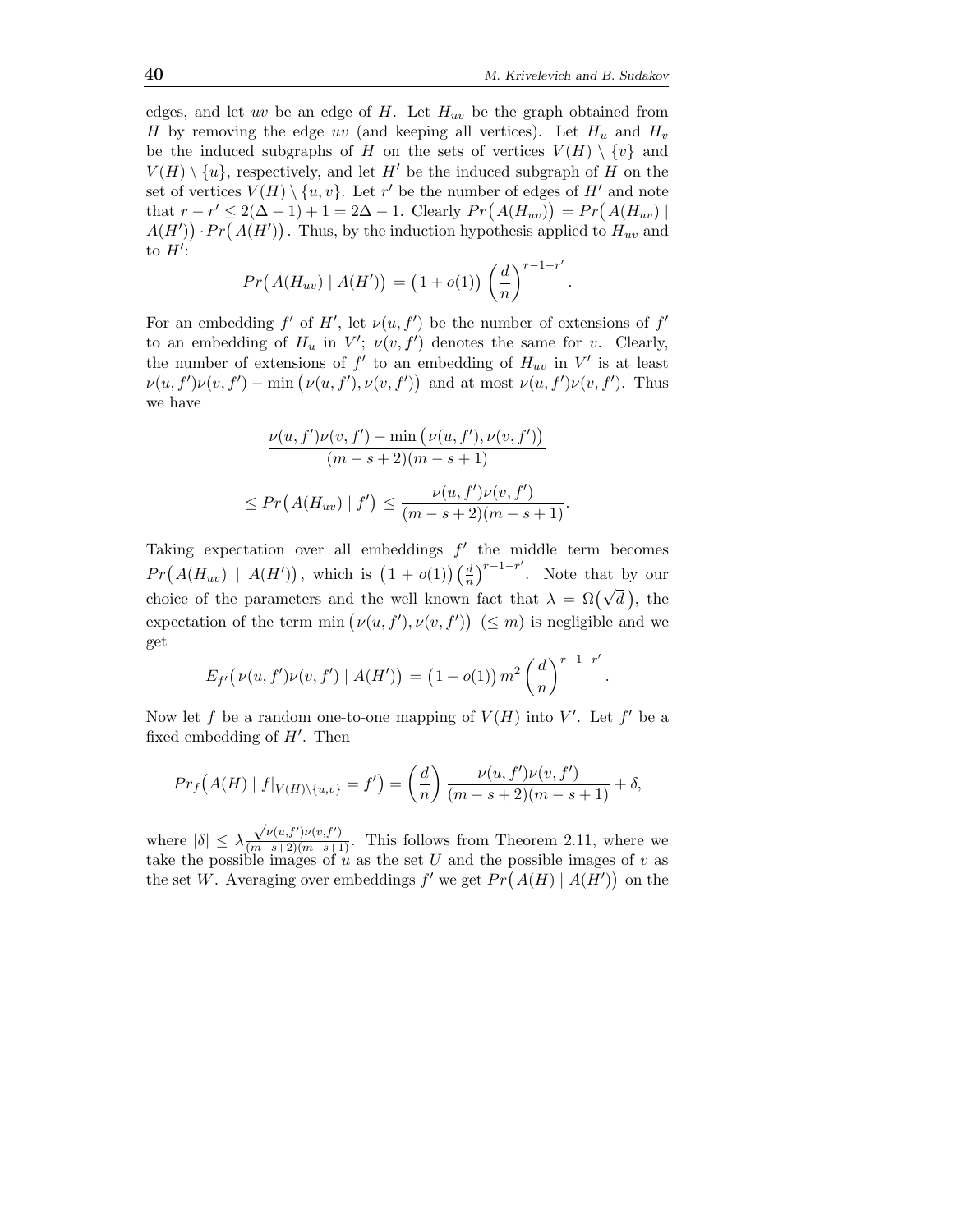edges, and let $uv$ be an edge of $H$. Let $H_{uv}$ be the graph obtained from $H$ by removing the edge $uv$ (and keeping all vertices). Let $H_u$ and $H_v$ be the induced subgraphs of $H$ on the sets of vertices $V(H) \setminus \{v\}$ and $V(H) \setminus \{u\}$, respectively, and let $H'$ be the induced subgraph of $H$ on the set of vertices $V(H) \setminus \{u, v\}$. Let $r'$ be the number of edges of $H'$ and note that $r - r' \leq 2(\Delta - 1) + 1 = 2\Delta - 1$. Clearly $Pr\big(A(H_{uv})\big) = Pr\big(A(H_{uv}) \mid A(H')\big) \cdot Pr\big(A(H')\big)$. Thus, by the induction hypothesis applied to $H_{uv}$ and to $H'$:

$$Pr\big(A(H_{uv}) \mid A(H')\big) = \big(1 + o(1)\big) \left(\frac{d}{n}\right)^{r-1-r'}.$$

For an embedding $f'$ of $H'$, let $\nu(u, f')$ be the number of extensions of $f'$ to an embedding of $H_u$ in $V'$; $\nu(v, f')$ denotes the same for $v$. Clearly, the number of extensions of $f'$ to an embedding of $H_{uv}$ in $V'$ is at least $\nu(u, f')\nu(v, f') - \min\big(\nu(u, f'), \nu(v, f')\big)$ and at most $\nu(u, f')\nu(v, f')$. Thus we have

$$\frac{\nu(u, f')\nu(v, f') - \min\big(\nu(u, f'), \nu(v, f')\big)}{(m - s + 2)(m - s + 1)}$$

$$\leq Pr\big(A(H_{uv}) \mid f'\big) \leq \frac{\nu(u, f')\nu(v, f')}{(m - s + 2)(m - s + 1)}.$$

Taking expectation over all embeddings $f'$ the middle term becomes $Pr\big(A(H_{uv}) \mid A(H')\big)$, which is $\big(1 + o(1)\big)\left(\frac{d}{n}\right)^{r-1-r'}$. Note that by our choice of the parameters and the well known fact that $\lambda = \Omega\big(\sqrt{d}\big)$, the expectation of the term $\min\big(\nu(u, f'), \nu(v, f')\big)$ $(\leq m)$ is negligible and we get

$$E_{f'}\big(\nu(u, f')\nu(v, f') \mid A(H')\big) = \big(1 + o(1)\big)\, m^2 \left(\frac{d}{n}\right)^{r-1-r'}.$$

Now let $f$ be a random one-to-one mapping of $V(H)$ into $V'$. Let $f'$ be a fixed embedding of $H'$. Then

$$Pr_f\big(A(H) \mid f|_{V(H)\setminus\{u,v\}} = f'\big) = \left(\frac{d}{n}\right) \frac{\nu(u, f')\nu(v, f')}{(m - s + 2)(m - s + 1)} + \delta,$$

where $|\delta| \leq \lambda \frac{\sqrt{\nu(u,f')\nu(v,f')}}{(m-s+2)(m-s+1)}$. This follows from Theorem 2.11, where we take the possible images of $u$ as the set $U$ and the possible images of $v$ as the set $W$. Averaging over embeddings $f'$ we get $Pr\big(A(H) \mid A(H')\big)$ on the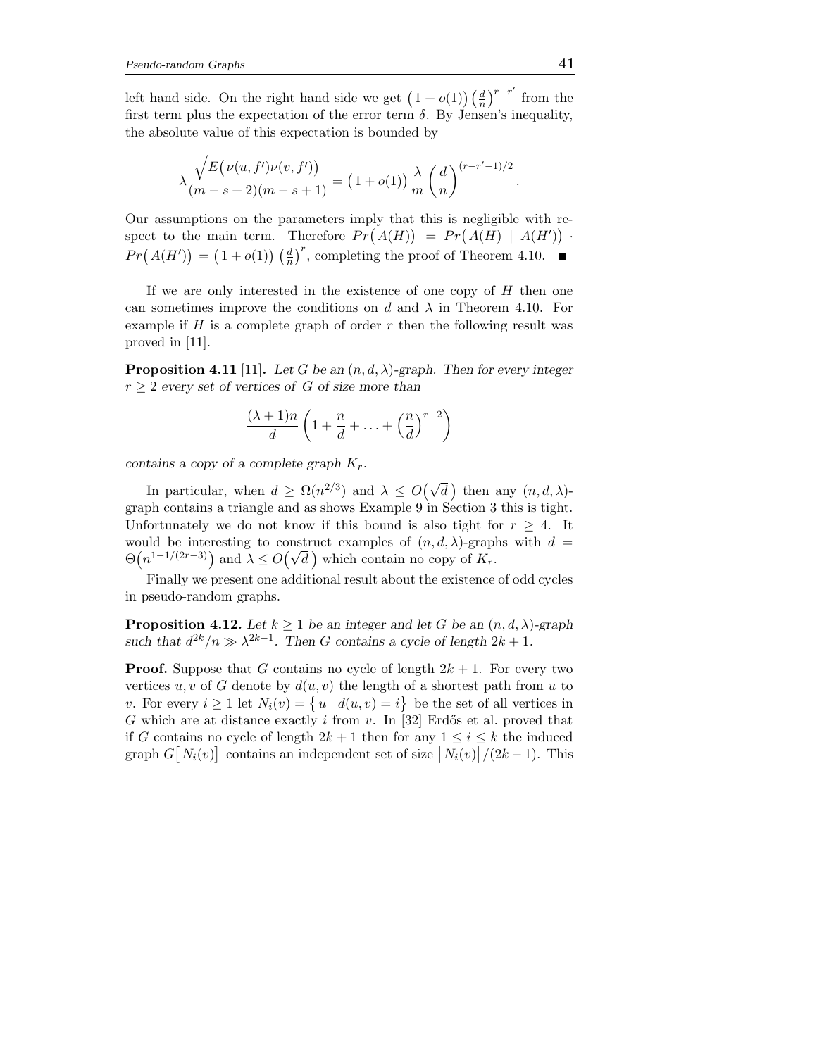left hand side. On the right hand side we get $\left(1+o(1)\right)\left(\frac{d}{n}\right)^{r-r'}$ from the first term plus the expectation of the error term $\delta$. By Jensen's inequality, the absolute value of this expectation is bounded by

$$\lambda \frac{\sqrt{E\big(\nu(u,f')\nu(v,f')\big)}}{(m-s+2)(m-s+1)} = \big(1+o(1)\big)\frac{\lambda}{m}\left(\frac{d}{n}\right)^{(r-r'-1)/2}.$$

Our assumptions on the parameters imply that this is negligible with respect to the main term. Therefore $Pr\big(A(H)\big) = Pr\big(A(H) \mid A(H')\big) \cdot Pr\big(A(H')\big) = \big(1+o(1)\big)\left(\frac{d}{n}\right)^{r}$, completing the proof of Theorem 4.10. ∎

If we are only interested in the existence of one copy of $H$ then one can sometimes improve the conditions on $d$ and $\lambda$ in Theorem 4.10. For example if $H$ is a complete graph of order $r$ then the following result was proved in [11].

**Proposition 4.11** [11]. *Let $G$ be an $(n,d,\lambda)$-graph. Then for every integer $r \geq 2$ every set of vertices of $G$ of size more than*

$$\frac{(\lambda+1)n}{d}\left(1+\frac{n}{d}+\ldots+\left(\frac{n}{d}\right)^{r-2}\right)$$

*contains a copy of a complete graph $K_r$.*

In particular, when $d \geq \Omega(n^{2/3})$ and $\lambda \leq O\big(\sqrt{d}\,\big)$ then any $(n,d,\lambda)$-graph contains a triangle and as shows Example 9 in Section 3 this is tight. Unfortunately we do not know if this bound is also tight for $r \geq 4$. It would be interesting to construct examples of $(n,d,\lambda)$-graphs with $d = \Theta\big(n^{1-1/(2r-3)}\big)$ and $\lambda \leq O\big(\sqrt{d}\,\big)$ which contain no copy of $K_r$.

Finally we present one additional result about the existence of odd cycles in pseudo-random graphs.

**Proposition 4.12.** *Let $k \geq 1$ be an integer and let $G$ be an $(n,d,\lambda)$-graph such that $d^{2k}/n \gg \lambda^{2k-1}$. Then $G$ contains a cycle of length $2k+1$.*

**Proof.** Suppose that $G$ contains no cycle of length $2k+1$. For every two vertices $u, v$ of $G$ denote by $d(u,v)$ the length of a shortest path from $u$ to $v$. For every $i \geq 1$ let $N_i(v) = \big\{ u \mid d(u,v) = i \big\}$ be the set of all vertices in $G$ which are at distance exactly $i$ from $v$. In [32] Erdős et al. proved that if $G$ contains no cycle of length $2k+1$ then for any $1 \leq i \leq k$ the induced graph $G\big[N_i(v)\big]$ contains an independent set of size $\big|N_i(v)\big|/(2k-1)$. This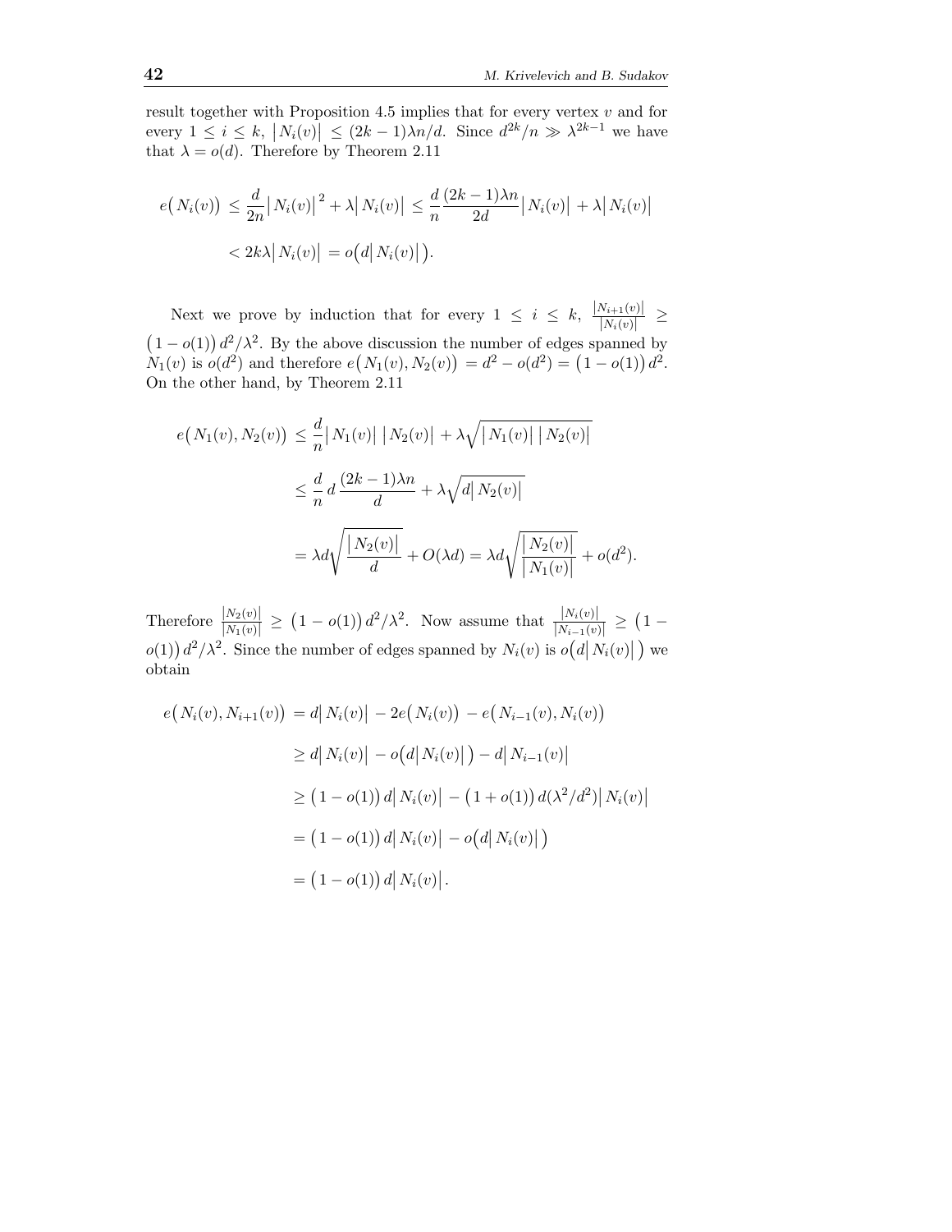result together with Proposition 4.5 implies that for every vertex $v$ and for every $1 \le i \le k$, $\left| N_i(v) \right| \le (2k-1)\lambda n/d$. Since $d^{2k}/n \gg \lambda^{2k-1}$ we have that $\lambda = o(d)$. Therefore by Theorem 2.11

$$
\begin{aligned}
e\big(N_i(v)\big) &\le \frac{d}{2n}\left| N_i(v) \right|^2 + \lambda \left| N_i(v) \right| \le \frac{d}{n}\frac{(2k-1)\lambda n}{2d}\left| N_i(v) \right| + \lambda \left| N_i(v) \right| \\
&< 2k\lambda \left| N_i(v) \right| = o\big(d\left| N_i(v) \right|\big).
\end{aligned}
$$

Next we prove by induction that for every $1 \le i \le k$, $\frac{|N_{i+1}(v)|}{|N_i(v)|} \ge \big(1-o(1)\big)\, d^2/\lambda^2$. By the above discussion the number of edges spanned by $N_1(v)$ is $o(d^2)$ and therefore $e\big(N_1(v), N_2(v)\big) = d^2 - o(d^2) = \big(1-o(1)\big)\, d^2$. On the other hand, by Theorem 2.11

$$
\begin{aligned}
e\big(N_1(v), N_2(v)\big) &\le \frac{d}{n}\left| N_1(v) \right| \left| N_2(v) \right| + \lambda \sqrt{\left| N_1(v) \right| \left| N_2(v) \right|} \\
&\le \frac{d}{n}\, d\, \frac{(2k-1)\lambda n}{d} + \lambda \sqrt{d \left| N_2(v) \right|} \\
&= \lambda d \sqrt{\frac{\left| N_2(v) \right|}{d}} + O(\lambda d) = \lambda d \sqrt{\frac{\left| N_2(v) \right|}{\left| N_1(v) \right|}} + o(d^2).
\end{aligned}
$$

Therefore $\frac{|N_2(v)|}{|N_1(v)|} \ge \big(1-o(1)\big)\, d^2/\lambda^2$. Now assume that $\frac{|N_i(v)|}{|N_{i-1}(v)|} \ge \big(1 - o(1)\big)\, d^2/\lambda^2$. Since the number of edges spanned by $N_i(v)$ is $o\big(d\left| N_i(v) \right|\big)$ we obtain

$$
\begin{aligned}
e\big(N_i(v), N_{i+1}(v)\big) &= d\left| N_i(v) \right| - 2e\big(N_i(v)\big) - e\big(N_{i-1}(v), N_i(v)\big) \\
&\ge d\left| N_i(v) \right| - o\big(d\left| N_i(v) \right|\big) - d\left| N_{i-1}(v) \right| \\
&\ge \big(1-o(1)\big)\, d\left| N_i(v) \right| - \big(1+o(1)\big)\, d(\lambda^2/d^2)\left| N_i(v) \right| \\
&= \big(1-o(1)\big)\, d\left| N_i(v) \right| - o\big(d\left| N_i(v) \right|\big) \\
&= \big(1-o(1)\big)\, d\left| N_i(v) \right|.
\end{aligned}
$$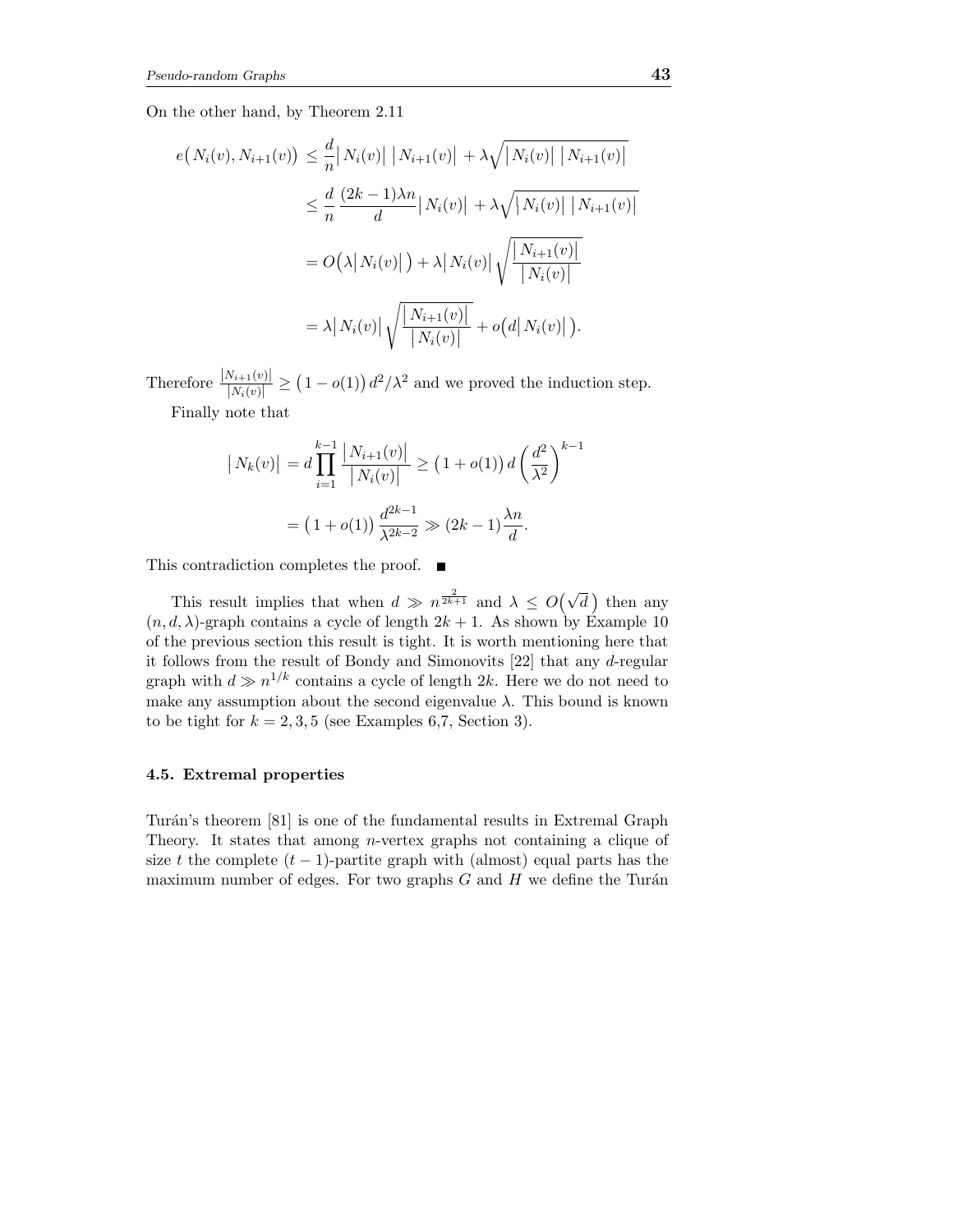On the other hand, by Theorem 2.11

$$
\begin{aligned}
e\big(N_i(v), N_{i+1}(v)\big) &\leq \frac{d}{n}\big|N_i(v)\big|\,\big|N_{i+1}(v)\big| + \lambda\sqrt{\big|N_i(v)\big|\,\big|N_{i+1}(v)\big|} \\
&\leq \frac{d}{n}\,\frac{(2k-1)\lambda n}{d}\big|N_i(v)\big| + \lambda\sqrt{\big|N_i(v)\big|\,\big|N_{i+1}(v)\big|} \\
&= O\big(\lambda\big|N_i(v)\big|\big) + \lambda\big|N_i(v)\big|\sqrt{\frac{\big|N_{i+1}(v)\big|}{\big|N_i(v)\big|}} \\
&= \lambda\big|N_i(v)\big|\sqrt{\frac{\big|N_{i+1}(v)\big|}{\big|N_i(v)\big|}} + o\big(d\big|N_i(v)\big|\big).
\end{aligned}
$$

Therefore $\frac{|N_{i+1}(v)|}{|N_i(v)|} \geq \big(1-o(1)\big)\,d^2/\lambda^2$ and we proved the induction step.

Finally note that

$$
\begin{aligned}
\big|N_k(v)\big| &= d\prod_{i=1}^{k-1}\frac{\big|N_{i+1}(v)\big|}{\big|N_i(v)\big|} \geq \big(1+o(1)\big)\,d\left(\frac{d^2}{\lambda^2}\right)^{k-1} \\
&= \big(1+o(1)\big)\,\frac{d^{2k-1}}{\lambda^{2k-2}} \gg (2k-1)\frac{\lambda n}{d}.
\end{aligned}
$$

This contradiction completes the proof. ■

This result implies that when $d \gg n^{\frac{2}{2k+1}}$ and $\lambda \leq O\big(\sqrt{d}\big)$ then any $(n, d, \lambda)$-graph contains a cycle of length $2k+1$. As shown by Example 10 of the previous section this result is tight. It is worth mentioning here that it follows from the result of Bondy and Simonovits [22] that any $d$-regular graph with $d \gg n^{1/k}$ contains a cycle of length $2k$. Here we do not need to make any assumption about the second eigenvalue $\lambda$. This bound is known to be tight for $k = 2, 3, 5$ (see Examples 6,7, Section 3).

### 4.5. Extremal properties

Turán's theorem [81] is one of the fundamental results in Extremal Graph Theory. It states that among $n$-vertex graphs not containing a clique of size $t$ the complete $(t-1)$-partite graph with (almost) equal parts has the maximum number of edges. For two graphs $G$ and $H$ we define the Turán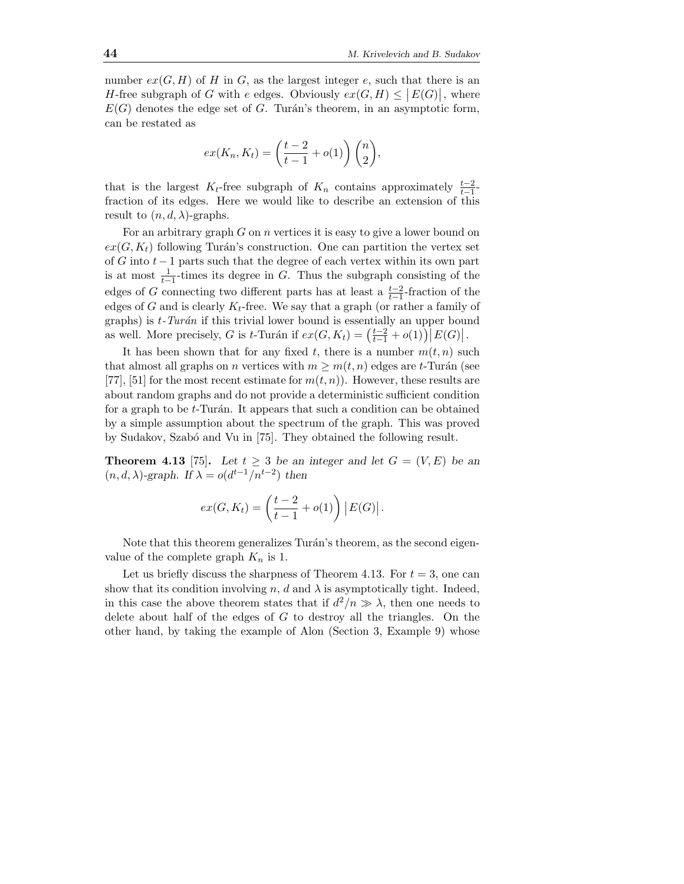number $ex(G, H)$ of $H$ in $G$, as the largest integer $e$, such that there is an $H$-free subgraph of $G$ with $e$ edges. Obviously $ex(G, H) \leq |E(G)|$, where $E(G)$ denotes the edge set of $G$. Turán's theorem, in an asymptotic form, can be restated as

$$ex(K_n, K_t) = \left(\frac{t-2}{t-1} + o(1)\right)\binom{n}{2},$$

that is the largest $K_t$-free subgraph of $K_n$ contains approximately $\frac{t-2}{t-1}$-fraction of its edges. Here we would like to describe an extension of this result to $(n, d, \lambda)$-graphs.

For an arbitrary graph $G$ on $n$ vertices it is easy to give a lower bound on $ex(G, K_t)$ following Turán's construction. One can partition the vertex set of $G$ into $t-1$ parts such that the degree of each vertex within its own part is at most $\frac{1}{t-1}$-times its degree in $G$. Thus the subgraph consisting of the edges of $G$ connecting two different parts has at least a $\frac{t-2}{t-1}$-fraction of the edges of $G$ and is clearly $K_t$-free. We say that a graph (or rather a family of graphs) is *$t$-Turán* if this trivial lower bound is essentially an upper bound as well. More precisely, $G$ is $t$-Turán if $ex(G, K_t) = \left(\frac{t-2}{t-1} + o(1)\right)|E(G)|$.

It has been shown that for any fixed $t$, there is a number $m(t, n)$ such that almost all graphs on $n$ vertices with $m \geq m(t, n)$ edges are $t$-Turán (see [77], [51] for the most recent estimate for $m(t, n)$). However, these results are about random graphs and do not provide a deterministic sufficient condition for a graph to be $t$-Turán. It appears that such a condition can be obtained by a simple assumption about the spectrum of the graph. This was proved by Sudakov, Szabó and Vu in [75]. They obtained the following result.

**Theorem 4.13** [75]**.** *Let $t \geq 3$ be an integer and let $G = (V, E)$ be an $(n, d, \lambda)$-graph. If $\lambda = o(d^{t-1}/n^{t-2})$ then*

$$ex(G, K_t) = \left(\frac{t-2}{t-1} + o(1)\right)|E(G)|.$$

Note that this theorem generalizes Turán's theorem, as the second eigenvalue of the complete graph $K_n$ is 1.

Let us briefly discuss the sharpness of Theorem 4.13. For $t = 3$, one can show that its condition involving $n$, $d$ and $\lambda$ is asymptotically tight. Indeed, in this case the above theorem states that if $d^2/n \gg \lambda$, then one needs to delete about half of the edges of $G$ to destroy all the triangles. On the other hand, by taking the example of Alon (Section 3, Example 9) whose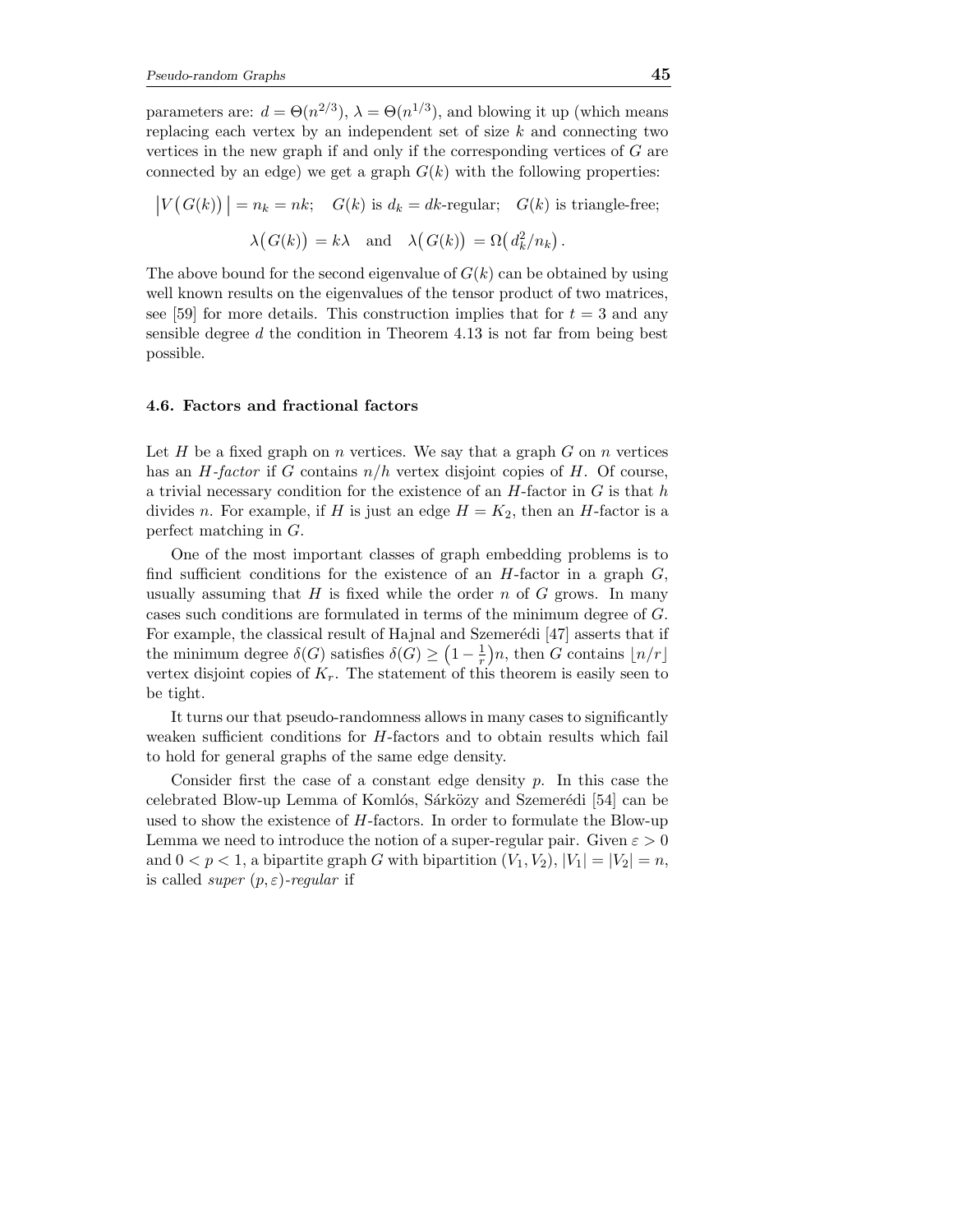parameters are: $d = \Theta(n^{2/3})$, $\lambda = \Theta(n^{1/3})$, and blowing it up (which means replacing each vertex by an independent set of size $k$ and connecting two vertices in the new graph if and only if the corresponding vertices of $G$ are connected by an edge) we get a graph $G(k)$ with the following properties:

$$\big|V\big(G(k)\big)\big| = n_k = nk; \quad G(k) \text{ is } d_k = dk\text{-regular}; \quad G(k) \text{ is triangle-free};$$

$$\lambda\big(G(k)\big) = k\lambda \quad \text{and} \quad \lambda\big(G(k)\big) = \Omega\big(d_k^2/n_k\big).$$

The above bound for the second eigenvalue of $G(k)$ can be obtained by using well known results on the eigenvalues of the tensor product of two matrices, see [59] for more details. This construction implies that for $t = 3$ and any sensible degree $d$ the condition in Theorem 4.13 is not far from being best possible.

### 4.6. Factors and fractional factors

Let $H$ be a fixed graph on $n$ vertices. We say that a graph $G$ on $n$ vertices has an *$H$-factor* if $G$ contains $n/h$ vertex disjoint copies of $H$. Of course, a trivial necessary condition for the existence of an $H$-factor in $G$ is that $h$ divides $n$. For example, if $H$ is just an edge $H = K_2$, then an $H$-factor is a perfect matching in $G$.

One of the most important classes of graph embedding problems is to find sufficient conditions for the existence of an $H$-factor in a graph $G$, usually assuming that $H$ is fixed while the order $n$ of $G$ grows. In many cases such conditions are formulated in terms of the minimum degree of $G$. For example, the classical result of Hajnal and Szemerédi [47] asserts that if the minimum degree $\delta(G)$ satisfies $\delta(G) \geq \left(1 - \frac{1}{r}\right)n$, then $G$ contains $\lfloor n/r \rfloor$ vertex disjoint copies of $K_r$. The statement of this theorem is easily seen to be tight.

It turns our that pseudo-randomness allows in many cases to significantly weaken sufficient conditions for $H$-factors and to obtain results which fail to hold for general graphs of the same edge density.

Consider first the case of a constant edge density $p$. In this case the celebrated Blow-up Lemma of Komlós, Sárközy and Szemerédi [54] can be used to show the existence of $H$-factors. In order to formulate the Blow-up Lemma we need to introduce the notion of a super-regular pair. Given $\varepsilon > 0$ and $0 < p < 1$, a bipartite graph $G$ with bipartition $(V_1, V_2)$, $|V_1| = |V_2| = n$, is called *super $(p, \varepsilon)$-regular* if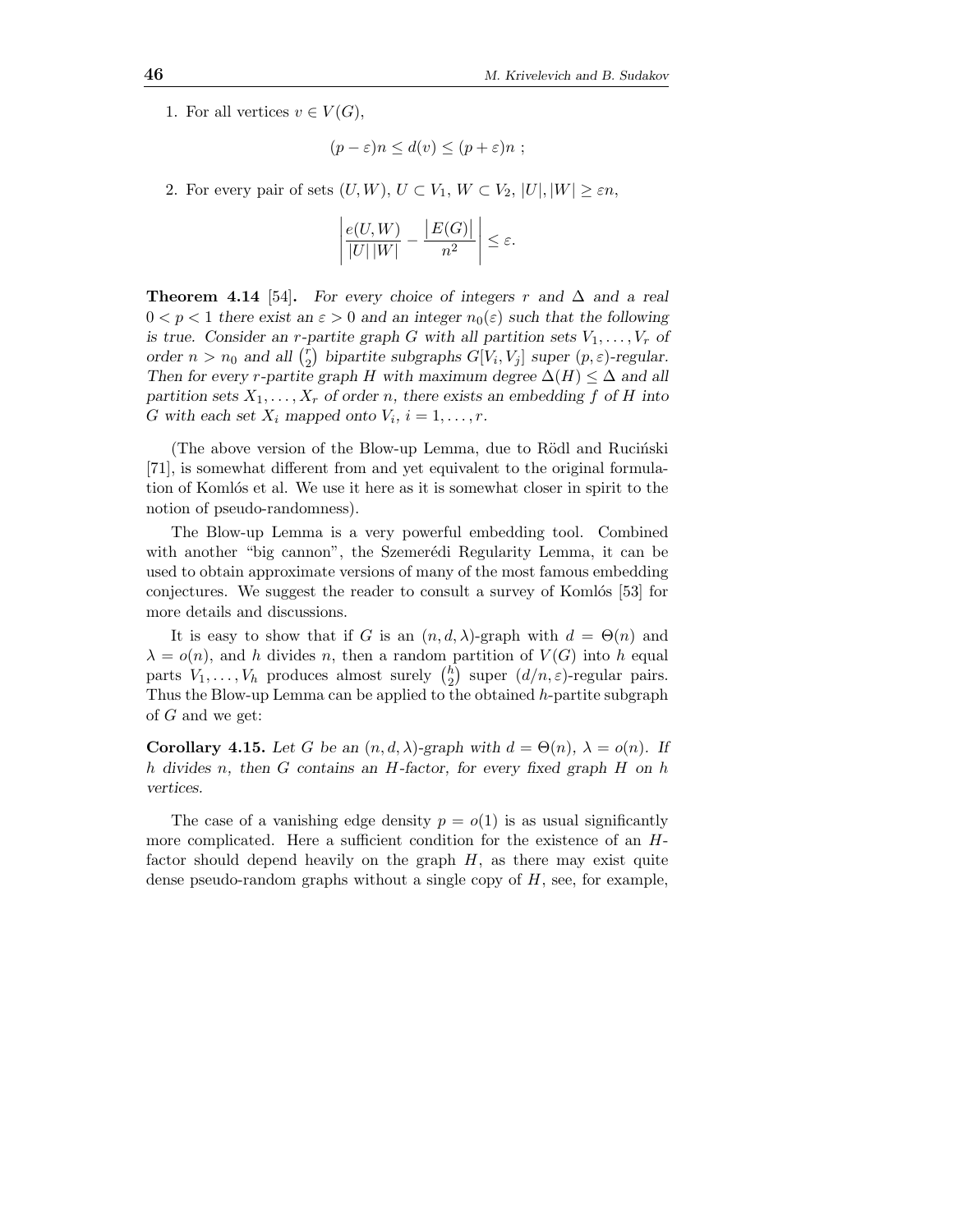1. For all vertices $v \in V(G)$,

$$(p - \varepsilon)n \leq d(v) \leq (p + \varepsilon)n \ ;$$

2. For every pair of sets $(U, W)$, $U \subset V_1$, $W \subset V_2$, $|U|, |W| \geq \varepsilon n$,

$$\left| \frac{e(U,W)}{|U|\,|W|} - \frac{|E(G)|}{n^2} \right| \leq \varepsilon.$$

**Theorem 4.14** [54]**.** *For every choice of integers $r$ and $\Delta$ and a real $0 < p < 1$ there exist an $\varepsilon > 0$ and an integer $n_0(\varepsilon)$ such that the following is true. Consider an $r$-partite graph $G$ with all partition sets $V_1, \ldots, V_r$ of order $n > n_0$ and all $\binom{r}{2}$ bipartite subgraphs $G[V_i, V_j]$ super $(p, \varepsilon)$-regular. Then for every $r$-partite graph $H$ with maximum degree $\Delta(H) \leq \Delta$ and all partition sets $X_1, \ldots, X_r$ of order $n$, there exists an embedding $f$ of $H$ into $G$ with each set $X_i$ mapped onto $V_i$, $i = 1, \ldots, r$.*

(The above version of the Blow-up Lemma, due to Rödl and Ruciński [71], is somewhat different from and yet equivalent to the original formulation of Komlós et al. We use it here as it is somewhat closer in spirit to the notion of pseudo-randomness).

The Blow-up Lemma is a very powerful embedding tool. Combined with another "big cannon", the Szemerédi Regularity Lemma, it can be used to obtain approximate versions of many of the most famous embedding conjectures. We suggest the reader to consult a survey of Komlós [53] for more details and discussions.

It is easy to show that if $G$ is an $(n, d, \lambda)$-graph with $d = \Theta(n)$ and $\lambda = o(n)$, and $h$ divides $n$, then a random partition of $V(G)$ into $h$ equal parts $V_1, \ldots, V_h$ produces almost surely $\binom{h}{2}$ super $(d/n, \varepsilon)$-regular pairs. Thus the Blow-up Lemma can be applied to the obtained $h$-partite subgraph of $G$ and we get:

**Corollary 4.15.** *Let $G$ be an $(n, d, \lambda)$-graph with $d = \Theta(n)$, $\lambda = o(n)$. If $h$ divides $n$, then $G$ contains an $H$-factor, for every fixed graph $H$ on $h$ vertices.*

The case of a vanishing edge density $p = o(1)$ is as usual significantly more complicated. Here a sufficient condition for the existence of an $H$-factor should depend heavily on the graph $H$, as there may exist quite dense pseudo-random graphs without a single copy of $H$, see, for example,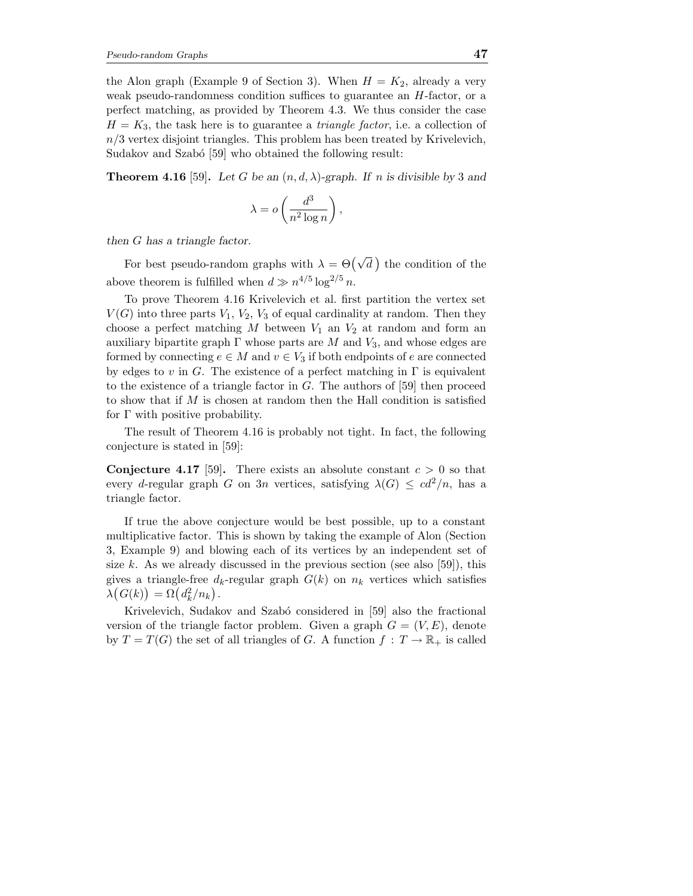the Alon graph (Example 9 of Section 3). When $H = K_2$, already a very weak pseudo-randomness condition suffices to guarantee an $H$-factor, or a perfect matching, as provided by Theorem 4.3. We thus consider the case $H = K_3$, the task here is to guarantee a *triangle factor*, i.e. a collection of $n/3$ vertex disjoint triangles. This problem has been treated by Krivelevich, Sudakov and Szabó [59] who obtained the following result:

**Theorem 4.16** [59]**.** *Let $G$ be an $(n, d, \lambda)$-graph. If $n$ is divisible by 3 and*

$$\lambda = o\left(\frac{d^3}{n^2 \log n}\right),$$

*then $G$ has a triangle factor.*

For best pseudo-random graphs with $\lambda = \Theta(\sqrt{d}\,)$ the condition of the above theorem is fulfilled when $d \gg n^{4/5} \log^{2/5} n$.

To prove Theorem 4.16 Krivelevich et al. first partition the vertex set $V(G)$ into three parts $V_1$, $V_2$, $V_3$ of equal cardinality at random. Then they choose a perfect matching $M$ between $V_1$ an $V_2$ at random and form an auxiliary bipartite graph $\Gamma$ whose parts are $M$ and $V_3$, and whose edges are formed by connecting $e \in M$ and $v \in V_3$ if both endpoints of $e$ are connected by edges to $v$ in $G$. The existence of a perfect matching in $\Gamma$ is equivalent to the existence of a triangle factor in $G$. The authors of [59] then proceed to show that if $M$ is chosen at random then the Hall condition is satisfied for $\Gamma$ with positive probability.

The result of Theorem 4.16 is probably not tight. In fact, the following conjecture is stated in [59]:

**Conjecture 4.17** [59]**.** There exists an absolute constant $c > 0$ so that every $d$-regular graph $G$ on $3n$ vertices, satisfying $\lambda(G) \leq cd^2/n$, has a triangle factor.

If true the above conjecture would be best possible, up to a constant multiplicative factor. This is shown by taking the example of Alon (Section 3, Example 9) and blowing each of its vertices by an independent set of size $k$. As we already discussed in the previous section (see also [59]), this gives a triangle-free $d_k$-regular graph $G(k)$ on $n_k$ vertices which satisfies $\lambda(G(k)) = \Omega(d_k^2/n_k)$.

Krivelevich, Sudakov and Szabó considered in [59] also the fractional version of the triangle factor problem. Given a graph $G = (V, E)$, denote by $T = T(G)$ the set of all triangles of $G$. A function $f : T \to \mathbb{R}_+$ is called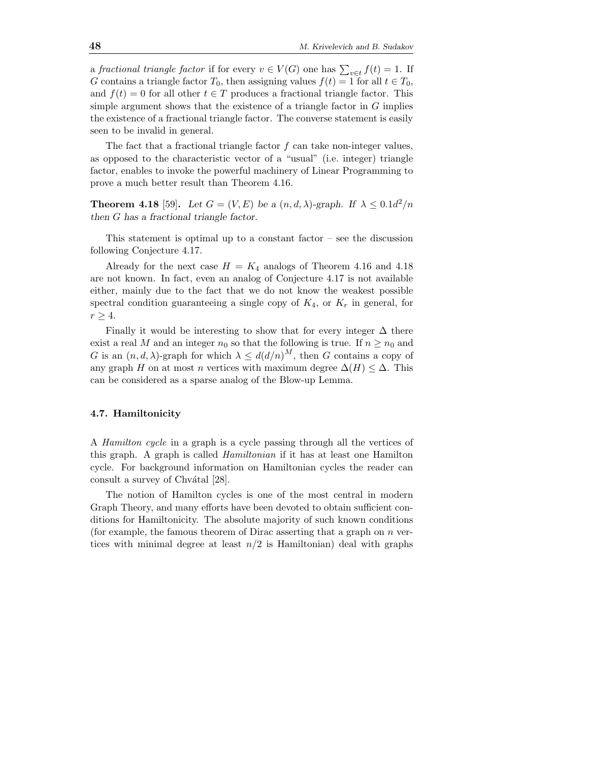a *fractional triangle factor* if for every $v \in V(G)$ one has $\sum_{v \in t} f(t) = 1$. If $G$ contains a triangle factor $T_0$, then assigning values $f(t) = 1$ for all $t \in T_0$, and $f(t) = 0$ for all other $t \in T$ produces a fractional triangle factor. This simple argument shows that the existence of a triangle factor in $G$ implies the existence of a fractional triangle factor. The converse statement is easily seen to be invalid in general.

The fact that a fractional triangle factor $f$ can take non-integer values, as opposed to the characteristic vector of a "usual" (i.e. integer) triangle factor, enables to invoke the powerful machinery of Linear Programming to prove a much better result than Theorem 4.16.

**Theorem 4.18** [59]**.** *Let $G = (V, E)$ be a $(n, d, \lambda)$-graph. If $\lambda \leq 0.1d^2/n$ then $G$ has a fractional triangle factor.*

This statement is optimal up to a constant factor – see the discussion following Conjecture 4.17.

Already for the next case $H = K_4$ analogs of Theorem 4.16 and 4.18 are not known. In fact, even an analog of Conjecture 4.17 is not available either, mainly due to the fact that we do not know the weakest possible spectral condition guaranteeing a single copy of $K_4$, or $K_r$ in general, for $r \geq 4$.

Finally it would be interesting to show that for every integer $\Delta$ there exist a real $M$ and an integer $n_0$ so that the following is true. If $n \geq n_0$ and $G$ is an $(n, d, \lambda)$-graph for which $\lambda \leq d(d/n)^M$, then $G$ contains a copy of any graph $H$ on at most $n$ vertices with maximum degree $\Delta(H) \leq \Delta$. This can be considered as a sparse analog of the Blow-up Lemma.

### 4.7. Hamiltonicity

A *Hamilton cycle* in a graph is a cycle passing through all the vertices of this graph. A graph is called *Hamiltonian* if it has at least one Hamilton cycle. For background information on Hamiltonian cycles the reader can consult a survey of Chvátal [28].

The notion of Hamilton cycles is one of the most central in modern Graph Theory, and many efforts have been devoted to obtain sufficient conditions for Hamiltonicity. The absolute majority of such known conditions (for example, the famous theorem of Dirac asserting that a graph on $n$ vertices with minimal degree at least $n/2$ is Hamiltonian) deal with graphs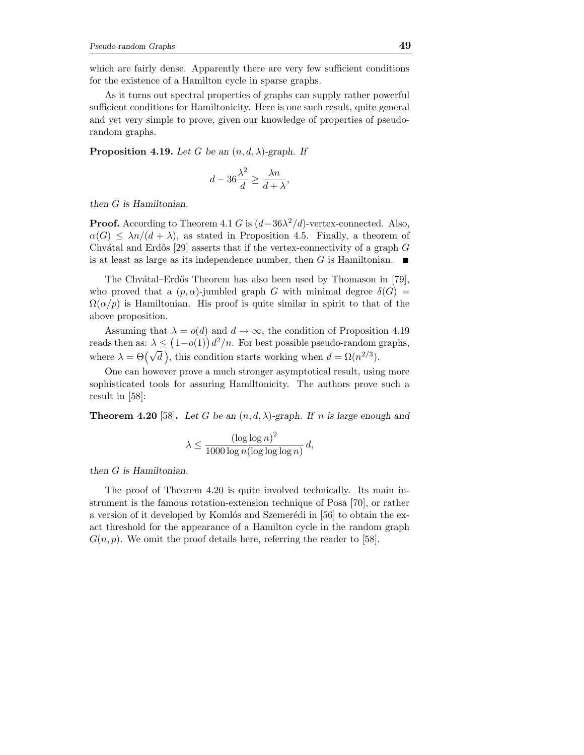which are fairly dense. Apparently there are very few sufficient conditions for the existence of a Hamilton cycle in sparse graphs.

As it turns out spectral properties of graphs can supply rather powerful sufficient conditions for Hamiltonicity. Here is one such result, quite general and yet very simple to prove, given our knowledge of properties of pseudo-random graphs.

**Proposition 4.19.** *Let $G$ be an $(n, d, \lambda)$-graph. If*

$$d - 36\frac{\lambda^2}{d} \geq \frac{\lambda n}{d+\lambda},$$

*then $G$ is Hamiltonian.*

**Proof.** According to Theorem 4.1 $G$ is $(d - 36\lambda^2/d)$-vertex-connected. Also, $\alpha(G) \leq \lambda n/(d+\lambda)$, as stated in Proposition 4.5. Finally, a theorem of Chvátal and Erdős [29] asserts that if the vertex-connectivity of a graph $G$ is at least as large as its independence number, then $G$ is Hamiltonian. ■

The Chvátal–Erdős Theorem has also been used by Thomason in [79], who proved that a $(p, \alpha)$-jumbled graph $G$ with minimal degree $\delta(G) = \Omega(\alpha/p)$ is Hamiltonian. His proof is quite similar in spirit to that of the above proposition.

Assuming that $\lambda = o(d)$ and $d \to \infty$, the condition of Proposition 4.19 reads then as: $\lambda \leq \big(1 - o(1)\big)\, d^2/n$. For best possible pseudo-random graphs, where $\lambda = \Theta\big(\sqrt{d}\,\big)$, this condition starts working when $d = \Omega(n^{2/3})$.

One can however prove a much stronger asymptotical result, using more sophisticated tools for assuring Hamiltonicity. The authors prove such a result in [58]:

**Theorem 4.20** [58]**.** *Let $G$ be an $(n, d, \lambda)$-graph. If $n$ is large enough and*

$$\lambda \leq \frac{(\log\log n)^2}{1000 \log n (\log\log\log n)}\, d,$$

*then $G$ is Hamiltonian.*

The proof of Theorem 4.20 is quite involved technically. Its main instrument is the famous rotation-extension technique of Posa [70], or rather a version of it developed by Komlós and Szemerédi in [56] to obtain the exact threshold for the appearance of a Hamilton cycle in the random graph $G(n, p)$. We omit the proof details here, referring the reader to [58].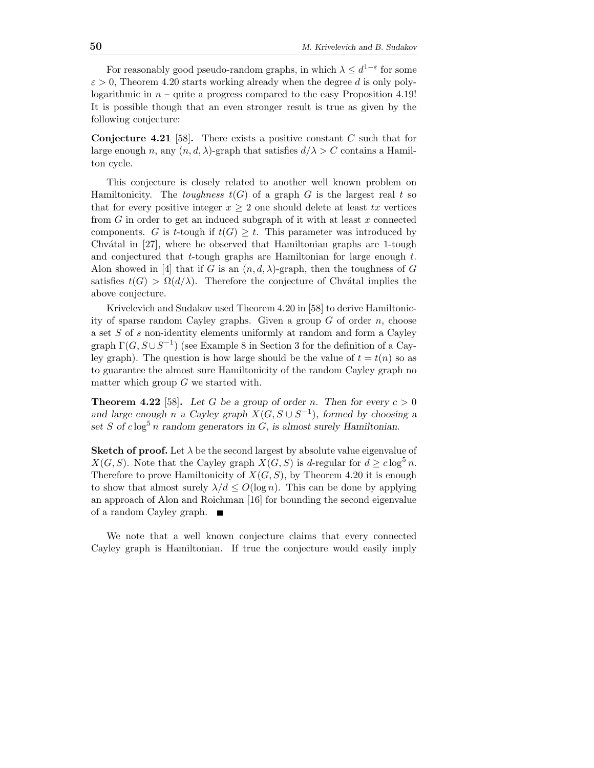For reasonably good pseudo-random graphs, in which $\lambda \leq d^{1-\varepsilon}$ for some $\varepsilon > 0$, Theorem 4.20 starts working already when the degree $d$ is only polylogarithmic in $n$ – quite a progress compared to the easy Proposition 4.19! It is possible though that an even stronger result is true as given by the following conjecture:

**Conjecture 4.21** [58]**.** There exists a positive constant $C$ such that for large enough $n$, any $(n, d, \lambda)$-graph that satisfies $d/\lambda > C$ contains a Hamilton cycle.

This conjecture is closely related to another well known problem on Hamiltonicity. The *toughness* $t(G)$ of a graph $G$ is the largest real $t$ so that for every positive integer $x \geq 2$ one should delete at least $tx$ vertices from $G$ in order to get an induced subgraph of it with at least $x$ connected components. $G$ is $t$-tough if $t(G) \geq t$. This parameter was introduced by Chvátal in [27], where he observed that Hamiltonian graphs are 1-tough and conjectured that $t$-tough graphs are Hamiltonian for large enough $t$. Alon showed in [4] that if $G$ is an $(n, d, \lambda)$-graph, then the toughness of $G$ satisfies $t(G) > \Omega(d/\lambda)$. Therefore the conjecture of Chvátal implies the above conjecture.

Krivelevich and Sudakov used Theorem 4.20 in [58] to derive Hamiltonicity of sparse random Cayley graphs. Given a group $G$ of order $n$, choose a set $S$ of $s$ non-identity elements uniformly at random and form a Cayley graph $\Gamma(G, S \cup S^{-1})$ (see Example 8 in Section 3 for the definition of a Cayley graph). The question is how large should be the value of $t = t(n)$ so as to guarantee the almost sure Hamiltonicity of the random Cayley graph no matter which group $G$ we started with.

**Theorem 4.22** [58]**.** *Let $G$ be a group of order $n$. Then for every $c > 0$ and large enough $n$ a Cayley graph $X(G, S \cup S^{-1})$, formed by choosing a set $S$ of $c \log^5 n$ random generators in $G$, is almost surely Hamiltonian.*

**Sketch of proof.** Let $\lambda$ be the second largest by absolute value eigenvalue of $X(G, S)$. Note that the Cayley graph $X(G, S)$ is $d$-regular for $d \geq c \log^5 n$. Therefore to prove Hamiltonicity of $X(G, S)$, by Theorem 4.20 it is enough to show that almost surely $\lambda/d \leq O(\log n)$. This can be done by applying an approach of Alon and Roichman [16] for bounding the second eigenvalue of a random Cayley graph. ∎

We note that a well known conjecture claims that every connected Cayley graph is Hamiltonian. If true the conjecture would easily imply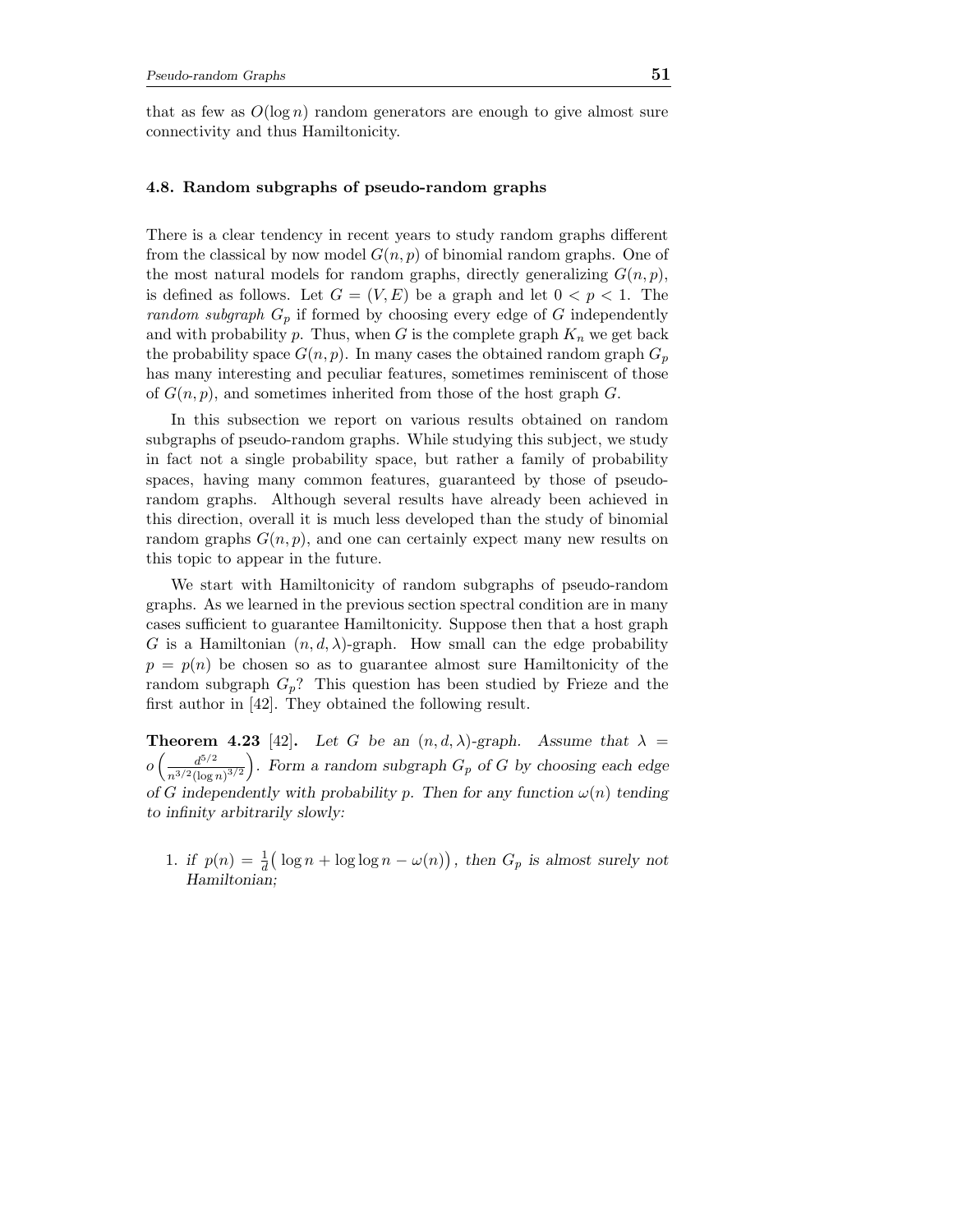that as few as $O(\log n)$ random generators are enough to give almost sure connectivity and thus Hamiltonicity.

### 4.8. Random subgraphs of pseudo-random graphs

There is a clear tendency in recent years to study random graphs different from the classical by now model $G(n,p)$ of binomial random graphs. One of the most natural models for random graphs, directly generalizing $G(n,p)$, is defined as follows. Let $G = (V, E)$ be a graph and let $0 < p < 1$. The *random subgraph* $G_p$ if formed by choosing every edge of $G$ independently and with probability $p$. Thus, when $G$ is the complete graph $K_n$ we get back the probability space $G(n,p)$. In many cases the obtained random graph $G_p$ has many interesting and peculiar features, sometimes reminiscent of those of $G(n,p)$, and sometimes inherited from those of the host graph $G$.

In this subsection we report on various results obtained on random subgraphs of pseudo-random graphs. While studying this subject, we study in fact not a single probability space, but rather a family of probability spaces, having many common features, guaranteed by those of pseudo-random graphs. Although several results have already been achieved in this direction, overall it is much less developed than the study of binomial random graphs $G(n,p)$, and one can certainly expect many new results on this topic to appear in the future.

We start with Hamiltonicity of random subgraphs of pseudo-random graphs. As we learned in the previous section spectral condition are in many cases sufficient to guarantee Hamiltonicity. Suppose then that a host graph $G$ is a Hamiltonian $(n, d, \lambda)$-graph. How small can the edge probability $p = p(n)$ be chosen so as to guarantee almost sure Hamiltonicity of the random subgraph $G_p$? This question has been studied by Frieze and the first author in [42]. They obtained the following result.

**Theorem 4.23** [42]**.** *Let $G$ be an $(n, d, \lambda)$-graph. Assume that $\lambda = o\left(\frac{d^{5/2}}{n^{3/2}(\log n)^{3/2}}\right)$. Form a random subgraph $G_p$ of $G$ by choosing each edge of $G$ independently with probability $p$. Then for any function $\omega(n)$ tending to infinity arbitrarily slowly:*

1. *if $p(n) = \frac{1}{d}\big(\log n + \log\log n - \omega(n)\big)$, then $G_p$ is almost surely not Hamiltonian;*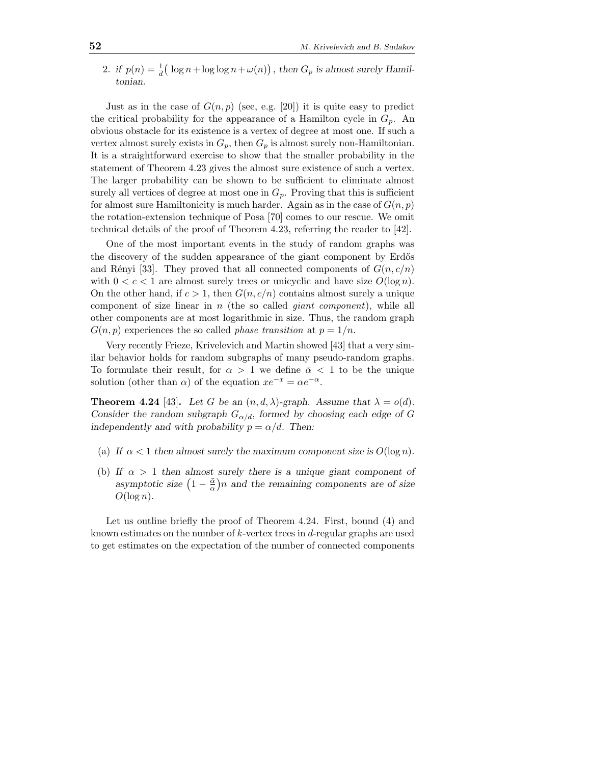2. *if* $p(n) = \frac{1}{d}\big(\log n + \log\log n + \omega(n)\big)$, *then* $G_p$ *is almost surely Hamiltonian.*

Just as in the case of $G(n,p)$ (see, e.g. [20]) it is quite easy to predict the critical probability for the appearance of a Hamilton cycle in $G_p$. An obvious obstacle for its existence is a vertex of degree at most one. If such a vertex almost surely exists in $G_p$, then $G_p$ is almost surely non-Hamiltonian. It is a straightforward exercise to show that the smaller probability in the statement of Theorem 4.23 gives the almost sure existence of such a vertex. The larger probability can be shown to be sufficient to eliminate almost surely all vertices of degree at most one in $G_p$. Proving that this is sufficient for almost sure Hamiltonicity is much harder. Again as in the case of $G(n,p)$ the rotation-extension technique of Posa [70] comes to our rescue. We omit technical details of the proof of Theorem 4.23, referring the reader to [42].

One of the most important events in the study of random graphs was the discovery of the sudden appearance of the giant component by Erdős and Rényi [33]. They proved that all connected components of $G(n,c/n)$ with $0 < c < 1$ are almost surely trees or unicyclic and have size $O(\log n)$. On the other hand, if $c > 1$, then $G(n,c/n)$ contains almost surely a unique component of size linear in $n$ (the so called *giant component*), while all other components are at most logarithmic in size. Thus, the random graph $G(n,p)$ experiences the so called *phase transition* at $p = 1/n$.

Very recently Frieze, Krivelevich and Martin showed [43] that a very similar behavior holds for random subgraphs of many pseudo-random graphs. To formulate their result, for $\alpha > 1$ we define $\bar{\alpha} < 1$ to be the unique solution (other than $\alpha$) of the equation $xe^{-x} = \alpha e^{-\alpha}$.

**Theorem 4.24** [43]**.** *Let $G$ be an $(n,d,\lambda)$-graph. Assume that $\lambda = o(d)$. Consider the random subgraph $G_{\alpha/d}$, formed by choosing each edge of $G$ independently and with probability $p = \alpha/d$. Then:*

- (a) *If $\alpha < 1$ then almost surely the maximum component size is $O(\log n)$.*
- (b) *If $\alpha > 1$ then almost surely there is a unique giant component of asymptotic size $\big(1 - \frac{\bar{\alpha}}{\alpha}\big)n$ and the remaining components are of size $O(\log n)$.*

Let us outline briefly the proof of Theorem 4.24. First, bound (4) and known estimates on the number of $k$-vertex trees in $d$-regular graphs are used to get estimates on the expectation of the number of connected components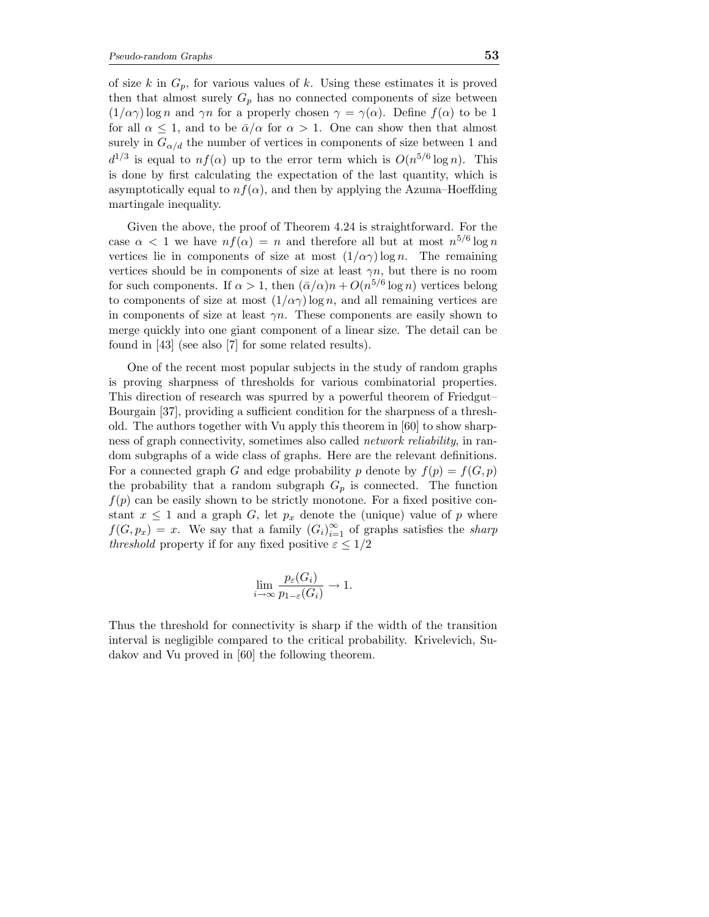of size $k$ in $G_p$, for various values of $k$. Using these estimates it is proved then that almost surely $G_p$ has no connected components of size between $(1/\alpha\gamma)\log n$ and $\gamma n$ for a properly chosen $\gamma = \gamma(\alpha)$. Define $f(\alpha)$ to be 1 for all $\alpha \leq 1$, and to be $\bar{\alpha}/\alpha$ for $\alpha > 1$. One can show then that almost surely in $G_{\alpha/d}$ the number of vertices in components of size between 1 and $d^{1/3}$ is equal to $nf(\alpha)$ up to the error term which is $O(n^{5/6}\log n)$. This is done by first calculating the expectation of the last quantity, which is asymptotically equal to $nf(\alpha)$, and then by applying the Azuma–Hoeffding martingale inequality.

Given the above, the proof of Theorem 4.24 is straightforward. For the case $\alpha < 1$ we have $nf(\alpha) = n$ and therefore all but at most $n^{5/6}\log n$ vertices lie in components of size at most $(1/\alpha\gamma)\log n$. The remaining vertices should be in components of size at least $\gamma n$, but there is no room for such components. If $\alpha > 1$, then $(\bar{\alpha}/\alpha)n + O(n^{5/6}\log n)$ vertices belong to components of size at most $(1/\alpha\gamma)\log n$, and all remaining vertices are in components of size at least $\gamma n$. These components are easily shown to merge quickly into one giant component of a linear size. The detail can be found in [43] (see also [7] for some related results).

One of the recent most popular subjects in the study of random graphs is proving sharpness of thresholds for various combinatorial properties. This direction of research was spurred by a powerful theorem of Friedgut–Bourgain [37], providing a sufficient condition for the sharpness of a threshold. The authors together with Vu apply this theorem in [60] to show sharpness of graph connectivity, sometimes also called *network reliability*, in random subgraphs of a wide class of graphs. Here are the relevant definitions. For a connected graph $G$ and edge probability $p$ denote by $f(p) = f(G,p)$ the probability that a random subgraph $G_p$ is connected. The function $f(p)$ can be easily shown to be strictly monotone. For a fixed positive constant $x \leq 1$ and a graph $G$, let $p_x$ denote the (unique) value of $p$ where $f(G,p_x) = x$. We say that a family $(G_i)_{i=1}^{\infty}$ of graphs satisfies the *sharp threshold* property if for any fixed positive $\varepsilon \leq 1/2$

$$\lim_{i\to\infty} \frac{p_{\varepsilon}(G_i)}{p_{1-\varepsilon}(G_i)} \to 1.$$

Thus the threshold for connectivity is sharp if the width of the transition interval is negligible compared to the critical probability. Krivelevich, Sudakov and Vu proved in [60] the following theorem.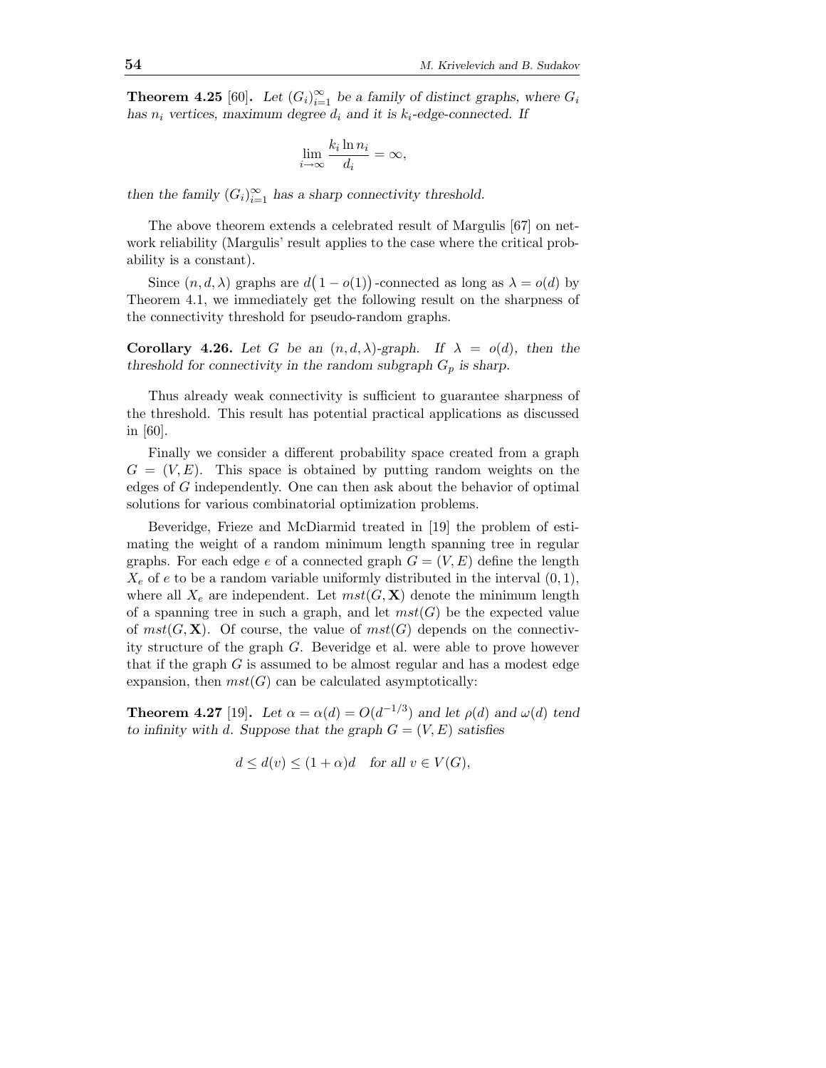**Theorem 4.25** [60]. *Let $(G_i)_{i=1}^{\infty}$ be a family of distinct graphs, where $G_i$ has $n_i$ vertices, maximum degree $d_i$ and it is $k_i$-edge-connected. If*

$$\lim_{i\to\infty} \frac{k_i \ln n_i}{d_i} = \infty,$$

*then the family $(G_i)_{i=1}^{\infty}$ has a sharp connectivity threshold.*

The above theorem extends a celebrated result of Margulis [67] on network reliability (Margulis' result applies to the case where the critical probability is a constant).

Since $(n, d, \lambda)$ graphs are $d\big(1 - o(1)\big)$-connected as long as $\lambda = o(d)$ by Theorem 4.1, we immediately get the following result on the sharpness of the connectivity threshold for pseudo-random graphs.

**Corollary 4.26.** *Let $G$ be an $(n, d, \lambda)$-graph. If $\lambda = o(d)$, then the threshold for connectivity in the random subgraph $G_p$ is sharp.*

Thus already weak connectivity is sufficient to guarantee sharpness of the threshold. This result has potential practical applications as discussed in [60].

Finally we consider a different probability space created from a graph $G = (V, E)$. This space is obtained by putting random weights on the edges of $G$ independently. One can then ask about the behavior of optimal solutions for various combinatorial optimization problems.

Beveridge, Frieze and McDiarmid treated in [19] the problem of estimating the weight of a random minimum length spanning tree in regular graphs. For each edge $e$ of a connected graph $G = (V, E)$ define the length $X_e$ of $e$ to be a random variable uniformly distributed in the interval $(0, 1)$, where all $X_e$ are independent. Let $mst(G, \mathbf{X})$ denote the minimum length of a spanning tree in such a graph, and let $mst(G)$ be the expected value of $mst(G, \mathbf{X})$. Of course, the value of $mst(G)$ depends on the connectivity structure of the graph $G$. Beveridge et al. were able to prove however that if the graph $G$ is assumed to be almost regular and has a modest edge expansion, then $mst(G)$ can be calculated asymptotically:

**Theorem 4.27** [19]. *Let $\alpha = \alpha(d) = O(d^{-1/3})$ and let $\rho(d)$ and $\omega(d)$ tend to infinity with $d$. Suppose that the graph $G = (V, E)$ satisfies*

$$d \le d(v) \le (1 + \alpha)d \quad \textit{for all } v \in V(G),$$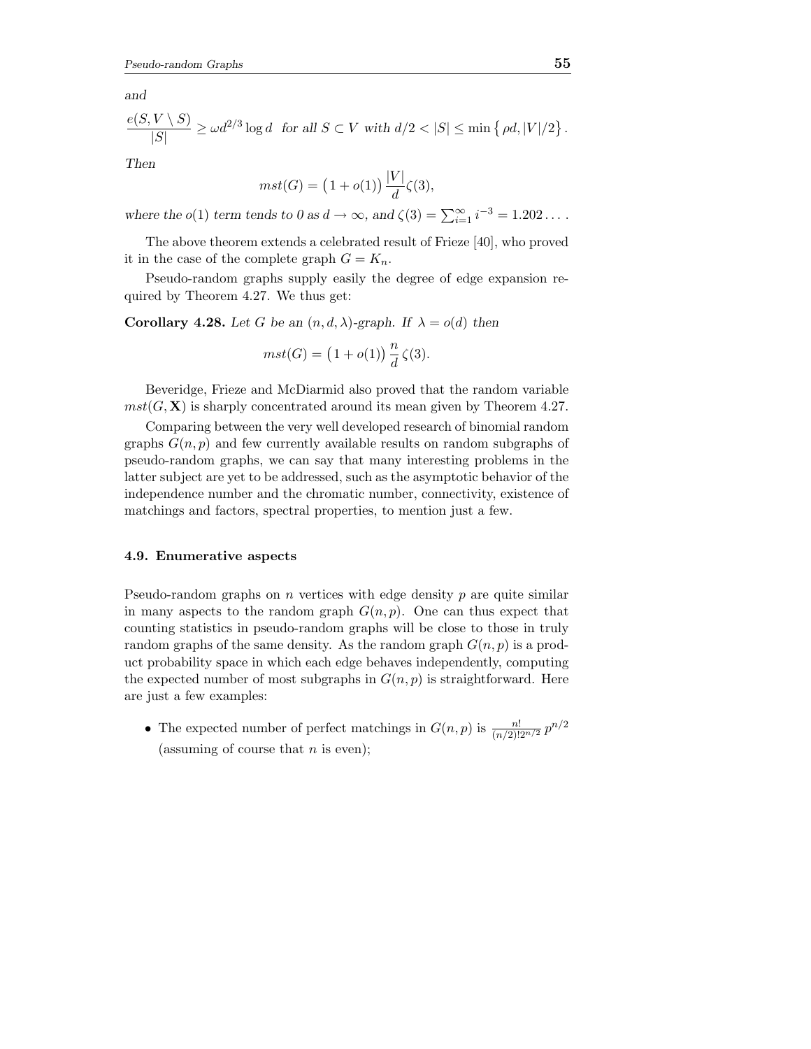*and*

$$\frac{e(S, V \setminus S)}{|S|} \geq \omega d^{2/3} \log d \quad \text{for all } S \subset V \text{ with } d/2 < |S| \leq \min\left\{\rho d, |V|/2\right\}.$$

*Then*

$$mst(G) = \big(1 + o(1)\big) \frac{|V|}{d} \zeta(3),$$

*where the $o(1)$ term tends to 0 as $d \to \infty$, and $\zeta(3) = \sum_{i=1}^{\infty} i^{-3} = 1.202\ldots$ .*

The above theorem extends a celebrated result of Frieze [40], who proved it in the case of the complete graph $G = K_n$.

Pseudo-random graphs supply easily the degree of edge expansion required by Theorem 4.27. We thus get:

**Corollary 4.28.** *Let $G$ be an $(n, d, \lambda)$-graph. If $\lambda = o(d)$ then*

$$mst(G) = \big(1 + o(1)\big) \frac{n}{d} \zeta(3).$$

Beveridge, Frieze and McDiarmid also proved that the random variable $mst(G, \mathbf{X})$ is sharply concentrated around its mean given by Theorem 4.27.

Comparing between the very well developed research of binomial random graphs $G(n,p)$ and few currently available results on random subgraphs of pseudo-random graphs, we can say that many interesting problems in the latter subject are yet to be addressed, such as the asymptotic behavior of the independence number and the chromatic number, connectivity, existence of matchings and factors, spectral properties, to mention just a few.

### 4.9. Enumerative aspects

Pseudo-random graphs on $n$ vertices with edge density $p$ are quite similar in many aspects to the random graph $G(n,p)$. One can thus expect that counting statistics in pseudo-random graphs will be close to those in truly random graphs of the same density. As the random graph $G(n,p)$ is a product probability space in which each edge behaves independently, computing the expected number of most subgraphs in $G(n,p)$ is straightforward. Here are just a few examples:

- The expected number of perfect matchings in $G(n,p)$ is $\frac{n!}{(n/2)! 2^{n/2}} p^{n/2}$ (assuming of course that $n$ is even);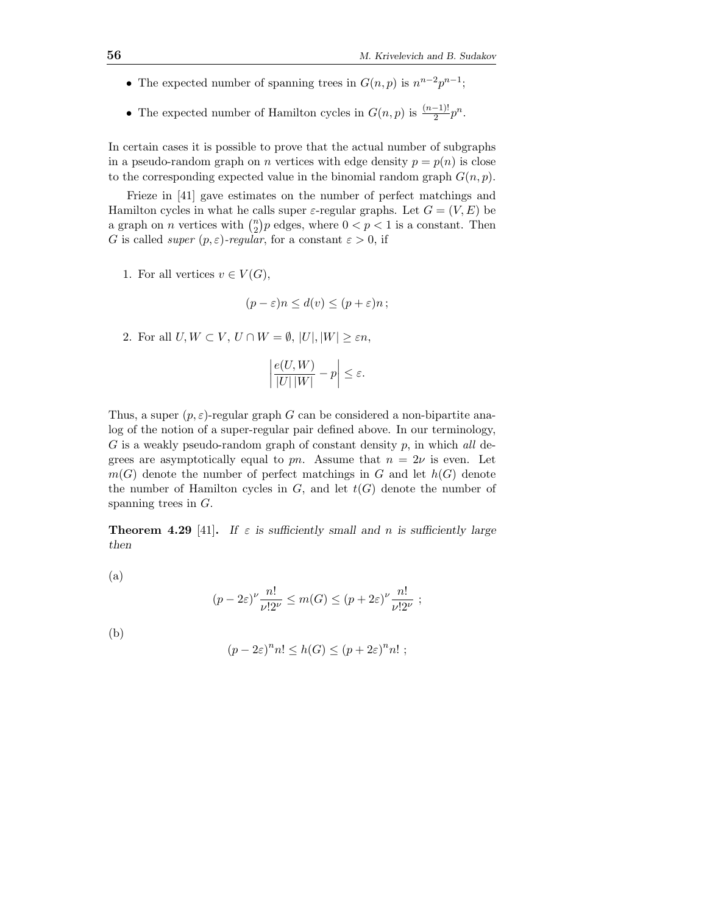- The expected number of spanning trees in $G(n,p)$ is $n^{n-2}p^{n-1}$;
- The expected number of Hamilton cycles in $G(n,p)$ is $\frac{(n-1)!}{2}p^n$.

In certain cases it is possible to prove that the actual number of subgraphs in a pseudo-random graph on $n$ vertices with edge density $p = p(n)$ is close to the corresponding expected value in the binomial random graph $G(n,p)$.

Frieze in [41] gave estimates on the number of perfect matchings and Hamilton cycles in what he calls super $\varepsilon$-regular graphs. Let $G = (V, E)$ be a graph on $n$ vertices with $\binom{n}{2}p$ edges, where $0 < p < 1$ is a constant. Then $G$ is called *super* $(p, \varepsilon)$*-regular*, for a constant $\varepsilon > 0$, if

1. For all vertices $v \in V(G)$,

$$(p - \varepsilon)n \le d(v) \le (p + \varepsilon)n\,;$$

2. For all $U, W \subset V$, $U \cap W = \emptyset$, $|U|, |W| \ge \varepsilon n$,

$$\left| \frac{e(U,W)}{|U|\,|W|} - p \right| \le \varepsilon.$$

Thus, a super $(p, \varepsilon)$-regular graph $G$ can be considered a non-bipartite analog of the notion of a super-regular pair defined above. In our terminology, $G$ is a weakly pseudo-random graph of constant density $p$, in which *all* degrees are asymptotically equal to $pn$. Assume that $n = 2\nu$ is even. Let $m(G)$ denote the number of perfect matchings in $G$ and let $h(G)$ denote the number of Hamilton cycles in $G$, and let $t(G)$ denote the number of spanning trees in $G$.

**Theorem 4.29** [41]**.** *If $\varepsilon$ is sufficiently small and $n$ is sufficiently large then*

(a)

$$(p - 2\varepsilon)^{\nu} \frac{n!}{\nu! 2^{\nu}} \le m(G) \le (p + 2\varepsilon)^{\nu} \frac{n!}{\nu! 2^{\nu}}\ ;$$

(b)

$$(p - 2\varepsilon)^{n} n! \le h(G) \le (p + 2\varepsilon)^{n} n!\ ;$$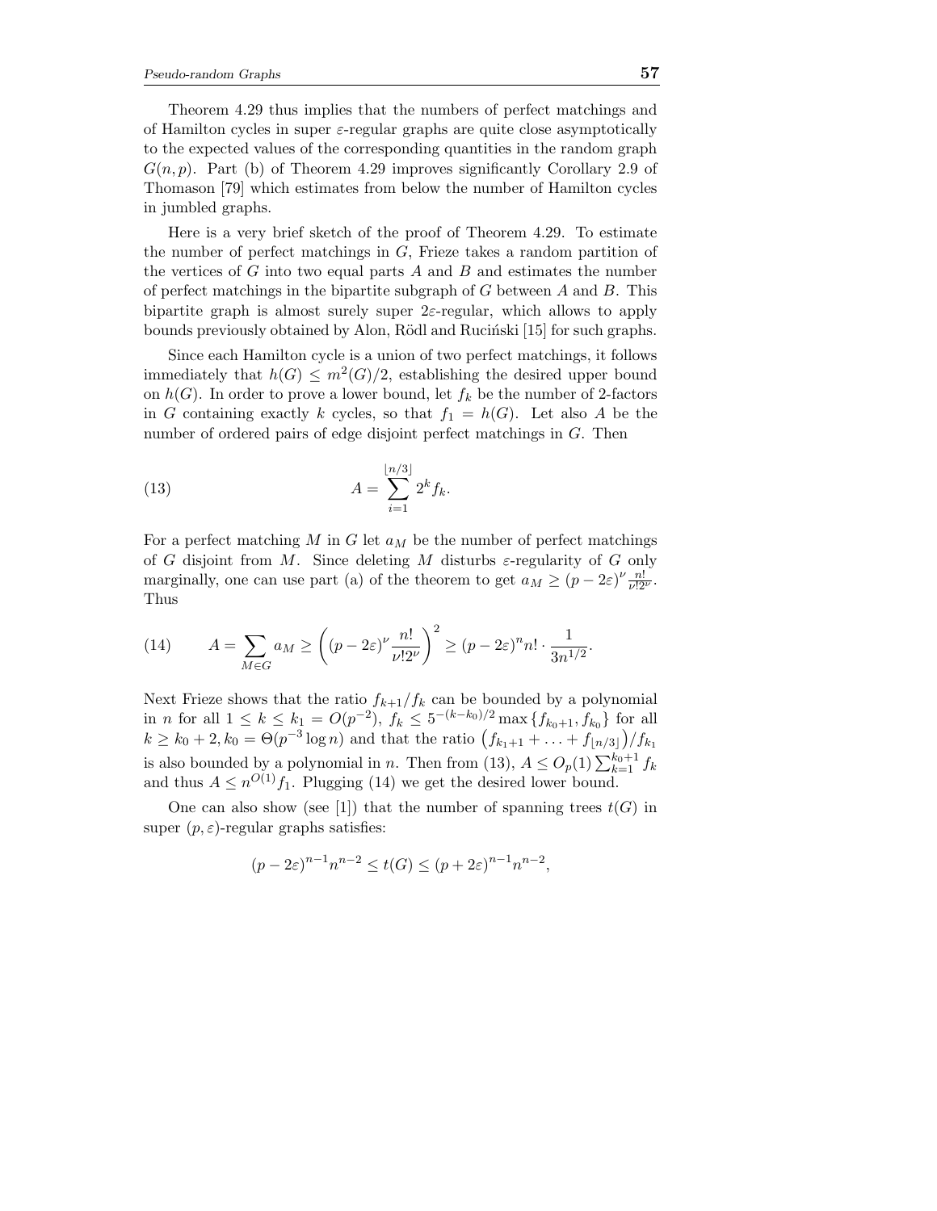Theorem 4.29 thus implies that the numbers of perfect matchings and of Hamilton cycles in super $\varepsilon$-regular graphs are quite close asymptotically to the expected values of the corresponding quantities in the random graph $G(n,p)$. Part (b) of Theorem 4.29 improves significantly Corollary 2.9 of Thomason [79] which estimates from below the number of Hamilton cycles in jumbled graphs.

Here is a very brief sketch of the proof of Theorem 4.29. To estimate the number of perfect matchings in $G$, Frieze takes a random partition of the vertices of $G$ into two equal parts $A$ and $B$ and estimates the number of perfect matchings in the bipartite subgraph of $G$ between $A$ and $B$. This bipartite graph is almost surely super $2\varepsilon$-regular, which allows to apply bounds previously obtained by Alon, Rödl and Ruciński [15] for such graphs.

Since each Hamilton cycle is a union of two perfect matchings, it follows immediately that $h(G) \leq m^2(G)/2$, establishing the desired upper bound on $h(G)$. In order to prove a lower bound, let $f_k$ be the number of 2-factors in $G$ containing exactly $k$ cycles, so that $f_1 = h(G)$. Let also $A$ be the number of ordered pairs of edge disjoint perfect matchings in $G$. Then

$$A = \sum_{i=1}^{\lfloor n/3 \rfloor} 2^k f_k. \tag{13}$$

For a perfect matching $M$ in $G$ let $a_M$ be the number of perfect matchings of $G$ disjoint from $M$. Since deleting $M$ disturbs $\varepsilon$-regularity of $G$ only marginally, one can use part (a) of the theorem to get $a_M \geq (p-2\varepsilon)^\nu \frac{n!}{\nu! 2^\nu}$. Thus

$$A = \sum_{M \in G} a_M \geq \left( (p-2\varepsilon)^\nu \frac{n!}{\nu! 2^\nu} \right)^2 \geq (p-2\varepsilon)^n n! \cdot \frac{1}{3n^{1/2}}. \tag{14}$$

Next Frieze shows that the ratio $f_{k+1}/f_k$ can be bounded by a polynomial in $n$ for all $1 \leq k \leq k_1 = O(p^{-2})$, $f_k \leq 5^{-(k-k_0)/2} \max\{f_{k_0+1}, f_{k_0}\}$ for all $k \geq k_0 + 2, k_0 = \Theta(p^{-3} \log n)$ and that the ratio $\left(f_{k_1+1} + \ldots + f_{\lfloor n/3 \rfloor}\right)/f_{k_1}$ is also bounded by a polynomial in $n$. Then from (13), $A \leq O_p(1) \sum_{k=1}^{k_0+1} f_k$ and thus $A \leq n^{O(1)} f_1$. Plugging (14) we get the desired lower bound.

One can also show (see [1]) that the number of spanning trees $t(G)$ in super $(p,\varepsilon)$-regular graphs satisfies:

$$(p-2\varepsilon)^{n-1} n^{n-2} \leq t(G) \leq (p+2\varepsilon)^{n-1} n^{n-2},$$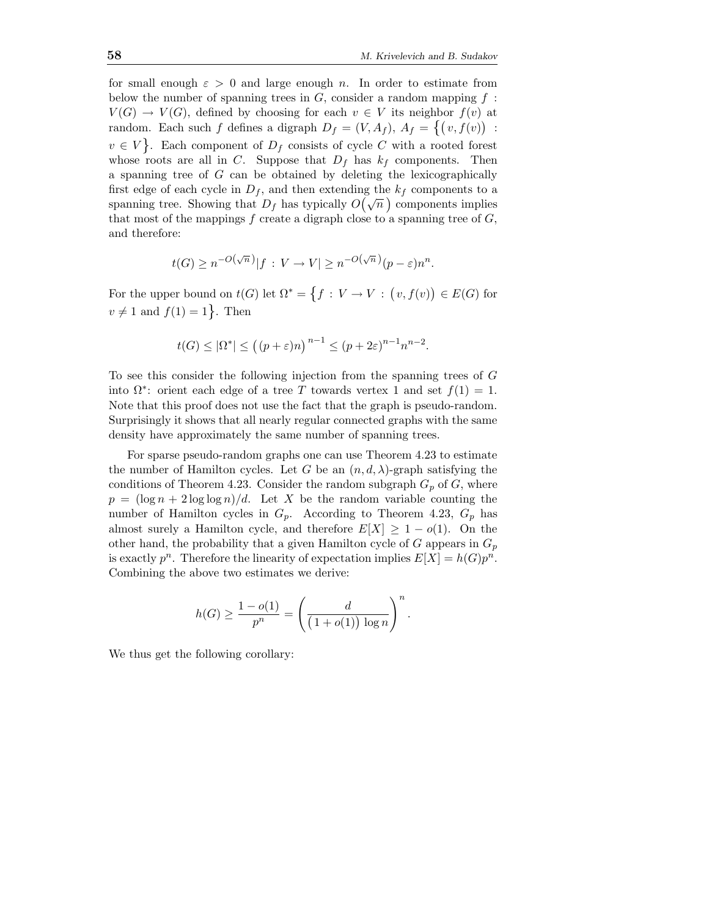for small enough $\varepsilon > 0$ and large enough $n$. In order to estimate from below the number of spanning trees in $G$, consider a random mapping $f : V(G) \to V(G)$, defined by choosing for each $v \in V$ its neighbor $f(v)$ at random. Each such $f$ defines a digraph $D_f = (V, A_f)$, $A_f = \{(v, f(v)) : v \in V\}$. Each component of $D_f$ consists of cycle $C$ with a rooted forest whose roots are all in $C$. Suppose that $D_f$ has $k_f$ components. Then a spanning tree of $G$ can be obtained by deleting the lexicographically first edge of each cycle in $D_f$, and then extending the $k_f$ components to a spanning tree. Showing that $D_f$ has typically $O(\sqrt{n})$ components implies that most of the mappings $f$ create a digraph close to a spanning tree of $G$, and therefore:

$$t(G) \geq n^{-O(\sqrt{n})}|f : V \to V| \geq n^{-O(\sqrt{n})}(p - \varepsilon)n^n.$$

For the upper bound on $t(G)$ let $\Omega^* = \{f : V \to V : (v, f(v)) \in E(G) \text{ for } v \neq 1 \text{ and } f(1) = 1\}$. Then

$$t(G) \leq |\Omega^*| \leq \big((p + \varepsilon)n\big)^{n-1} \leq (p + 2\varepsilon)^{n-1} n^{n-2}.$$

To see this consider the following injection from the spanning trees of $G$ into $\Omega^*$: orient each edge of a tree $T$ towards vertex 1 and set $f(1) = 1$. Note that this proof does not use the fact that the graph is pseudo-random. Surprisingly it shows that all nearly regular connected graphs with the same density have approximately the same number of spanning trees.

For sparse pseudo-random graphs one can use Theorem 4.23 to estimate the number of Hamilton cycles. Let $G$ be an $(n, d, \lambda)$-graph satisfying the conditions of Theorem 4.23. Consider the random subgraph $G_p$ of $G$, where $p = (\log n + 2 \log \log n)/d$. Let $X$ be the random variable counting the number of Hamilton cycles in $G_p$. According to Theorem 4.23, $G_p$ has almost surely a Hamilton cycle, and therefore $E[X] \geq 1 - o(1)$. On the other hand, the probability that a given Hamilton cycle of $G$ appears in $G_p$ is exactly $p^n$. Therefore the linearity of expectation implies $E[X] = h(G)p^n$. Combining the above two estimates we derive:

$$h(G) \geq \frac{1 - o(1)}{p^n} = \left(\frac{d}{\big(1 + o(1)\big) \log n}\right)^n.$$

We thus get the following corollary: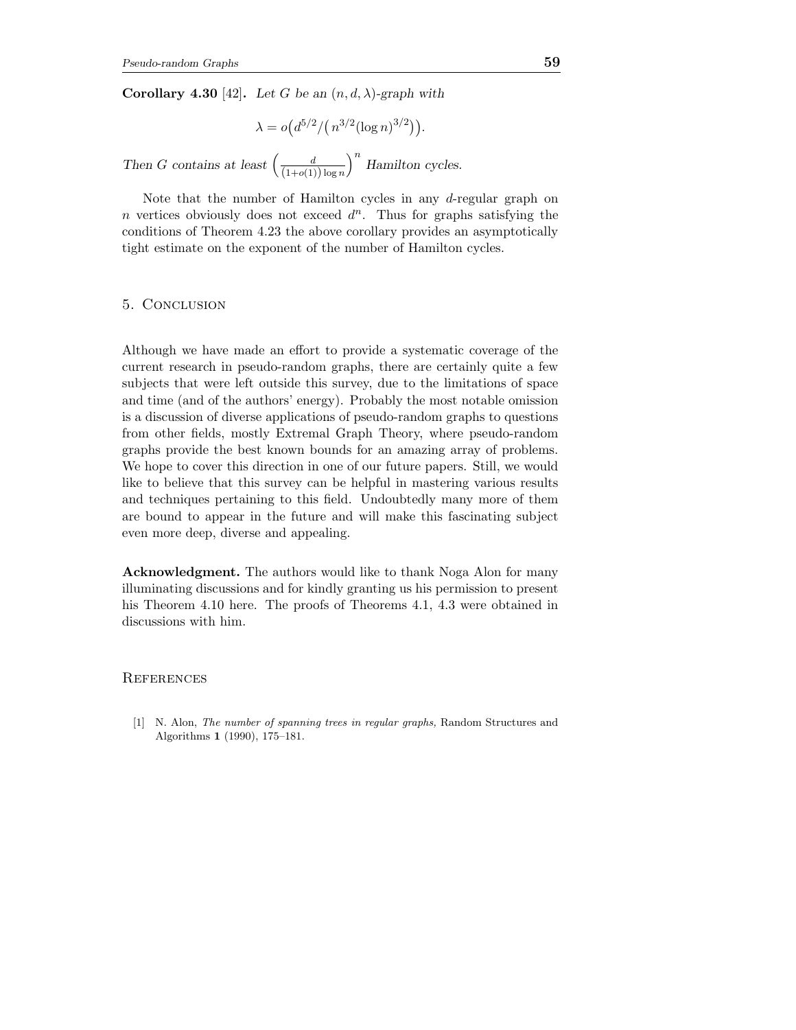**Corollary 4.30** [42]**.** *Let $G$ be an $(n, d, \lambda)$-graph with*

$$\lambda = o\big(d^{5/2}/\big(n^{3/2}(\log n)^{3/2}\big)\big).$$

*Then $G$ contains at least $\left(\frac{d}{(1+o(1))\log n}\right)^n$ Hamilton cycles.*

Note that the number of Hamilton cycles in any $d$-regular graph on $n$ vertices obviously does not exceed $d^n$. Thus for graphs satisfying the conditions of Theorem 4.23 the above corollary provides an asymptotically tight estimate on the exponent of the number of Hamilton cycles.

## 5. Conclusion

Although we have made an effort to provide a systematic coverage of the current research in pseudo-random graphs, there are certainly quite a few subjects that were left outside this survey, due to the limitations of space and time (and of the authors' energy). Probably the most notable omission is a discussion of diverse applications of pseudo-random graphs to questions from other fields, mostly Extremal Graph Theory, where pseudo-random graphs provide the best known bounds for an amazing array of problems. We hope to cover this direction in one of our future papers. Still, we would like to believe that this survey can be helpful in mastering various results and techniques pertaining to this field. Undoubtedly many more of them are bound to appear in the future and will make this fascinating subject even more deep, diverse and appealing.

**Acknowledgment.** The authors would like to thank Noga Alon for many illuminating discussions and for kindly granting us his permission to present his Theorem 4.10 here. The proofs of Theorems 4.1, 4.3 were obtained in discussions with him.

## References

[1] N. Alon, *The number of spanning trees in regular graphs,* Random Structures and Algorithms **1** (1990), 175–181.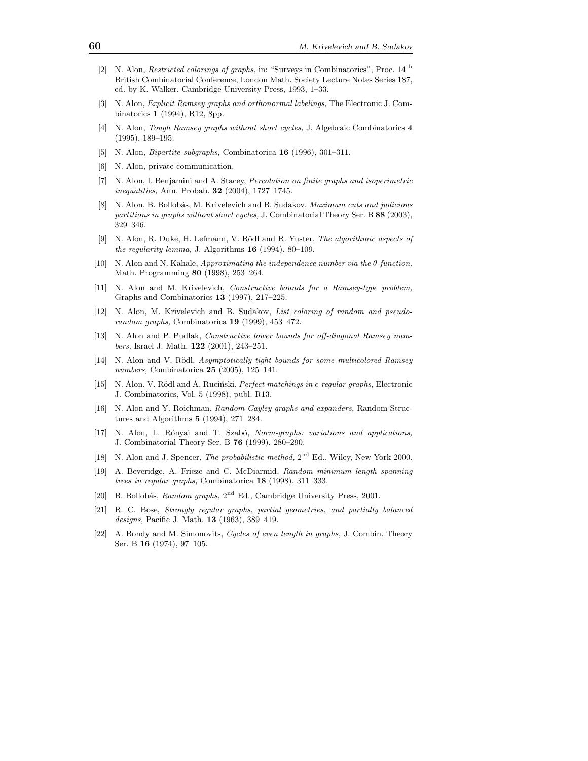[2] N. Alon, *Restricted colorings of graphs,* in: "Surveys in Combinatorics", Proc. $14^{\text{th}}$ British Combinatorial Conference, London Math. Society Lecture Notes Series 187, ed. by K. Walker, Cambridge University Press, 1993, 1–33.

[3] N. Alon, *Explicit Ramsey graphs and orthonormal labelings,* The Electronic J. Combinatorics **1** (1994), R12, 8pp.

[4] N. Alon, *Tough Ramsey graphs without short cycles,* J. Algebraic Combinatorics **4** (1995), 189–195.

[5] N. Alon, *Bipartite subgraphs,* Combinatorica **16** (1996), 301–311.

[6] N. Alon, private communication.

[7] N. Alon, I. Benjamini and A. Stacey, *Percolation on finite graphs and isoperimetric inequalities,* Ann. Probab. **32** (2004), 1727–1745.

[8] N. Alon, B. Bollobás, M. Krivelevich and B. Sudakov, *Maximum cuts and judicious partitions in graphs without short cycles,* J. Combinatorial Theory Ser. B **88** (2003), 329–346.

[9] N. Alon, R. Duke, H. Lefmann, V. Rödl and R. Yuster, *The algorithmic aspects of the regularity lemma,* J. Algorithms **16** (1994), 80–109.

[10] N. Alon and N. Kahale, *Approximating the independence number via the θ-function,* Math. Programming **80** (1998), 253–264.

[11] N. Alon and M. Krivelevich, *Constructive bounds for a Ramsey-type problem,* Graphs and Combinatorics **13** (1997), 217–225.

[12] N. Alon, M. Krivelevich and B. Sudakov, *List coloring of random and pseudo-random graphs,* Combinatorica **19** (1999), 453–472.

[13] N. Alon and P. Pudlak, *Constructive lower bounds for off-diagonal Ramsey numbers,* Israel J. Math. **122** (2001), 243–251.

[14] N. Alon and V. Rödl, *Asymptotically tight bounds for some multicolored Ramsey numbers,* Combinatorica **25** (2005), 125–141.

[15] N. Alon, V. Rödl and A. Ruciński, *Perfect matchings in ϵ-regular graphs,* Electronic J. Combinatorics, Vol. 5 (1998), publ. R13.

[16] N. Alon and Y. Roichman, *Random Cayley graphs and expanders,* Random Structures and Algorithms **5** (1994), 271–284.

[17] N. Alon, L. Rónyai and T. Szabó, *Norm-graphs: variations and applications,* J. Combinatorial Theory Ser. B **76** (1999), 280–290.

[18] N. Alon and J. Spencer, *The probabilistic method,* $2^{\text{nd}}$ Ed., Wiley, New York 2000.

[19] A. Beveridge, A. Frieze and C. McDiarmid, *Random minimum length spanning trees in regular graphs,* Combinatorica **18** (1998), 311–333.

[20] B. Bollobás, *Random graphs,* $2^{\text{nd}}$ Ed., Cambridge University Press, 2001.

[21] R. C. Bose, *Strongly regular graphs, partial geometries, and partially balanced designs,* Pacific J. Math. **13** (1963), 389–419.

[22] A. Bondy and M. Simonovits, *Cycles of even length in graphs,* J. Combin. Theory Ser. B **16** (1974), 97–105.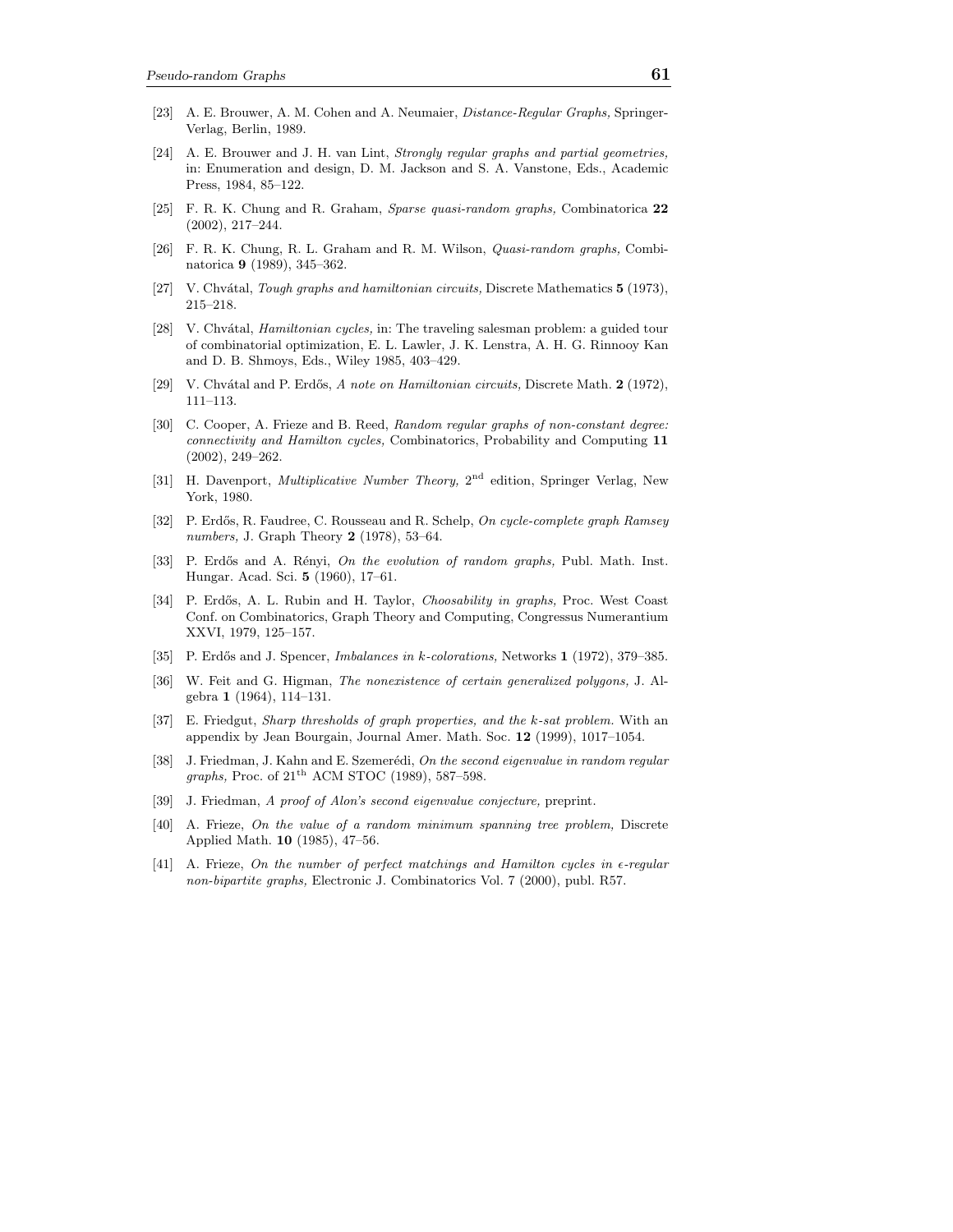[23] A. E. Brouwer, A. M. Cohen and A. Neumaier, *Distance-Regular Graphs,* Springer-Verlag, Berlin, 1989.

[24] A. E. Brouwer and J. H. van Lint, *Strongly regular graphs and partial geometries,* in: Enumeration and design, D. M. Jackson and S. A. Vanstone, Eds., Academic Press, 1984, 85–122.

[25] F. R. K. Chung and R. Graham, *Sparse quasi-random graphs,* Combinatorica **22** (2002), 217–244.

[26] F. R. K. Chung, R. L. Graham and R. M. Wilson, *Quasi-random graphs,* Combinatorica **9** (1989), 345–362.

[27] V. Chvátal, *Tough graphs and hamiltonian circuits,* Discrete Mathematics **5** (1973), 215–218.

[28] V. Chvátal, *Hamiltonian cycles,* in: The traveling salesman problem: a guided tour of combinatorial optimization, E. L. Lawler, J. K. Lenstra, A. H. G. Rinnooy Kan and D. B. Shmoys, Eds., Wiley 1985, 403–429.

[29] V. Chvátal and P. Erdős, *A note on Hamiltonian circuits,* Discrete Math. **2** (1972), 111–113.

[30] C. Cooper, A. Frieze and B. Reed, *Random regular graphs of non-constant degree: connectivity and Hamilton cycles,* Combinatorics, Probability and Computing **11** (2002), 249–262.

[31] H. Davenport, *Multiplicative Number Theory,* 2nd edition, Springer Verlag, New York, 1980.

[32] P. Erdős, R. Faudree, C. Rousseau and R. Schelp, *On cycle-complete graph Ramsey numbers,* J. Graph Theory **2** (1978), 53–64.

[33] P. Erdős and A. Rényi, *On the evolution of random graphs,* Publ. Math. Inst. Hungar. Acad. Sci. **5** (1960), 17–61.

[34] P. Erdős, A. L. Rubin and H. Taylor, *Choosability in graphs,* Proc. West Coast Conf. on Combinatorics, Graph Theory and Computing, Congressus Numerantium XXVI, 1979, 125–157.

[35] P. Erdős and J. Spencer, *Imbalances in $k$-colorations,* Networks **1** (1972), 379–385.

[36] W. Feit and G. Higman, *The nonexistence of certain generalized polygons,* J. Algebra **1** (1964), 114–131.

[37] E. Friedgut, *Sharp thresholds of graph properties, and the $k$-sat problem.* With an appendix by Jean Bourgain, Journal Amer. Math. Soc. **12** (1999), 1017–1054.

[38] J. Friedman, J. Kahn and E. Szemerédi, *On the second eigenvalue in random regular graphs,* Proc. of 21th ACM STOC (1989), 587–598.

[39] J. Friedman, *A proof of Alon's second eigenvalue conjecture,* preprint.

[40] A. Frieze, *On the value of a random minimum spanning tree problem,* Discrete Applied Math. **10** (1985), 47–56.

[41] A. Frieze, *On the number of perfect matchings and Hamilton cycles in $\epsilon$-regular non-bipartite graphs,* Electronic J. Combinatorics Vol. 7 (2000), publ. R57.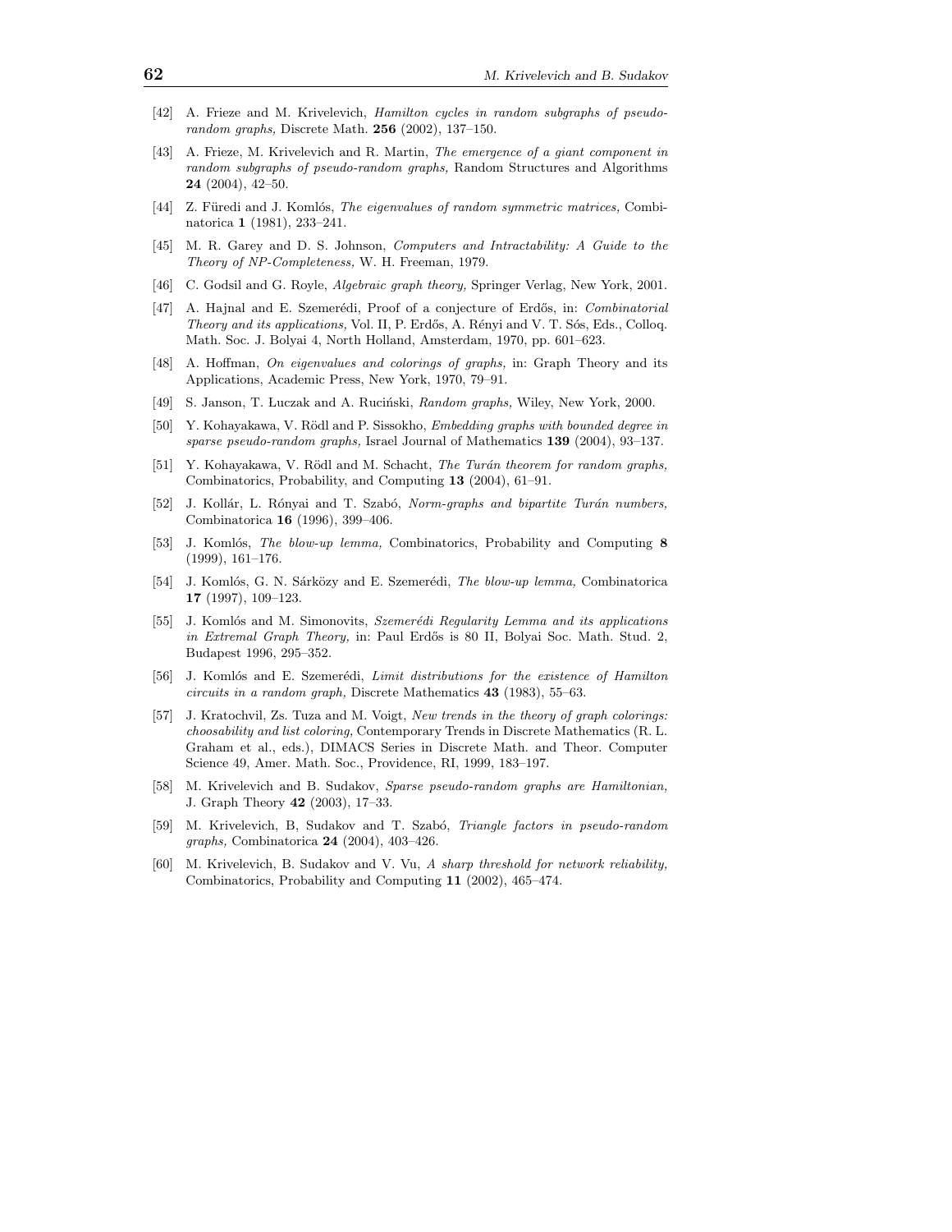[42] A. Frieze and M. Krivelevich, *Hamilton cycles in random subgraphs of pseudo-random graphs,* Discrete Math. **256** (2002), 137–150.

[43] A. Frieze, M. Krivelevich and R. Martin, *The emergence of a giant component in random subgraphs of pseudo-random graphs,* Random Structures and Algorithms **24** (2004), 42–50.

[44] Z. Füredi and J. Komlós, *The eigenvalues of random symmetric matrices,* Combinatorica **1** (1981), 233–241.

[45] M. R. Garey and D. S. Johnson, *Computers and Intractability: A Guide to the Theory of NP-Completeness,* W. H. Freeman, 1979.

[46] C. Godsil and G. Royle, *Algebraic graph theory,* Springer Verlag, New York, 2001.

[47] A. Hajnal and E. Szemerédi, Proof of a conjecture of Erdős, in: *Combinatorial Theory and its applications,* Vol. II, P. Erdős, A. Rényi and V. T. Sós, Eds., Colloq. Math. Soc. J. Bolyai 4, North Holland, Amsterdam, 1970, pp. 601–623.

[48] A. Hoffman, *On eigenvalues and colorings of graphs,* in: Graph Theory and its Applications, Academic Press, New York, 1970, 79–91.

[49] S. Janson, T. Łuczak and A. Ruciński, *Random graphs,* Wiley, New York, 2000.

[50] Y. Kohayakawa, V. Rödl and P. Sissokho, *Embedding graphs with bounded degree in sparse pseudo-random graphs,* Israel Journal of Mathematics **139** (2004), 93–137.

[51] Y. Kohayakawa, V. Rödl and M. Schacht, *The Turán theorem for random graphs,* Combinatorics, Probability, and Computing **13** (2004), 61–91.

[52] J. Kollár, L. Rónyai and T. Szabó, *Norm-graphs and bipartite Turán numbers,* Combinatorica **16** (1996), 399–406.

[53] J. Komlós, *The blow-up lemma,* Combinatorics, Probability and Computing **8** (1999), 161–176.

[54] J. Komlós, G. N. Sárközy and E. Szemerédi, *The blow-up lemma,* Combinatorica **17** (1997), 109–123.

[55] J. Komlós and M. Simonovits, *Szemerédi Regularity Lemma and its applications in Extremal Graph Theory,* in: Paul Erdős is 80 II, Bolyai Soc. Math. Stud. 2, Budapest 1996, 295–352.

[56] J. Komlós and E. Szemerédi, *Limit distributions for the existence of Hamilton circuits in a random graph,* Discrete Mathematics **43** (1983), 55–63.

[57] J. Kratochvil, Zs. Tuza and M. Voigt, *New trends in the theory of graph colorings: choosability and list coloring,* Contemporary Trends in Discrete Mathematics (R. L. Graham et al., eds.), DIMACS Series in Discrete Math. and Theor. Computer Science 49, Amer. Math. Soc., Providence, RI, 1999, 183–197.

[58] M. Krivelevich and B. Sudakov, *Sparse pseudo-random graphs are Hamiltonian,* J. Graph Theory **42** (2003), 17–33.

[59] M. Krivelevich, B, Sudakov and T. Szabó, *Triangle factors in pseudo-random graphs,* Combinatorica **24** (2004), 403–426.

[60] M. Krivelevich, B. Sudakov and V. Vu, *A sharp threshold for network reliability,* Combinatorics, Probability and Computing **11** (2002), 465–474.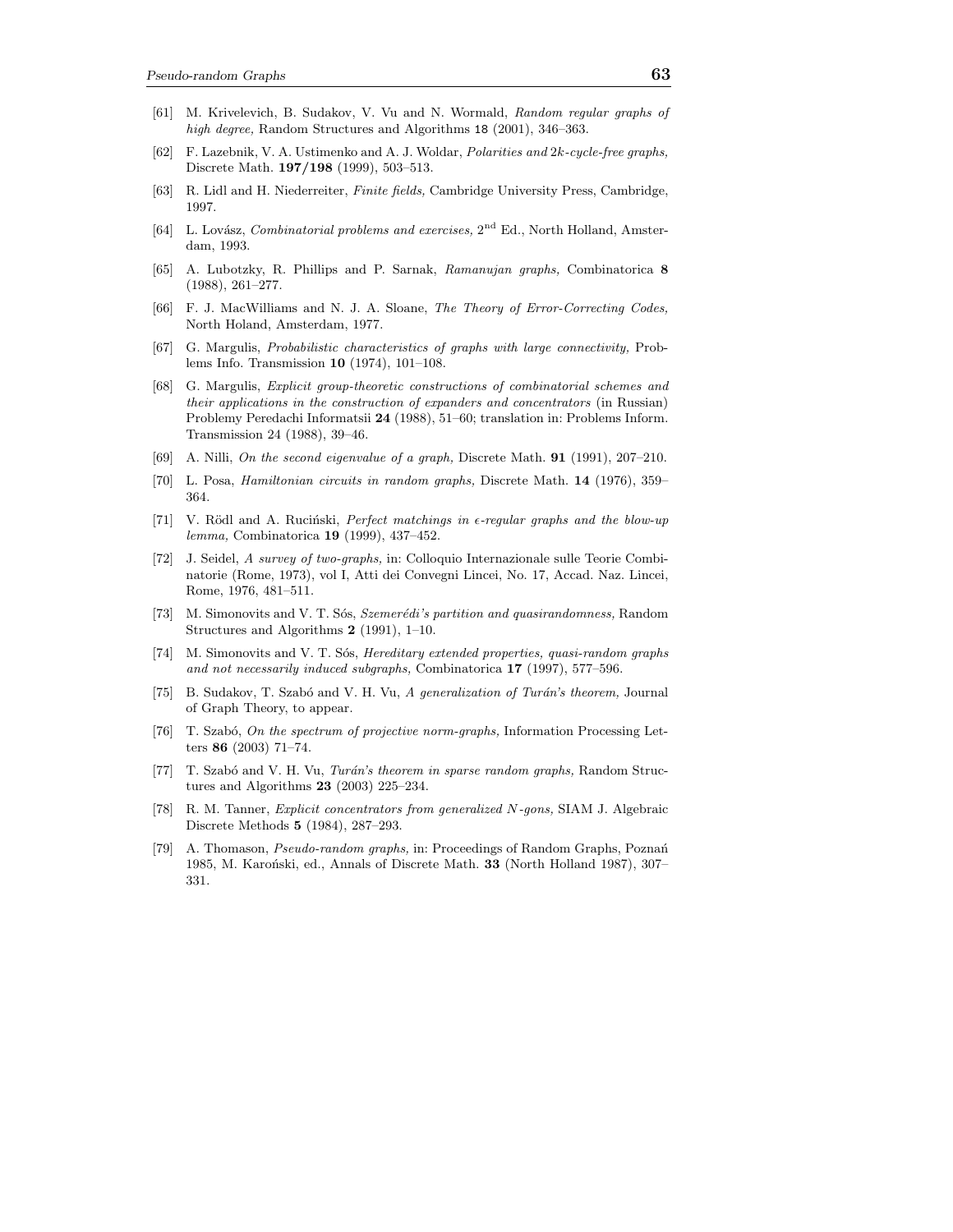[61] M. Krivelevich, B. Sudakov, V. Vu and N. Wormald, *Random regular graphs of high degree,* Random Structures and Algorithms 18 (2001), 346–363.

[62] F. Lazebnik, V. A. Ustimenko and A. J. Woldar, *Polarities and $2k$-cycle-free graphs,* Discrete Math. **197/198** (1999), 503–513.

[63] R. Lidl and H. Niederreiter, *Finite fields,* Cambridge University Press, Cambridge, 1997.

[64] L. Lovász, *Combinatorial problems and exercises,* 2nd Ed., North Holland, Amsterdam, 1993.

[65] A. Lubotzky, R. Phillips and P. Sarnak, *Ramanujan graphs,* Combinatorica **8** (1988), 261–277.

[66] F. J. MacWilliams and N. J. A. Sloane, *The Theory of Error-Correcting Codes,* North Holand, Amsterdam, 1977.

[67] G. Margulis, *Probabilistic characteristics of graphs with large connectivity,* Problems Info. Transmission **10** (1974), 101–108.

[68] G. Margulis, *Explicit group-theoretic constructions of combinatorial schemes and their applications in the construction of expanders and concentrators* (in Russian) Problemy Peredachi Informatsii **24** (1988), 51–60; translation in: Problems Inform. Transmission 24 (1988), 39–46.

[69] A. Nilli, *On the second eigenvalue of a graph,* Discrete Math. **91** (1991), 207–210.

[70] L. Posa, *Hamiltonian circuits in random graphs,* Discrete Math. **14** (1976), 359–364.

[71] V. Rödl and A. Ruciński, *Perfect matchings in $\epsilon$-regular graphs and the blow-up lemma,* Combinatorica **19** (1999), 437–452.

[72] J. Seidel, *A survey of two-graphs,* in: Colloquio Internazionale sulle Teorie Combinatorie (Rome, 1973), vol I, Atti dei Convegni Lincei, No. 17, Accad. Naz. Lincei, Rome, 1976, 481–511.

[73] M. Simonovits and V. T. Sós, *Szemerédi's partition and quasirandomness,* Random Structures and Algorithms **2** (1991), 1–10.

[74] M. Simonovits and V. T. Sós, *Hereditary extended properties, quasi-random graphs and not necessarily induced subgraphs,* Combinatorica **17** (1997), 577–596.

[75] B. Sudakov, T. Szabó and V. H. Vu, *A generalization of Turán's theorem,* Journal of Graph Theory, to appear.

[76] T. Szabó, *On the spectrum of projective norm-graphs,* Information Processing Letters **86** (2003) 71–74.

[77] T. Szabó and V. H. Vu, *Turán's theorem in sparse random graphs,* Random Structures and Algorithms **23** (2003) 225–234.

[78] R. M. Tanner, *Explicit concentrators from generalized $N$-gons,* SIAM J. Algebraic Discrete Methods **5** (1984), 287–293.

[79] A. Thomason, *Pseudo-random graphs,* in: Proceedings of Random Graphs, Poznań 1985, M. Karoński, ed., Annals of Discrete Math. **33** (North Holland 1987), 307–331.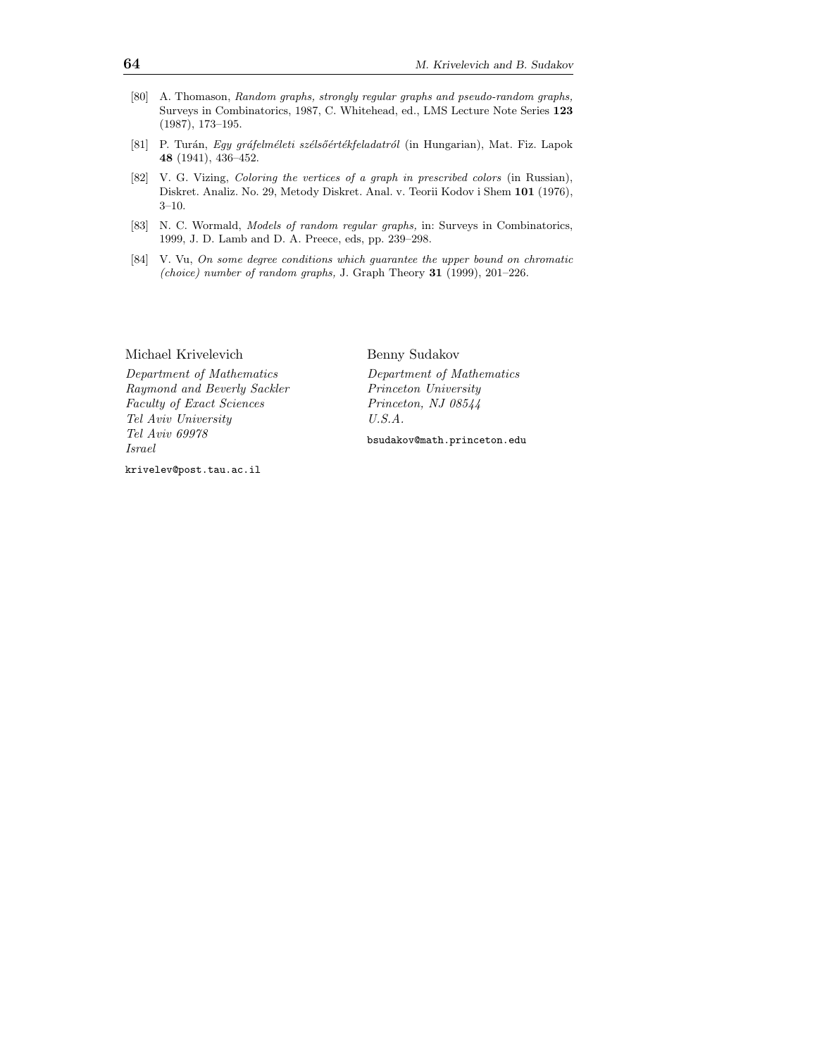[80] A. Thomason, *Random graphs, strongly regular graphs and pseudo-random graphs,* Surveys in Combinatorics, 1987, C. Whitehead, ed., LMS Lecture Note Series **123** (1987), 173–195.

[81] P. Turán, *Egy gráfelméleti szélsőértékfeladatról* (in Hungarian), Mat. Fiz. Lapok **48** (1941), 436–452.

[82] V. G. Vizing, *Coloring the vertices of a graph in prescribed colors* (in Russian), Diskret. Analiz. No. 29, Metody Diskret. Anal. v. Teorii Kodov i Shem **101** (1976), 3–10.

[83] N. C. Wormald, *Models of random regular graphs,* in: Surveys in Combinatorics, 1999, J. D. Lamb and D. A. Preece, eds, pp. 239–298.

[84] V. Vu, *On some degree conditions which guarantee the upper bound on chromatic (choice) number of random graphs,* J. Graph Theory **31** (1999), 201–226.

Michael Krivelevich

*Department of Mathematics*
*Raymond and Beverly Sackler*
*Faculty of Exact Sciences*
*Tel Aviv University*
*Tel Aviv 69978*
*Israel*

krivelev@post.tau.ac.il

Benny Sudakov

*Department of Mathematics*
*Princeton University*
*Princeton, NJ 08544*
*U.S.A.*

bsudakov@math.princeton.edu